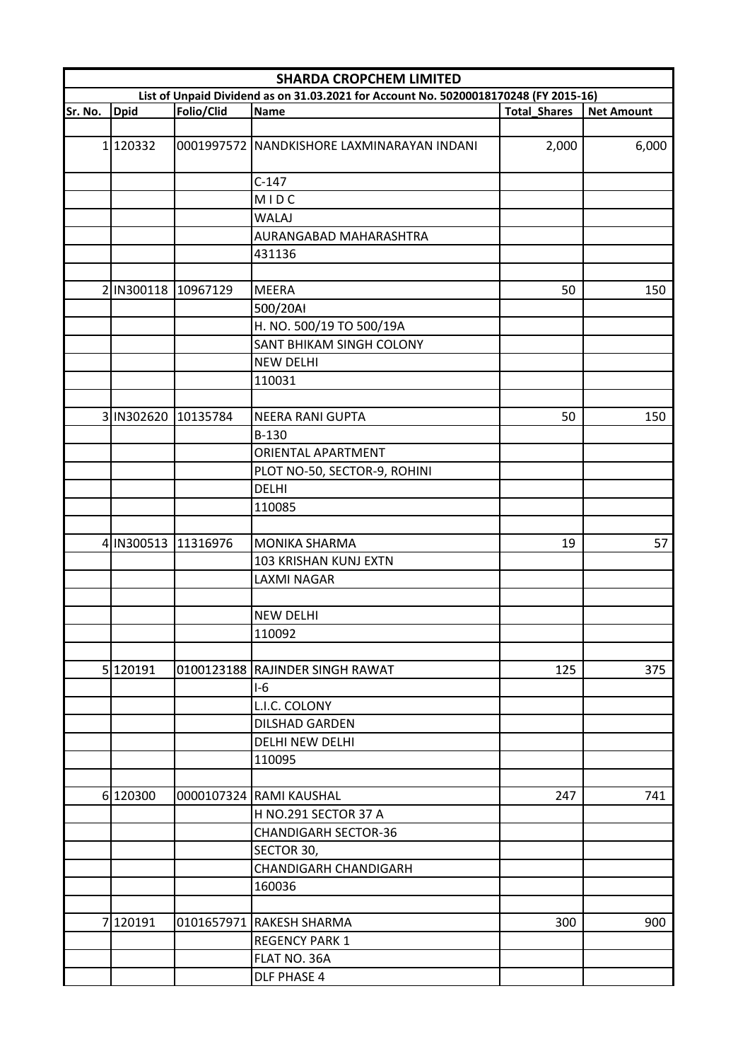# SHARDA CROPCHEM LIMITED

## List of Unpaid Dividend as on 31.03.2021 for Account No. 50200018170248 (FY 2015-16)

| Sr. No. | Dpid | Folio/Clid | Name | Total_Shares | Net Amount |
|---|---|---|---|---|---|
| | | | | | |
| 1 | 120332 | 0001997572 | NANDKISHORE LAXMINARAYAN INDANI | 2,000 | 6,000 |
| | | | C-147 | | |
| | | | M I D C | | |
| | | | WALAJ | | |
| | | | AURANGABAD MAHARASHTRA | | |
| | | | 431136 | | |
| | | | | | |
| 2 | IN300118 | 10967129 | MEERA | 50 | 150 |
| | | | 500/20AI | | |
| | | | H. NO. 500/19 TO 500/19A | | |
| | | | SANT BHIKAM SINGH COLONY | | |
| | | | NEW DELHI | | |
| | | | 110031 | | |
| | | | | | |
| 3 | IN302620 | 10135784 | NEERA RANI GUPTA | 50 | 150 |
| | | | B-130 | | |
| | | | ORIENTAL APARTMENT | | |
| | | | PLOT NO-50, SECTOR-9, ROHINI | | |
| | | | DELHI | | |
| | | | 110085 | | |
| | | | | | |
| 4 | IN300513 | 11316976 | MONIKA SHARMA | 19 | 57 |
| | | | 103 KRISHAN KUNJ EXTN | | |
| | | | LAXMI NAGAR | | |
| | | | | | |
| | | | NEW DELHI | | |
| | | | 110092 | | |
| | | | | | |
| 5 | 120191 | 0100123188 | RAJINDER SINGH RAWAT | 125 | 375 |
| | | | I-6 | | |
| | | | L.I.C. COLONY | | |
| | | | DILSHAD GARDEN | | |
| | | | DELHI NEW DELHI | | |
| | | | 110095 | | |
| | | | | | |
| 6 | 120300 | 0000107324 | RAMI KAUSHAL | 247 | 741 |
| | | | H NO.291 SECTOR 37 A | | |
| | | | CHANDIGARH SECTOR-36 | | |
| | | | SECTOR 30, | | |
| | | | CHANDIGARH CHANDIGARH | | |
| | | | 160036 | | |
| | | | | | |
| 7 | 120191 | 0101657971 | RAKESH SHARMA | 300 | 900 |
| | | | REGENCY PARK 1 | | |
| | | | FLAT NO. 36A | | |
| | | | DLF PHASE 4 | | |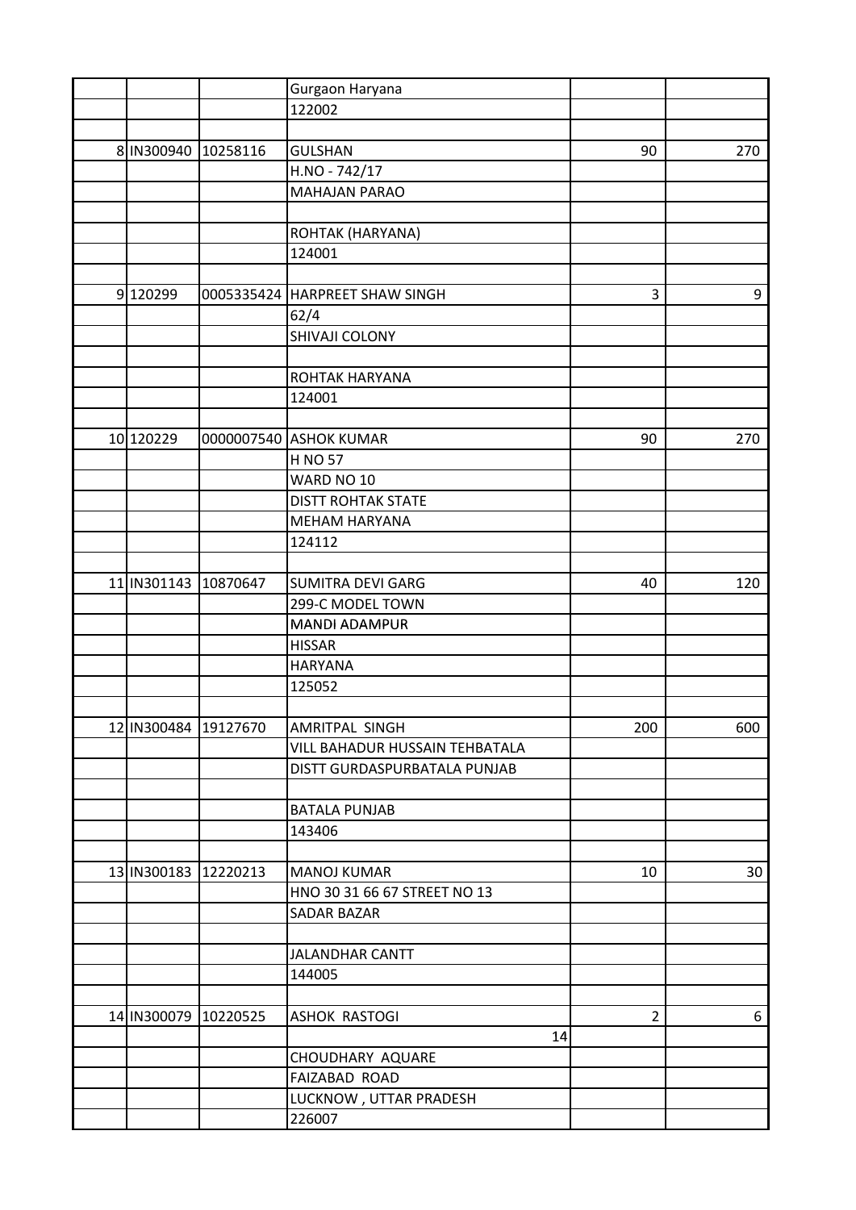| | | | | | |
|---|---|---|---|---|---|
| | | | Gurgaon Haryana | | |
| | | | 122002 | | |
| | | | | | |
| 8 | IN300940 | 10258116 | GULSHAN | 90 | 270 |
| | | | H.NO - 742/17 | | |
| | | | MAHAJAN PARAO | | |
| | | | | | |
| | | | ROHTAK (HARYANA) | | |
| | | | 124001 | | |
| | | | | | |
| 9 | 120299 | 0005335424 | HARPREET SHAW SINGH | 3 | 9 |
| | | | 62/4 | | |
| | | | SHIVAJI COLONY | | |
| | | | | | |
| | | | ROHTAK HARYANA | | |
| | | | 124001 | | |
| | | | | | |
| 10 | 120229 | 0000007540 | ASHOK KUMAR | 90 | 270 |
| | | | H NO 57 | | |
| | | | WARD NO 10 | | |
| | | | DISTT ROHTAK STATE | | |
| | | | MEHAM HARYANA | | |
| | | | 124112 | | |
| | | | | | |
| 11 | IN301143 | 10870647 | SUMITRA DEVI GARG | 40 | 120 |
| | | | 299-C MODEL TOWN | | |
| | | | MANDI ADAMPUR | | |
| | | | HISSAR | | |
| | | | HARYANA | | |
| | | | 125052 | | |
| | | | | | |
| 12 | IN300484 | 19127670 | AMRITPAL SINGH | 200 | 600 |
| | | | VILL BAHADUR HUSSAIN TEHBATALA | | |
| | | | DISTT GURDASPURBATALA PUNJAB | | |
| | | | | | |
| | | | BATALA PUNJAB | | |
| | | | 143406 | | |
| | | | | | |
| 13 | IN300183 | 12220213 | MANOJ KUMAR | 10 | 30 |
| | | | HNO 30 31 66 67 STREET NO 13 | | |
| | | | SADAR BAZAR | | |
| | | | | | |
| | | | JALANDHAR CANTT | | |
| | | | 144005 | | |
| | | | | | |
| 14 | IN300079 | 10220525 | ASHOK RASTOGI | 2 | 6 |
| | | | 14 | | |
| | | | CHOUDHARY AQUARE | | |
| | | | FAIZABAD ROAD | | |
| | | | LUCKNOW , UTTAR PRADESH | | |
| | | | 226007 | | |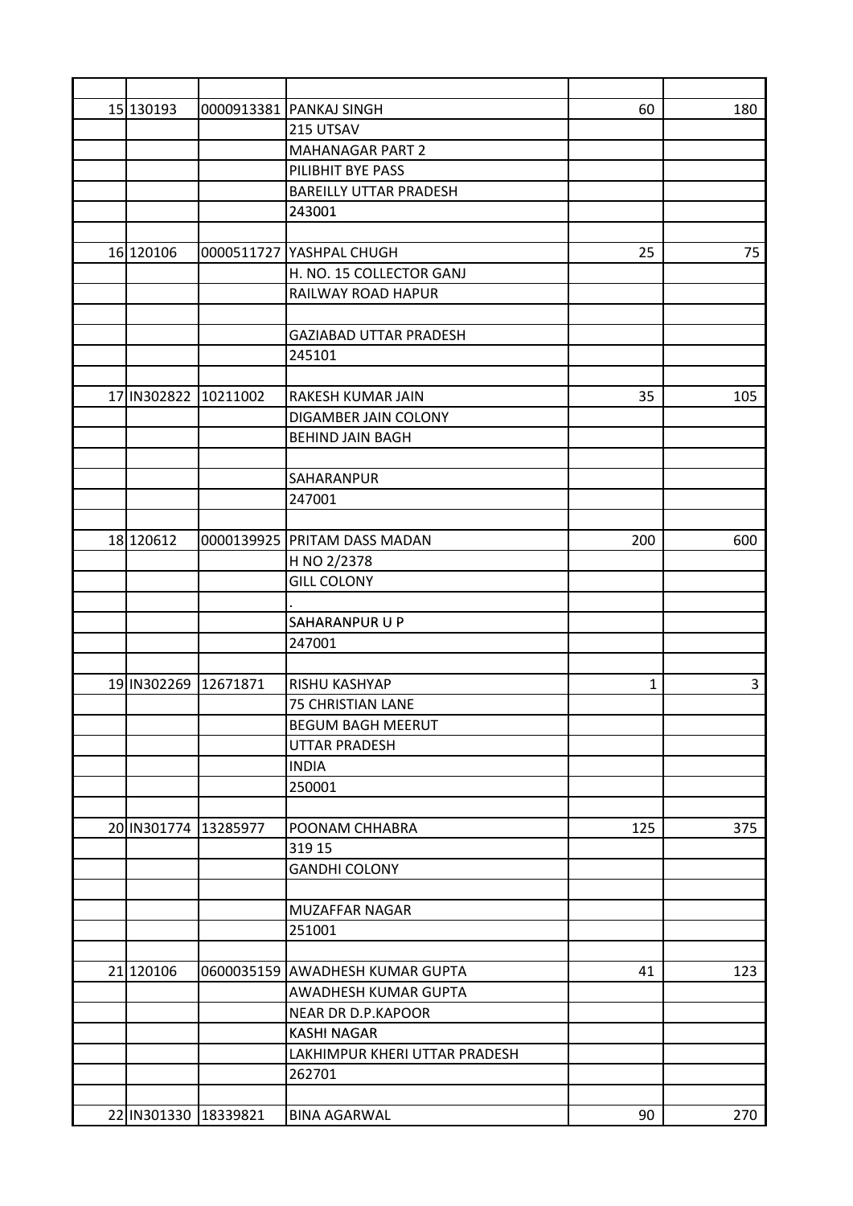| | | | | | |
|---|---|---|---|---|---|
| | | | | | |
| 15 | 130193 | 0000913381 | PANKAJ SINGH | 60 | 180 |
| | | | 215 UTSAV | | |
| | | | MAHANAGAR PART 2 | | |
| | | | PILIBHIT BYE PASS | | |
| | | | BAREILLY UTTAR PRADESH | | |
| | | | 243001 | | |
| | | | | | |
| 16 | 120106 | 0000511727 | YASHPAL CHUGH | 25 | 75 |
| | | | H. NO. 15 COLLECTOR GANJ | | |
| | | | RAILWAY ROAD HAPUR | | |
| | | | | | |
| | | | GAZIABAD UTTAR PRADESH | | |
| | | | 245101 | | |
| | | | | | |
| 17 | IN302822 | 10211002 | RAKESH KUMAR JAIN | 35 | 105 |
| | | | DIGAMBER JAIN COLONY | | |
| | | | BEHIND JAIN BAGH | | |
| | | | | | |
| | | | SAHARANPUR | | |
| | | | 247001 | | |
| | | | | | |
| 18 | 120612 | 0000139925 | PRITAM DASS MADAN | 200 | 600 |
| | | | H NO 2/2378 | | |
| | | | GILL COLONY | | |
| | | | . | | |
| | | | SAHARANPUR U P | | |
| | | | 247001 | | |
| | | | | | |
| 19 | IN302269 | 12671871 | RISHU KASHYAP | 1 | 3 |
| | | | 75 CHRISTIAN LANE | | |
| | | | BEGUM BAGH MEERUT | | |
| | | | UTTAR PRADESH | | |
| | | | INDIA | | |
| | | | 250001 | | |
| | | | | | |
| 20 | IN301774 | 13285977 | POONAM CHHABRA | 125 | 375 |
| | | | 319 15 | | |
| | | | GANDHI COLONY | | |
| | | | | | |
| | | | MUZAFFAR NAGAR | | |
| | | | 251001 | | |
| | | | | | |
| 21 | 120106 | 0600035159 | AWADHESH KUMAR GUPTA | 41 | 123 |
| | | | AWADHESH KUMAR GUPTA | | |
| | | | NEAR DR D.P.KAPOOR | | |
| | | | KASHI NAGAR | | |
| | | | LAKHIMPUR KHERI UTTAR PRADESH | | |
| | | | 262701 | | |
| | | | | | |
| 22 | IN301330 | 18339821 | BINA AGARWAL | 90 | 270 |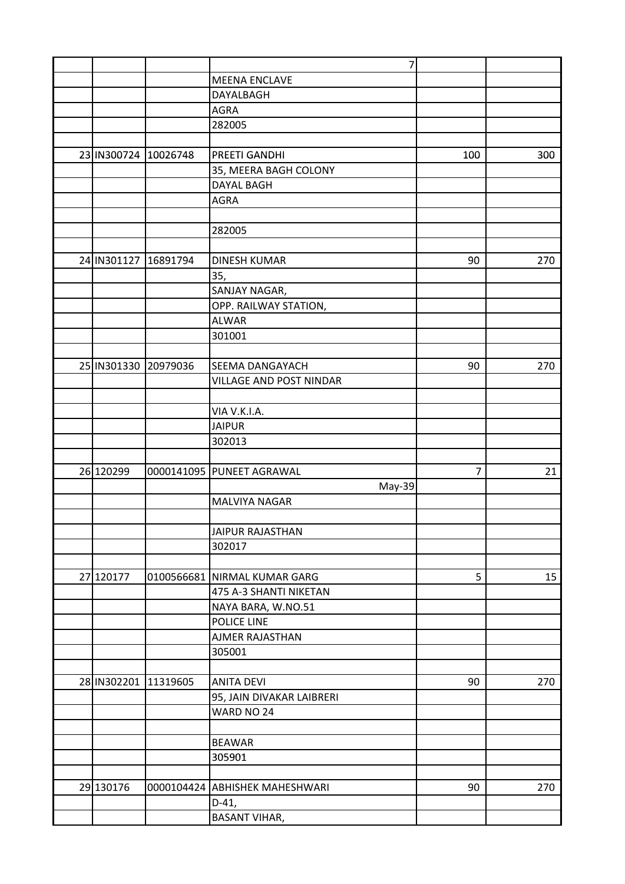| | | | | | |
|---|---|---|---|---|---|
| | | | 7 | | |
| | | | MEENA ENCLAVE | | |
| | | | DAYALBAGH | | |
| | | | AGRA | | |
| | | | 282005 | | |
| | | | | | |
| 23 | IN300724 | 10026748 | PREETI GANDHI | 100 | 300 |
| | | | 35, MEERA BAGH COLONY | | |
| | | | DAYAL BAGH | | |
| | | | AGRA | | |
| | | | | | |
| | | | 282005 | | |
| | | | | | |
| 24 | IN301127 | 16891794 | DINESH KUMAR | 90 | 270 |
| | | | 35, | | |
| | | | SANJAY NAGAR, | | |
| | | | OPP. RAILWAY STATION, | | |
| | | | ALWAR | | |
| | | | 301001 | | |
| | | | | | |
| 25 | IN301330 | 20979036 | SEEMA DANGAYACH | 90 | 270 |
| | | | VILLAGE AND POST NINDAR | | |
| | | | | | |
| | | | VIA V.K.I.A. | | |
| | | | JAIPUR | | |
| | | | 302013 | | |
| | | | | | |
| 26 | 120299 | 0000141095 | PUNEET AGRAWAL | 7 | 21 |
| | | | May-39 | | |
| | | | MALVIYA NAGAR | | |
| | | | | | |
| | | | JAIPUR RAJASTHAN | | |
| | | | 302017 | | |
| | | | | | |
| 27 | 120177 | 0100566681 | NIRMAL KUMAR GARG | 5 | 15 |
| | | | 475 A-3 SHANTI NIKETAN | | |
| | | | NAYA BARA, W.NO.51 | | |
| | | | POLICE LINE | | |
| | | | AJMER RAJASTHAN | | |
| | | | 305001 | | |
| | | | | | |
| 28 | IN302201 | 11319605 | ANITA DEVI | 90 | 270 |
| | | | 95, JAIN DIVAKAR LAIBRERI | | |
| | | | WARD NO 24 | | |
| | | | | | |
| | | | BEAWAR | | |
| | | | 305901 | | |
| | | | | | |
| 29 | 130176 | 0000104424 | ABHISHEK MAHESHWARI | 90 | 270 |
| | | | D-41, | | |
| | | | BASANT VIHAR, | | |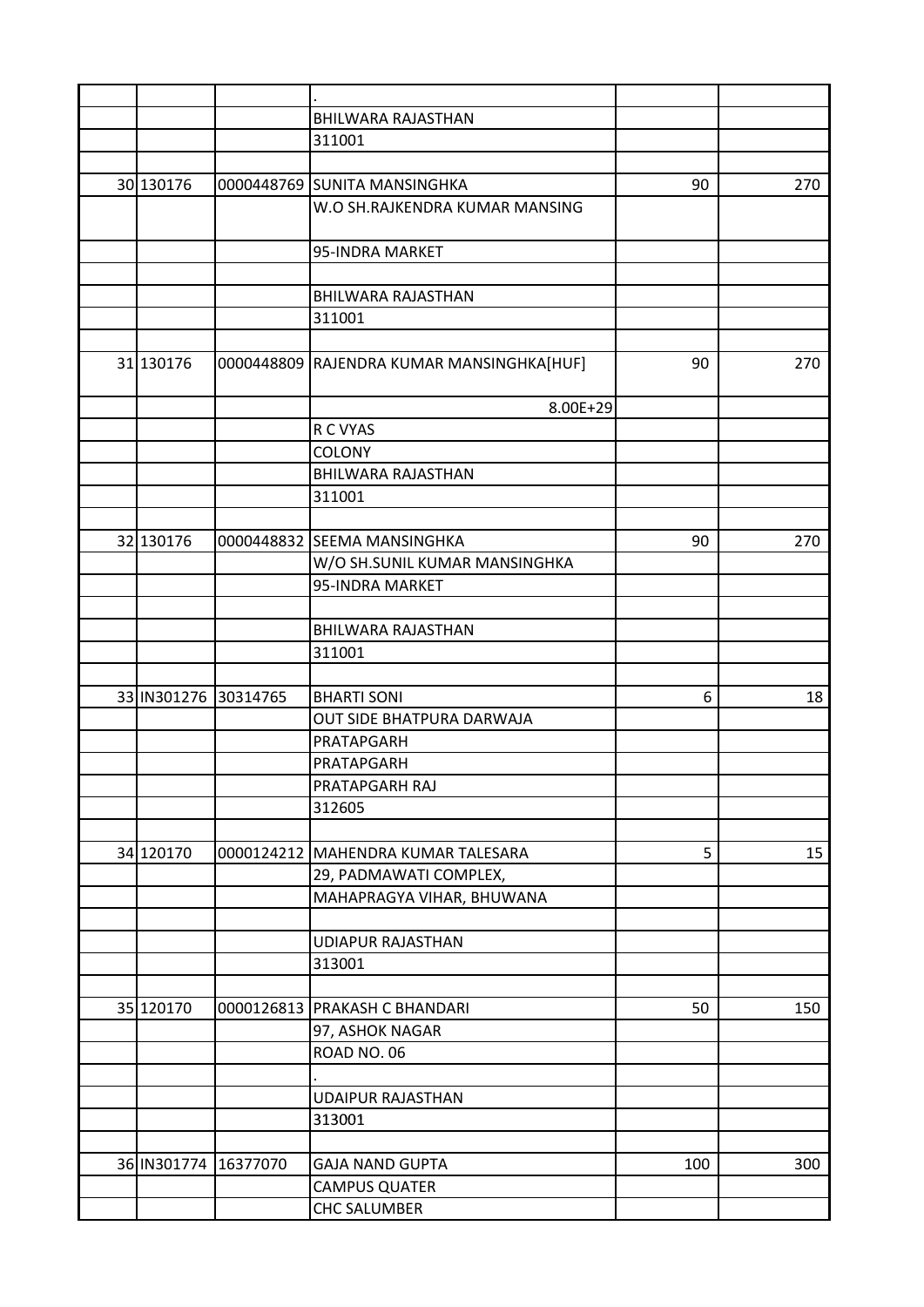| | | | | | |
|---|---|---|---|---|---|
| | | | . | | |
| | | | BHILWARA RAJASTHAN | | |
| | | | 311001 | | |
| | | | | | |
| 30 | 130176 | 0000448769 | SUNITA MANSINGHKA | 90 | 270 |
| | | | W.O SH.RAJKENDRA KUMAR MANSING | | |
| | | | 95-INDRA MARKET | | |
| | | | | | |
| | | | BHILWARA RAJASTHAN | | |
| | | | 311001 | | |
| | | | | | |
| 31 | 130176 | 0000448809 | RAJENDRA KUMAR MANSINGHKA[HUF] | 90 | 270 |
| | | | 8.00E+29 | | |
| | | | R C VYAS | | |
| | | | COLONY | | |
| | | | BHILWARA RAJASTHAN | | |
| | | | 311001 | | |
| | | | | | |
| 32 | 130176 | 0000448832 | SEEMA MANSINGHKA | 90 | 270 |
| | | | W/O SH.SUNIL KUMAR MANSINGHKA | | |
| | | | 95-INDRA MARKET | | |
| | | | | | |
| | | | BHILWARA RAJASTHAN | | |
| | | | 311001 | | |
| | | | | | |
| 33 | IN301276 | 30314765 | BHARTI SONI | 6 | 18 |
| | | | OUT SIDE BHATPURA DARWAJA | | |
| | | | PRATAPGARH | | |
| | | | PRATAPGARH | | |
| | | | PRATAPGARH RAJ | | |
| | | | 312605 | | |
| | | | | | |
| 34 | 120170 | 0000124212 | MAHENDRA KUMAR TALESARA | 5 | 15 |
| | | | 29, PADMAWATI COMPLEX, | | |
| | | | MAHAPRAGYA VIHAR, BHUWANA | | |
| | | | | | |
| | | | UDIAPUR RAJASTHAN | | |
| | | | 313001 | | |
| | | | | | |
| 35 | 120170 | 0000126813 | PRAKASH C BHANDARI | 50 | 150 |
| | | | 97, ASHOK NAGAR | | |
| | | | ROAD NO. 06 | | |
| | | | . | | |
| | | | UDAIPUR RAJASTHAN | | |
| | | | 313001 | | |
| | | | | | |
| 36 | IN301774 | 16377070 | GAJA NAND GUPTA | 100 | 300 |
| | | | CAMPUS QUATER | | |
| | | | CHC SALUMBER | | |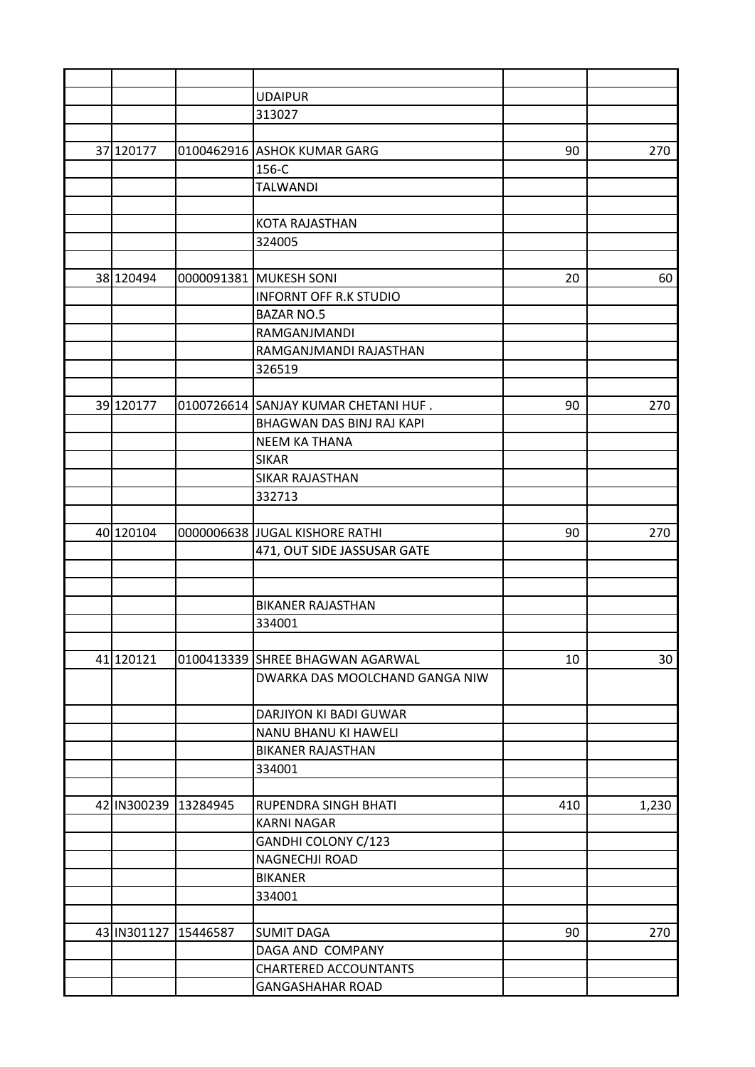| | | | | | |
|---|---|---|---|---|---|
| | | | | | |
| | | | UDAIPUR | | |
| | | | 313027 | | |
| | | | | | |
| 37 | 120177 | 0100462916 | ASHOK KUMAR GARG | 90 | 270 |
| | | | 156-C | | |
| | | | TALWANDI | | |
| | | | | | |
| | | | KOTA RAJASTHAN | | |
| | | | 324005 | | |
| | | | | | |
| 38 | 120494 | 0000091381 | MUKESH SONI | 20 | 60 |
| | | | INFORNT OFF R.K STUDIO | | |
| | | | BAZAR NO.5 | | |
| | | | RAMGANJMANDI | | |
| | | | RAMGANJMANDI RAJASTHAN | | |
| | | | 326519 | | |
| | | | | | |
| 39 | 120177 | 0100726614 | SANJAY KUMAR CHETANI HUF . | 90 | 270 |
| | | | BHAGWAN DAS BINJ RAJ KAPI | | |
| | | | NEEM KA THANA | | |
| | | | SIKAR | | |
| | | | SIKAR RAJASTHAN | | |
| | | | 332713 | | |
| | | | | | |
| 40 | 120104 | 0000006638 | JUGAL KISHORE RATHI | 90 | 270 |
| | | | 471, OUT SIDE JASSUSAR GATE | | |
| | | | | | |
| | | | | | |
| | | | BIKANER RAJASTHAN | | |
| | | | 334001 | | |
| | | | | | |
| 41 | 120121 | 0100413339 | SHREE BHAGWAN AGARWAL | 10 | 30 |
| | | | DWARKA DAS MOOLCHAND GANGA NIW | | |
| | | | DARJIYON KI BADI GUWAR | | |
| | | | NANU BHANU KI HAWELI | | |
| | | | BIKANER RAJASTHAN | | |
| | | | 334001 | | |
| | | | | | |
| 42 | IN300239 | 13284945 | RUPENDRA SINGH BHATI | 410 | 1,230 |
| | | | KARNI NAGAR | | |
| | | | GANDHI COLONY C/123 | | |
| | | | NAGNECHJI ROAD | | |
| | | | BIKANER | | |
| | | | 334001 | | |
| | | | | | |
| 43 | IN301127 | 15446587 | SUMIT DAGA | 90 | 270 |
| | | | DAGA AND COMPANY | | |
| | | | CHARTERED ACCOUNTANTS | | |
| | | | GANGASHAHAR ROAD | | |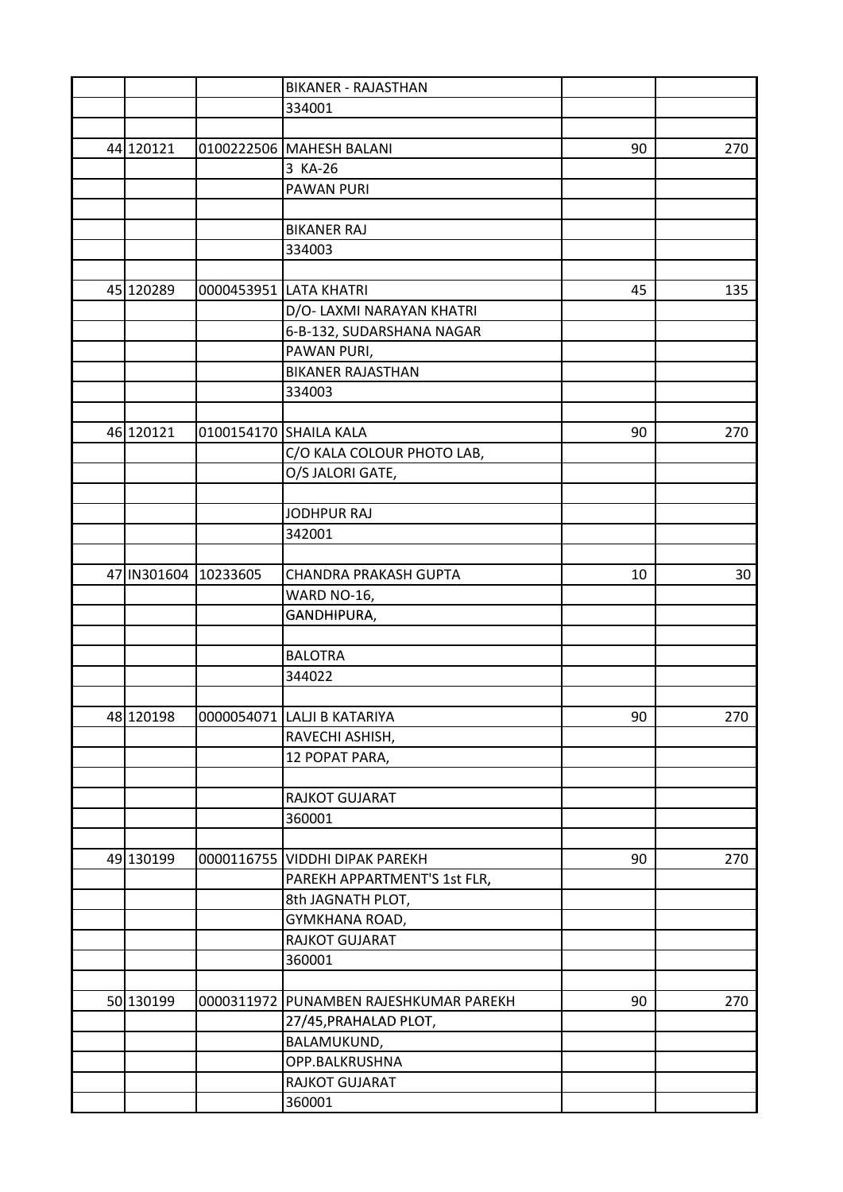| | | | | | |
|---|---|---|---|---|---|
| | | | BIKANER - RAJASTHAN | | |
| | | | 334001 | | |
| | | | | | |
| 44 | 120121 | 0100222506 | MAHESH BALANI | 90 | 270 |
| | | | 3 KA-26 | | |
| | | | PAWAN PURI | | |
| | | | | | |
| | | | BIKANER RAJ | | |
| | | | 334003 | | |
| | | | | | |
| 45 | 120289 | 0000453951 | LATA KHATRI | 45 | 135 |
| | | | D/O- LAXMI NARAYAN KHATRI | | |
| | | | 6-B-132, SUDARSHANA NAGAR | | |
| | | | PAWAN PURI, | | |
| | | | BIKANER RAJASTHAN | | |
| | | | 334003 | | |
| | | | | | |
| 46 | 120121 | 0100154170 | SHAILA KALA | 90 | 270 |
| | | | C/O KALA COLOUR PHOTO LAB, | | |
| | | | O/S JALORI GATE, | | |
| | | | | | |
| | | | JODHPUR RAJ | | |
| | | | 342001 | | |
| | | | | | |
| 47 | IN301604 | 10233605 | CHANDRA PRAKASH GUPTA | 10 | 30 |
| | | | WARD NO-16, | | |
| | | | GANDHIPURA, | | |
| | | | | | |
| | | | BALOTRA | | |
| | | | 344022 | | |
| | | | | | |
| 48 | 120198 | 0000054071 | LALJI B KATARIYA | 90 | 270 |
| | | | RAVECHI ASHISH, | | |
| | | | 12 POPAT PARA, | | |
| | | | | | |
| | | | RAJKOT GUJARAT | | |
| | | | 360001 | | |
| | | | | | |
| 49 | 130199 | 0000116755 | VIDDHI DIPAK PAREKH | 90 | 270 |
| | | | PAREKH APPARTMENT'S 1st FLR, | | |
| | | | 8th JAGNATH PLOT, | | |
| | | | GYMKHANA ROAD, | | |
| | | | RAJKOT GUJARAT | | |
| | | | 360001 | | |
| | | | | | |
| 50 | 130199 | 0000311972 | PUNAMBEN RAJESHKUMAR PAREKH | 90 | 270 |
| | | | 27/45,PRAHALAD PLOT, | | |
| | | | BALAMUKUND, | | |
| | | | OPP.BALKRUSHNA | | |
| | | | RAJKOT GUJARAT | | |
| | | | 360001 | | |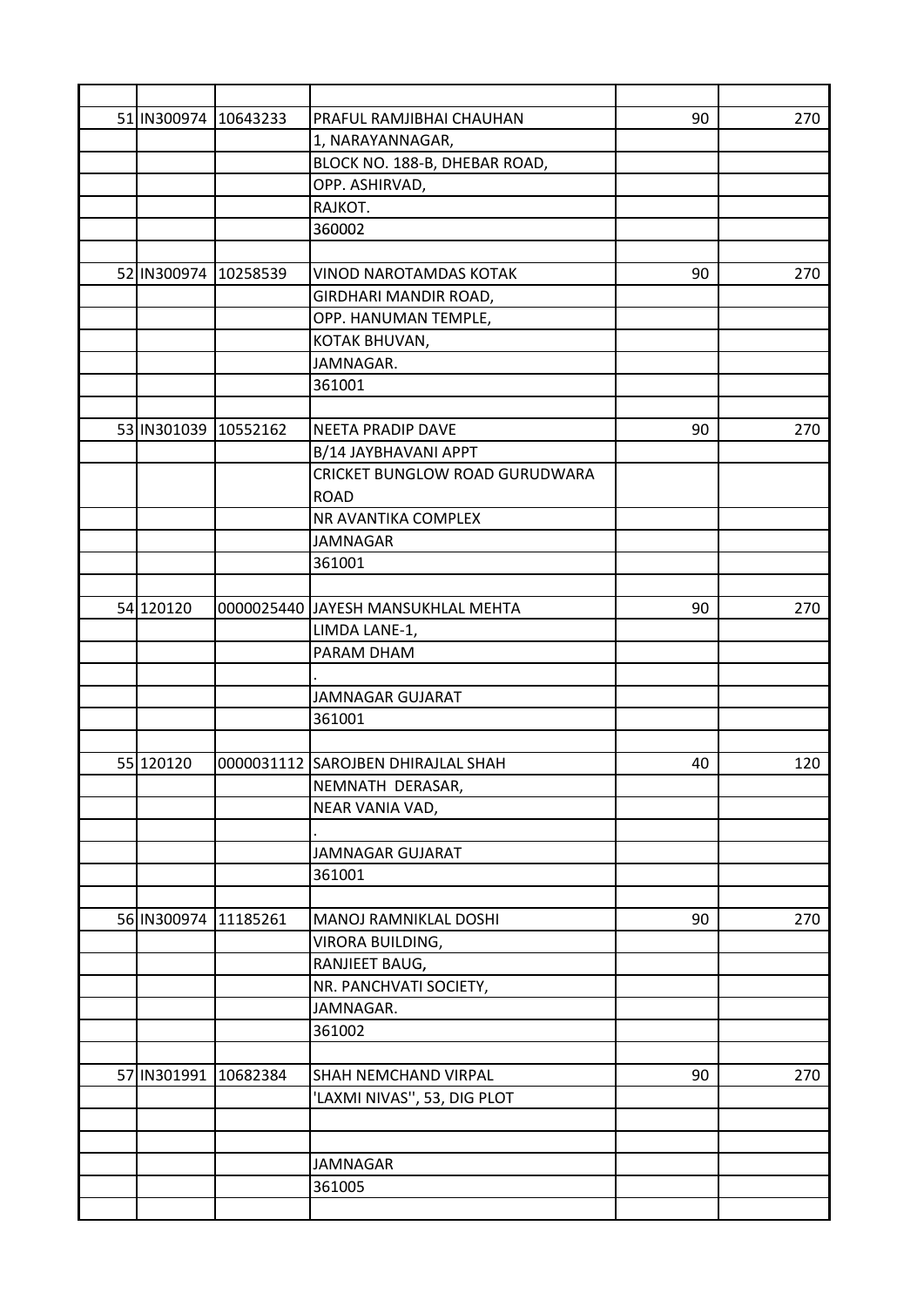| | | | | | |
|---|---|---|---|---|---|
| | | | | | |
| 51 | IN300974 | 10643233 | PRAFUL RAMJIBHAI CHAUHAN | 90 | 270 |
| | | | 1, NARAYANNAGAR, | | |
| | | | BLOCK NO. 188-B, DHEBAR ROAD, | | |
| | | | OPP. ASHIRVAD, | | |
| | | | RAJKOT. | | |
| | | | 360002 | | |
| | | | | | |
| 52 | IN300974 | 10258539 | VINOD NAROTAMDAS KOTAK | 90 | 270 |
| | | | GIRDHARI MANDIR ROAD, | | |
| | | | OPP. HANUMAN TEMPLE, | | |
| | | | KOTAK BHUVAN, | | |
| | | | JAMNAGAR. | | |
| | | | 361001 | | |
| | | | | | |
| 53 | IN301039 | 10552162 | NEETA PRADIP DAVE | 90 | 270 |
| | | | B/14 JAYBHAVANI APPT | | |
| | | | CRICKET BUNGLOW ROAD GURUDWARA ROAD | | |
| | | | NR AVANTIKA COMPLEX | | |
| | | | JAMNAGAR | | |
| | | | 361001 | | |
| | | | | | |
| 54 | 120120 | 0000025440 | JAYESH MANSUKHLAL MEHTA | 90 | 270 |
| | | | LIMDA LANE-1, | | |
| | | | PARAM DHAM | | |
| | | | . | | |
| | | | JAMNAGAR GUJARAT | | |
| | | | 361001 | | |
| | | | | | |
| 55 | 120120 | 0000031112 | SAROJBEN DHIRAJLAL SHAH | 40 | 120 |
| | | | NEMNATH DERASAR, | | |
| | | | NEAR VANIA VAD, | | |
| | | | . | | |
| | | | JAMNAGAR GUJARAT | | |
| | | | 361001 | | |
| | | | | | |
| 56 | IN300974 | 11185261 | MANOJ RAMNIKLAL DOSHI | 90 | 270 |
| | | | VIRORA BUILDING, | | |
| | | | RANJIEET BAUG, | | |
| | | | NR. PANCHVATI SOCIETY, | | |
| | | | JAMNAGAR. | | |
| | | | 361002 | | |
| | | | | | |
| 57 | IN301991 | 10682384 | SHAH NEMCHAND VIRPAL | 90 | 270 |
| | | | 'LAXMI NIVAS'', 53, DIG PLOT | | |
| | | | | | |
| | | | | | |
| | | | JAMNAGAR | | |
| | | | 361005 | | |
| | | | | | |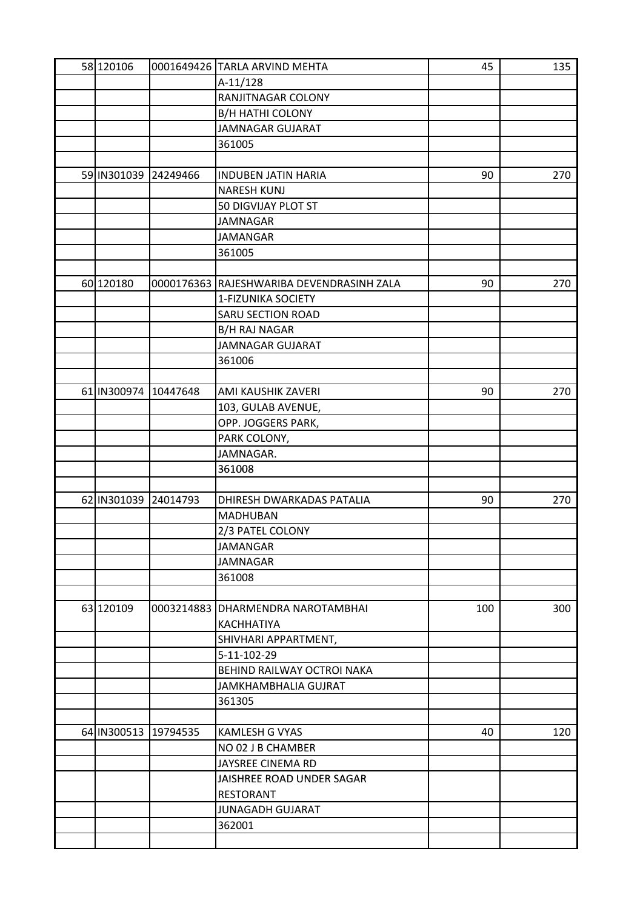| | | | | | |
|---|---|---|---|---|---|
| 58 | 120106 | 0001649426 | TARLA ARVIND MEHTA | 45 | 135 |
| | | | A-11/128 | | |
| | | | RANJITNAGAR COLONY | | |
| | | | B/H HATHI COLONY | | |
| | | | JAMNAGAR GUJARAT | | |
| | | | 361005 | | |
| | | | | | |
| 59 | IN301039 | 24249466 | INDUBEN JATIN HARIA | 90 | 270 |
| | | | NARESH KUNJ | | |
| | | | 50 DIGVIJAY PLOT ST | | |
| | | | JAMNAGAR | | |
| | | | JAMANGAR | | |
| | | | 361005 | | |
| | | | | | |
| 60 | 120180 | 0000176363 | RAJESHWARIBA DEVENDRASINH ZALA | 90 | 270 |
| | | | 1-FIZUNIKA SOCIETY | | |
| | | | SARU SECTION ROAD | | |
| | | | B/H RAJ NAGAR | | |
| | | | JAMNAGAR GUJARAT | | |
| | | | 361006 | | |
| | | | | | |
| 61 | IN300974 | 10447648 | AMI KAUSHIK ZAVERI | 90 | 270 |
| | | | 103, GULAB AVENUE, | | |
| | | | OPP. JOGGERS PARK, | | |
| | | | PARK COLONY, | | |
| | | | JAMNAGAR. | | |
| | | | 361008 | | |
| | | | | | |
| 62 | IN301039 | 24014793 | DHIRESH DWARKADAS PATALIA | 90 | 270 |
| | | | MADHUBAN | | |
| | | | 2/3 PATEL COLONY | | |
| | | | JAMANGAR | | |
| | | | JAMNAGAR | | |
| | | | 361008 | | |
| | | | | | |
| 63 | 120109 | 0003214883 | DHARMENDRA NAROTAMBHAI KACHHATIYA | 100 | 300 |
| | | | SHIVHARI APPARTMENT, | | |
| | | | 5-11-102-29 | | |
| | | | BEHIND RAILWAY OCTROI NAKA | | |
| | | | JAMKHAMBHALIA GUJRAT | | |
| | | | 361305 | | |
| | | | | | |
| 64 | IN300513 | 19794535 | KAMLESH G VYAS | 40 | 120 |
| | | | NO 02 J B CHAMBER | | |
| | | | JAYSREE CINEMA RD | | |
| | | | JAISHREE ROAD UNDER SAGAR RESTORANT | | |
| | | | JUNAGADH GUJARAT | | |
| | | | 362001 | | |
| | | | | | |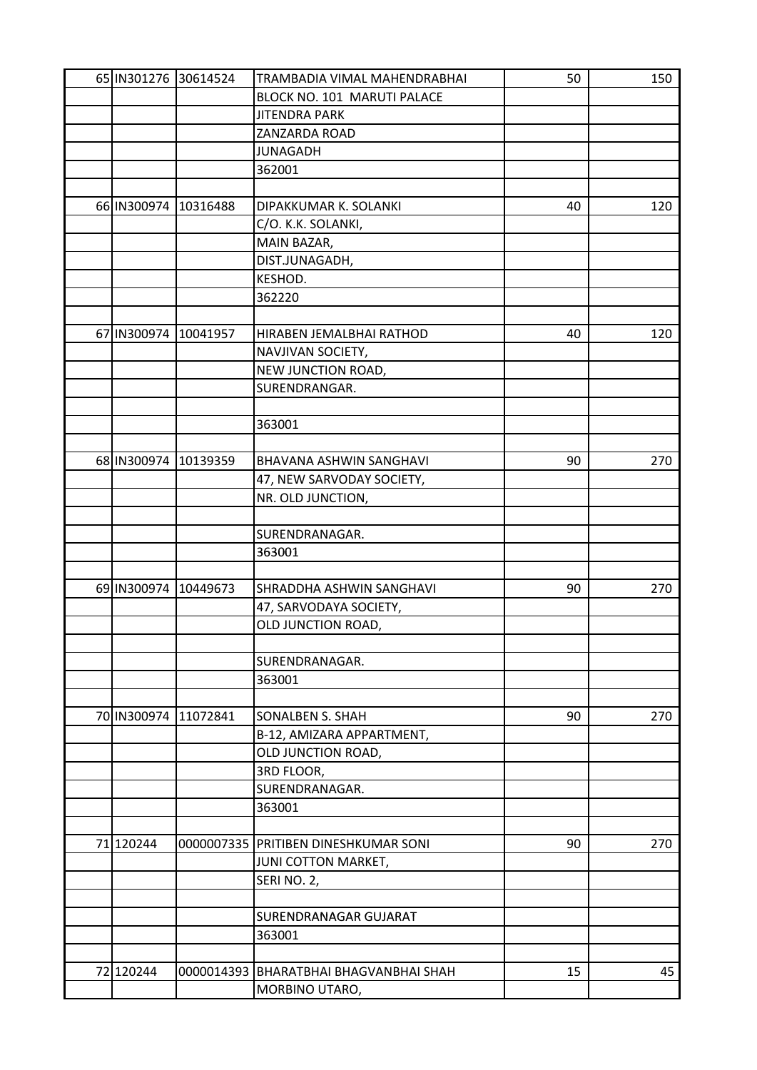| | | | | | |
|---|---|---|---|---|---|
| 65 | IN301276 | 30614524 | TRAMBADIA VIMAL MAHENDRABHAI | 50 | 150 |
| | | | BLOCK NO. 101 MARUTI PALACE | | |
| | | | JITENDRA PARK | | |
| | | | ZANZARDA ROAD | | |
| | | | JUNAGADH | | |
| | | | 362001 | | |
| | | | | | |
| 66 | IN300974 | 10316488 | DIPAKKUMAR K. SOLANKI | 40 | 120 |
| | | | C/O. K.K. SOLANKI, | | |
| | | | MAIN BAZAR, | | |
| | | | DIST.JUNAGADH, | | |
| | | | KESHOD. | | |
| | | | 362220 | | |
| | | | | | |
| 67 | IN300974 | 10041957 | HIRABEN JEMALBHAI RATHOD | 40 | 120 |
| | | | NAVJIVAN SOCIETY, | | |
| | | | NEW JUNCTION ROAD, | | |
| | | | SURENDRANGAR. | | |
| | | | | | |
| | | | 363001 | | |
| | | | | | |
| 68 | IN300974 | 10139359 | BHAVANA ASHWIN SANGHAVI | 90 | 270 |
| | | | 47, NEW SARVODAY SOCIETY, | | |
| | | | NR. OLD JUNCTION, | | |
| | | | | | |
| | | | SURENDRANAGAR. | | |
| | | | 363001 | | |
| | | | | | |
| 69 | IN300974 | 10449673 | SHRADDHA ASHWIN SANGHAVI | 90 | 270 |
| | | | 47, SARVODAYA SOCIETY, | | |
| | | | OLD JUNCTION ROAD, | | |
| | | | | | |
| | | | SURENDRANAGAR. | | |
| | | | 363001 | | |
| | | | | | |
| 70 | IN300974 | 11072841 | SONALBEN S. SHAH | 90 | 270 |
| | | | B-12, AMIZARA APPARTMENT, | | |
| | | | OLD JUNCTION ROAD, | | |
| | | | 3RD FLOOR, | | |
| | | | SURENDRANAGAR. | | |
| | | | 363001 | | |
| | | | | | |
| 71 | 120244 | 0000007335 | PRITIBEN DINESHKUMAR SONI | 90 | 270 |
| | | | JUNI COTTON MARKET, | | |
| | | | SERI NO. 2, | | |
| | | | | | |
| | | | SURENDRANAGAR GUJARAT | | |
| | | | 363001 | | |
| | | | | | |
| 72 | 120244 | 0000014393 | BHARATBHAI BHAGVANBHAI SHAH | 15 | 45 |
| | | | MORBINO UTARO, | | |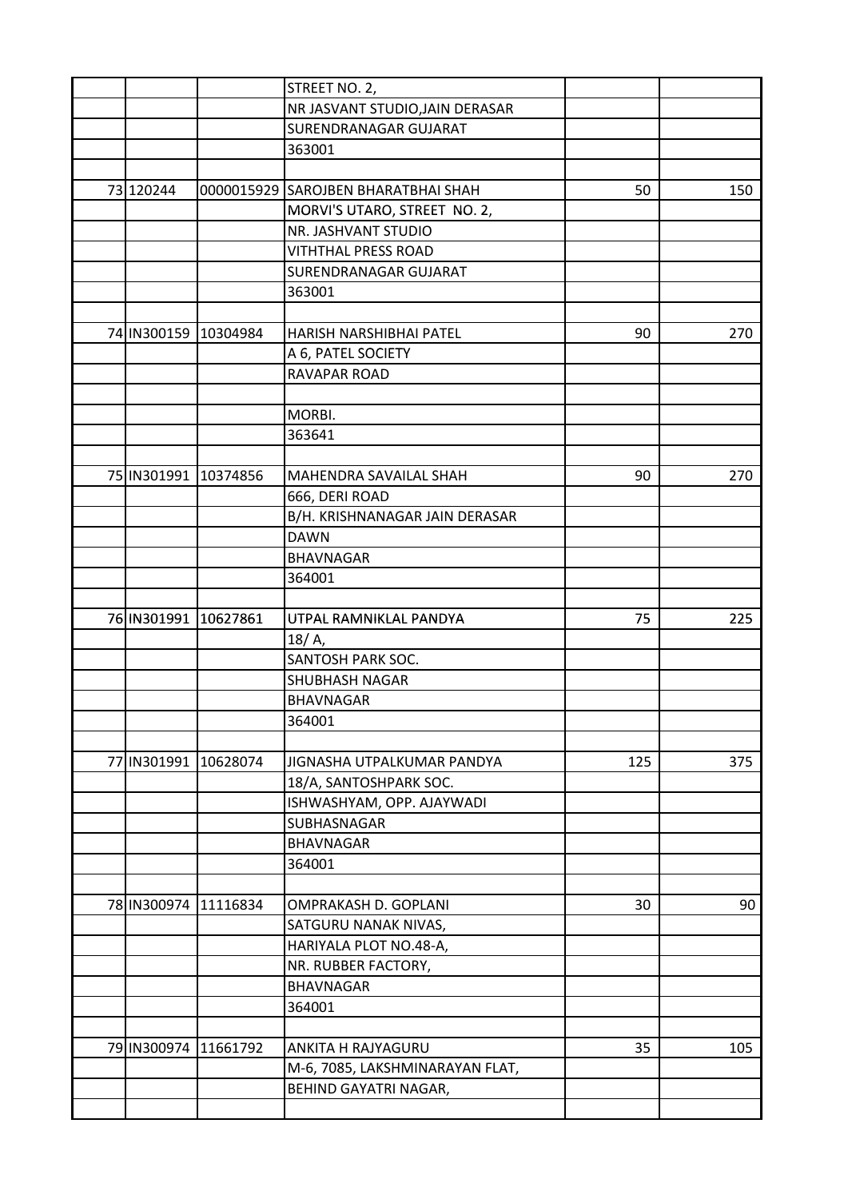| | | | | | |
|---|---|---|---|---|---|
| | | | STREET NO. 2, | | |
| | | | NR JASVANT STUDIO,JAIN DERASAR | | |
| | | | SURENDRANAGAR GUJARAT | | |
| | | | 363001 | | |
| | | | | | |
| 73 | 120244 | 0000015929 | SAROJBEN BHARATBHAI SHAH | 50 | 150 |
| | | | MORVI'S UTARO, STREET NO. 2, | | |
| | | | NR. JASHVANT STUDIO | | |
| | | | VITHTHAL PRESS ROAD | | |
| | | | SURENDRANAGAR GUJARAT | | |
| | | | 363001 | | |
| | | | | | |
| 74 | IN300159 | 10304984 | HARISH NARSHIBHAI PATEL | 90 | 270 |
| | | | A 6, PATEL SOCIETY | | |
| | | | RAVAPAR ROAD | | |
| | | | | | |
| | | | MORBI. | | |
| | | | 363641 | | |
| | | | | | |
| 75 | IN301991 | 10374856 | MAHENDRA SAVAILAL SHAH | 90 | 270 |
| | | | 666, DERI ROAD | | |
| | | | B/H. KRISHNANAGAR JAIN DERASAR | | |
| | | | DAWN | | |
| | | | BHAVNAGAR | | |
| | | | 364001 | | |
| | | | | | |
| 76 | IN301991 | 10627861 | UTPAL RAMNIKLAL PANDYA | 75 | 225 |
| | | | 18/ A, | | |
| | | | SANTOSH PARK SOC. | | |
| | | | SHUBHASH NAGAR | | |
| | | | BHAVNAGAR | | |
| | | | 364001 | | |
| | | | | | |
| 77 | IN301991 | 10628074 | JIGNASHA UTPALKUMAR PANDYA | 125 | 375 |
| | | | 18/A, SANTOSHPARK SOC. | | |
| | | | ISHWASHYAM, OPP. AJAYWADI | | |
| | | | SUBHASNAGAR | | |
| | | | BHAVNAGAR | | |
| | | | 364001 | | |
| | | | | | |
| 78 | IN300974 | 11116834 | OMPRAKASH D. GOPLANI | 30 | 90 |
| | | | SATGURU NANAK NIVAS, | | |
| | | | HARIYALA PLOT NO.48-A, | | |
| | | | NR. RUBBER FACTORY, | | |
| | | | BHAVNAGAR | | |
| | | | 364001 | | |
| | | | | | |
| 79 | IN300974 | 11661792 | ANKITA H RAJYAGURU | 35 | 105 |
| | | | M-6, 7085, LAKSHMINARAYAN FLAT, | | |
| | | | BEHIND GAYATRI NAGAR, | | |
| | | | | | |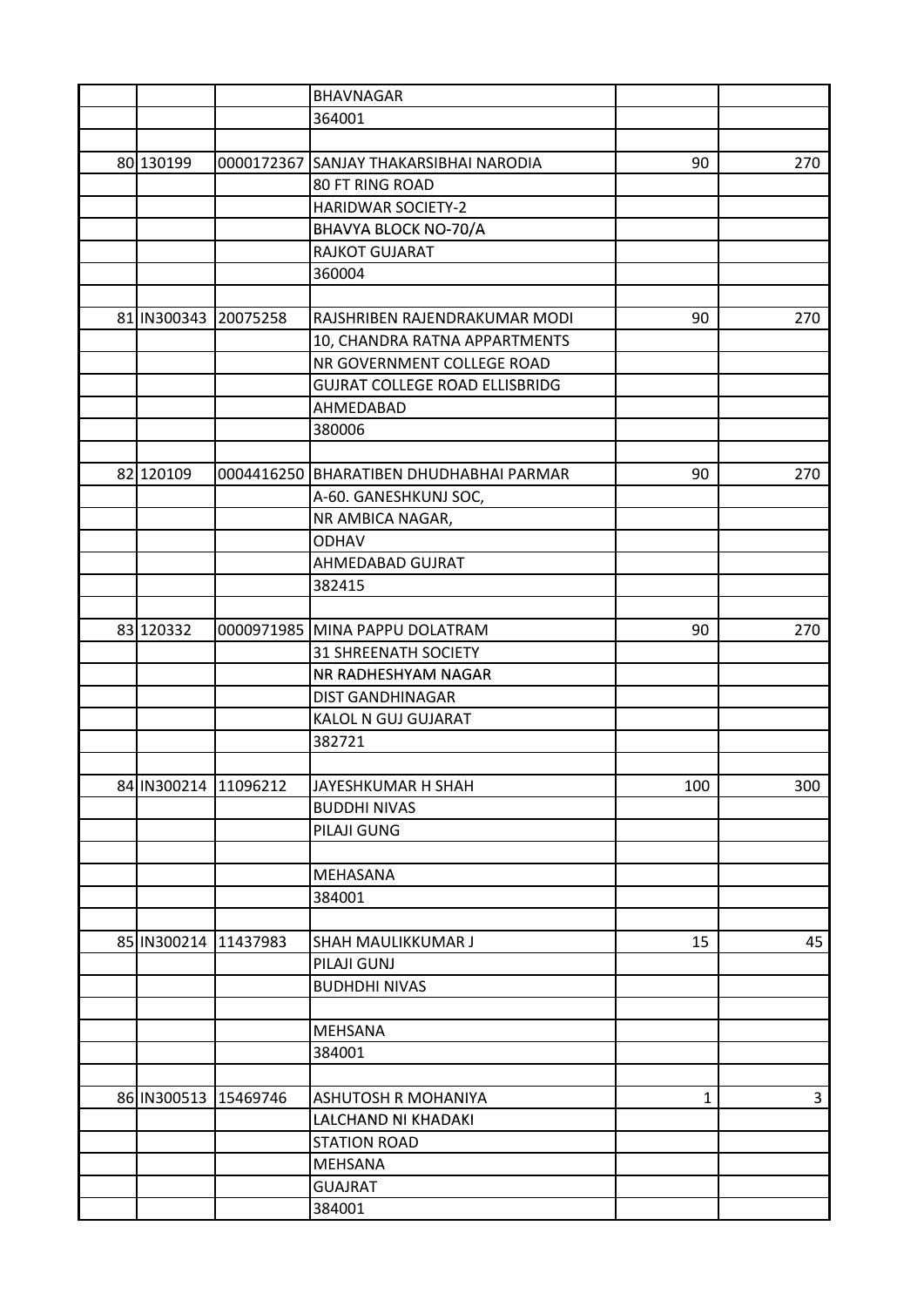| | | | | | |
|---|---|---|---|---|---|
| | | | BHAVNAGAR | | |
| | | | 364001 | | |
| | | | | | |
| 80 | 130199 | 0000172367 | SANJAY THAKARSIBHAI NARODIA | 90 | 270 |
| | | | 80 FT RING ROAD | | |
| | | | HARIDWAR SOCIETY-2 | | |
| | | | BHAVYA BLOCK NO-70/A | | |
| | | | RAJKOT GUJARAT | | |
| | | | 360004 | | |
| | | | | | |
| 81 | IN300343 | 20075258 | RAJSHRIBEN RAJENDRAKUMAR MODI | 90 | 270 |
| | | | 10, CHANDRA RATNA APPARTMENTS | | |
| | | | NR GOVERNMENT COLLEGE ROAD | | |
| | | | GUJRAT COLLEGE ROAD ELLISBRIDG | | |
| | | | AHMEDABAD | | |
| | | | 380006 | | |
| | | | | | |
| 82 | 120109 | 0004416250 | BHARATIBEN DHUDHABHAI PARMAR | 90 | 270 |
| | | | A-60. GANESHKUNJ SOC, | | |
| | | | NR AMBICA NAGAR, | | |
| | | | ODHAV | | |
| | | | AHMEDABAD GUJRAT | | |
| | | | 382415 | | |
| | | | | | |
| 83 | 120332 | 0000971985 | MINA PAPPU DOLATRAM | 90 | 270 |
| | | | 31 SHREENATH SOCIETY | | |
| | | | NR RADHESHYAM NAGAR | | |
| | | | DIST GANDHINAGAR | | |
| | | | KALOL N GUJ GUJARAT | | |
| | | | 382721 | | |
| | | | | | |
| 84 | IN300214 | 11096212 | JAYESHKUMAR H SHAH | 100 | 300 |
| | | | BUDDHI NIVAS | | |
| | | | PILAJI GUNG | | |
| | | | | | |
| | | | MEHASANA | | |
| | | | 384001 | | |
| | | | | | |
| 85 | IN300214 | 11437983 | SHAH MAULIKKUMAR J | 15 | 45 |
| | | | PILAJI GUNJ | | |
| | | | BUDHDHI NIVAS | | |
| | | | | | |
| | | | MEHSANA | | |
| | | | 384001 | | |
| | | | | | |
| 86 | IN300513 | 15469746 | ASHUTOSH R MOHANIYA | 1 | 3 |
| | | | LALCHAND NI KHADAKI | | |
| | | | STATION ROAD | | |
| | | | MEHSANA | | |
| | | | GUAJRAT | | |
| | | | 384001 | | |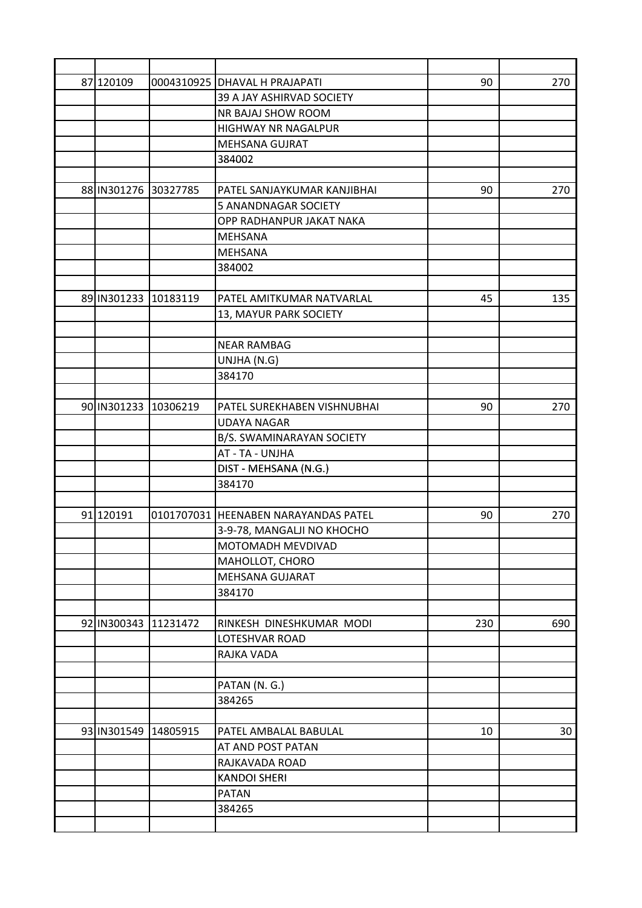| | | | | | |
|---|---|---|---|---|---|
| 87 | 120109 | 0004310925 | DHAVAL H PRAJAPATI | 90 | 270 |
| | | | 39 A JAY ASHIRVAD SOCIETY | | |
| | | | NR BAJAJ SHOW ROOM | | |
| | | | HIGHWAY NR NAGALPUR | | |
| | | | MEHSANA GUJRAT | | |
| | | | 384002 | | |
| | | | | | |
| 88 | IN301276 | 30327785 | PATEL SANJAYKUMAR KANJIBHAI | 90 | 270 |
| | | | 5 ANANDNAGAR SOCIETY | | |
| | | | OPP RADHANPUR JAKAT NAKA | | |
| | | | MEHSANA | | |
| | | | MEHSANA | | |
| | | | 384002 | | |
| | | | | | |
| 89 | IN301233 | 10183119 | PATEL AMITKUMAR NATVARLAL | 45 | 135 |
| | | | 13, MAYUR PARK SOCIETY | | |
| | | | | | |
| | | | NEAR RAMBAG | | |
| | | | UNJHA (N.G) | | |
| | | | 384170 | | |
| | | | | | |
| 90 | IN301233 | 10306219 | PATEL SUREKHABEN VISHNUBHAI | 90 | 270 |
| | | | UDAYA NAGAR | | |
| | | | B/S. SWAMINARAYAN SOCIETY | | |
| | | | AT - TA - UNJHA | | |
| | | | DIST - MEHSANA (N.G.) | | |
| | | | 384170 | | |
| | | | | | |
| 91 | 120191 | 0101707031 | HEENABEN NARAYANDAS PATEL | 90 | 270 |
| | | | 3-9-78, MANGALJI NO KHOCHO | | |
| | | | MOTOMADH MEVDIVAD | | |
| | | | MAHOLLOT, CHORO | | |
| | | | MEHSANA GUJARAT | | |
| | | | 384170 | | |
| | | | | | |
| 92 | IN300343 | 11231472 | RINKESH DINESHKUMAR MODI | 230 | 690 |
| | | | LOTESHVAR ROAD | | |
| | | | RAJKA VADA | | |
| | | | | | |
| | | | PATAN (N. G.) | | |
| | | | 384265 | | |
| | | | | | |
| 93 | IN301549 | 14805915 | PATEL AMBALAL BABULAL | 10 | 30 |
| | | | AT AND POST PATAN | | |
| | | | RAJKAVADA ROAD | | |
| | | | KANDOI SHERI | | |
| | | | PATAN | | |
| | | | 384265 | | |
| | | | | | |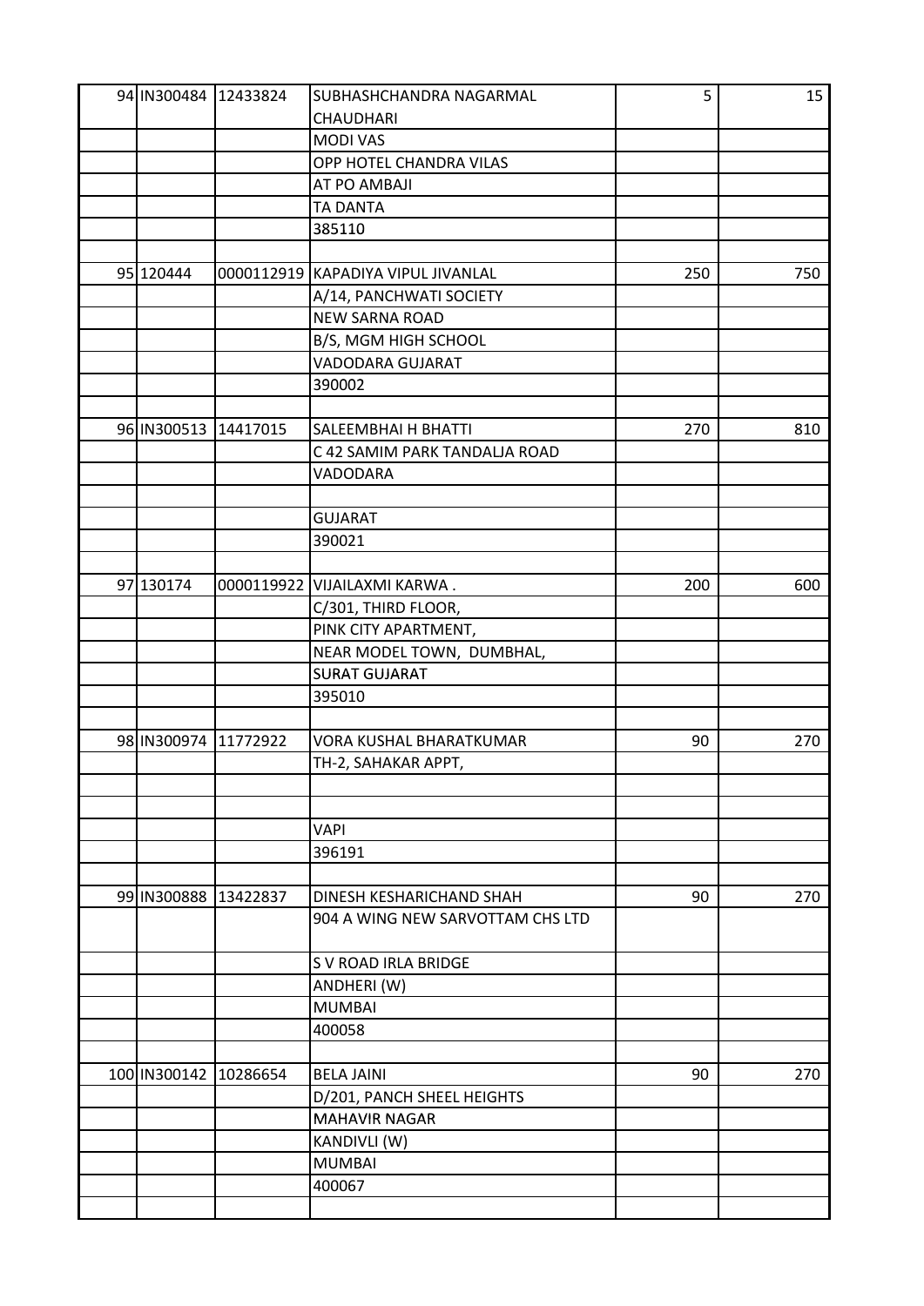| | | | | | |
|---|---|---|---|---|---|
| 94 | IN300484 | 12433824 | SUBHASHCHANDRA NAGARMAL CHAUDHARI | 5 | 15 |
| | | | MODI VAS | | |
| | | | OPP HOTEL CHANDRA VILAS | | |
| | | | AT PO AMBAJI | | |
| | | | TA DANTA | | |
| | | | 385110 | | |
| | | | | | |
| 95 | 120444 | 0000112919 | KAPADIYA VIPUL JIVANLAL | 250 | 750 |
| | | | A/14, PANCHWATI SOCIETY | | |
| | | | NEW SARNA ROAD | | |
| | | | B/S, MGM HIGH SCHOOL | | |
| | | | VADODARA GUJARAT | | |
| | | | 390002 | | |
| | | | | | |
| 96 | IN300513 | 14417015 | SALEEMBHAI H BHATTI | 270 | 810 |
| | | | C 42 SAMIM PARK TANDALJA ROAD | | |
| | | | VADODARA | | |
| | | | | | |
| | | | GUJARAT | | |
| | | | 390021 | | |
| | | | | | |
| 97 | 130174 | 0000119922 | VIJAILAXMI KARWA . | 200 | 600 |
| | | | C/301, THIRD FLOOR, | | |
| | | | PINK CITY APARTMENT, | | |
| | | | NEAR MODEL TOWN, DUMBHAL, | | |
| | | | SURAT GUJARAT | | |
| | | | 395010 | | |
| | | | | | |
| 98 | IN300974 | 11772922 | VORA KUSHAL BHARATKUMAR | 90 | 270 |
| | | | TH-2, SAHAKAR APPT, | | |
| | | | | | |
| | | | | | |
| | | | VAPI | | |
| | | | 396191 | | |
| | | | | | |
| 99 | IN300888 | 13422837 | DINESH KESHARICHAND SHAH | 90 | 270 |
| | | | 904 A WING NEW SARVOTTAM CHS LTD | | |
| | | | S V ROAD IRLA BRIDGE | | |
| | | | ANDHERI (W) | | |
| | | | MUMBAI | | |
| | | | 400058 | | |
| | | | | | |
| 100 | IN300142 | 10286654 | BELA JAINI | 90 | 270 |
| | | | D/201, PANCH SHEEL HEIGHTS | | |
| | | | MAHAVIR NAGAR | | |
| | | | KANDIVLI (W) | | |
| | | | MUMBAI | | |
| | | | 400067 | | |
| | | | | | |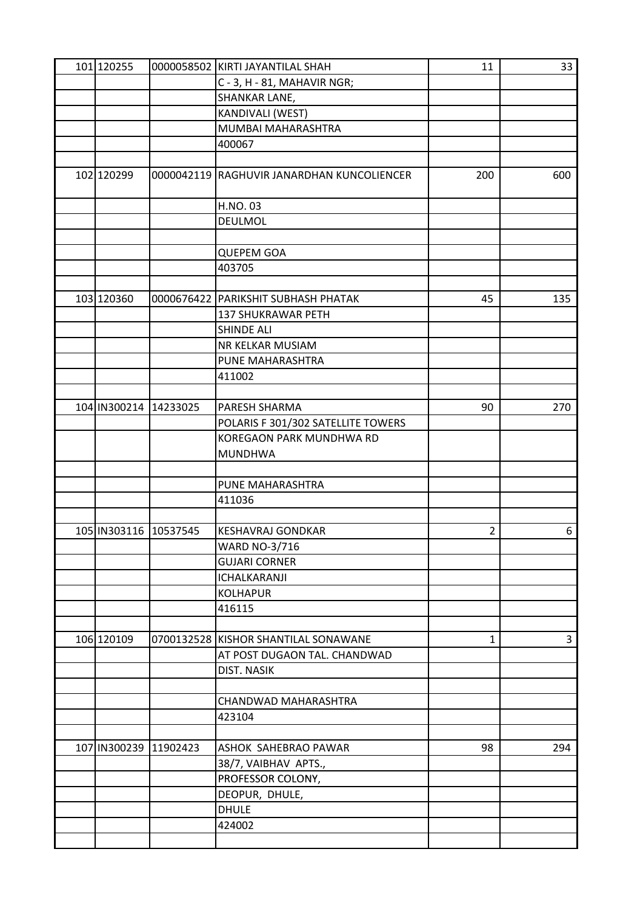| | | | | | |
|---|---|---|---|---|---|
| 101 | 120255 | 0000058502 | KIRTI JAYANTILAL SHAH | 11 | 33 |
| | | | C - 3, H - 81, MAHAVIR NGR; | | |
| | | | SHANKAR LANE, | | |
| | | | KANDIVALI (WEST) | | |
| | | | MUMBAI MAHARASHTRA | | |
| | | | 400067 | | |
| | | | | | |
| 102 | 120299 | 0000042119 | RAGHUVIR JANARDHAN KUNCOLIENCER | 200 | 600 |
| | | | H.NO. 03 | | |
| | | | DEULMOL | | |
| | | | | | |
| | | | QUEPEM GOA | | |
| | | | 403705 | | |
| | | | | | |
| 103 | 120360 | 0000676422 | PARIKSHIT SUBHASH PHATAK | 45 | 135 |
| | | | 137 SHUKRAWAR PETH | | |
| | | | SHINDE ALI | | |
| | | | NR KELKAR MUSIAM | | |
| | | | PUNE MAHARASHTRA | | |
| | | | 411002 | | |
| | | | | | |
| 104 | IN300214 | 14233025 | PARESH SHARMA | 90 | 270 |
| | | | POLARIS F 301/302 SATELLITE TOWERS | | |
| | | | KOREGAON PARK MUNDHWA RD MUNDHWA | | |
| | | | | | |
| | | | PUNE MAHARASHTRA | | |
| | | | 411036 | | |
| | | | | | |
| 105 | IN303116 | 10537545 | KESHAVRAJ GONDKAR | 2 | 6 |
| | | | WARD NO-3/716 | | |
| | | | GUJARI CORNER | | |
| | | | ICHALKARANJI | | |
| | | | KOLHAPUR | | |
| | | | 416115 | | |
| | | | | | |
| 106 | 120109 | 0700132528 | KISHOR SHANTILAL SONAWANE | 1 | 3 |
| | | | AT POST DUGAON TAL. CHANDWAD | | |
| | | | DIST. NASIK | | |
| | | | | | |
| | | | CHANDWAD MAHARASHTRA | | |
| | | | 423104 | | |
| | | | | | |
| 107 | IN300239 | 11902423 | ASHOK SAHEBRAO PAWAR | 98 | 294 |
| | | | 38/7, VAIBHAV APTS., | | |
| | | | PROFESSOR COLONY, | | |
| | | | DEOPUR, DHULE, | | |
| | | | DHULE | | |
| | | | 424002 | | |
| | | | | | |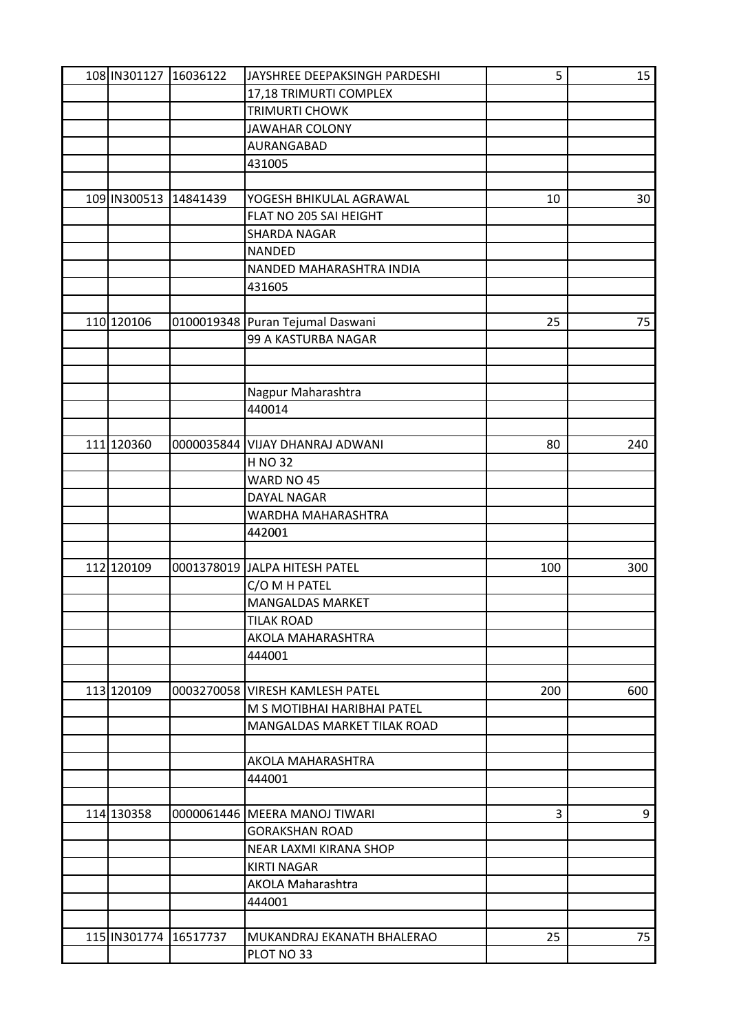| | | | | | |
|---|---|---|---|---|---|
| 108 | IN301127 | 16036122 | JAYSHREE DEEPAKSINGH PARDESHI | 5 | 15 |
| | | | 17,18 TRIMURTI COMPLEX | | |
| | | | TRIMURTI CHOWK | | |
| | | | JAWAHAR COLONY | | |
| | | | AURANGABAD | | |
| | | | 431005 | | |
| | | | | | |
| 109 | IN300513 | 14841439 | YOGESH BHIKULAL AGRAWAL | 10 | 30 |
| | | | FLAT NO 205 SAI HEIGHT | | |
| | | | SHARDA NAGAR | | |
| | | | NANDED | | |
| | | | NANDED MAHARASHTRA INDIA | | |
| | | | 431605 | | |
| | | | | | |
| 110 | 120106 | 0100019348 | Puran Tejumal Daswani | 25 | 75 |
| | | | 99 A KASTURBA NAGAR | | |
| | | | | | |
| | | | | | |
| | | | Nagpur Maharashtra | | |
| | | | 440014 | | |
| | | | | | |
| 111 | 120360 | 0000035844 | VIJAY DHANRAJ ADWANI | 80 | 240 |
| | | | H NO 32 | | |
| | | | WARD NO 45 | | |
| | | | DAYAL NAGAR | | |
| | | | WARDHA MAHARASHTRA | | |
| | | | 442001 | | |
| | | | | | |
| 112 | 120109 | 0001378019 | JALPA HITESH PATEL | 100 | 300 |
| | | | C/O M H PATEL | | |
| | | | MANGALDAS MARKET | | |
| | | | TILAK ROAD | | |
| | | | AKOLA MAHARASHTRA | | |
| | | | 444001 | | |
| | | | | | |
| 113 | 120109 | 0003270058 | VIRESH KAMLESH PATEL | 200 | 600 |
| | | | M S MOTIBHAI HARIBHAI PATEL | | |
| | | | MANGALDAS MARKET TILAK ROAD | | |
| | | | | | |
| | | | AKOLA MAHARASHTRA | | |
| | | | 444001 | | |
| | | | | | |
| 114 | 130358 | 0000061446 | MEERA MANOJ TIWARI | 3 | 9 |
| | | | GORAKSHAN ROAD | | |
| | | | NEAR LAXMI KIRANA SHOP | | |
| | | | KIRTI NAGAR | | |
| | | | AKOLA Maharashtra | | |
| | | | 444001 | | |
| | | | | | |
| 115 | IN301774 | 16517737 | MUKANDRAJ EKANATH BHALERAO | 25 | 75 |
| | | | PLOT NO 33 | | |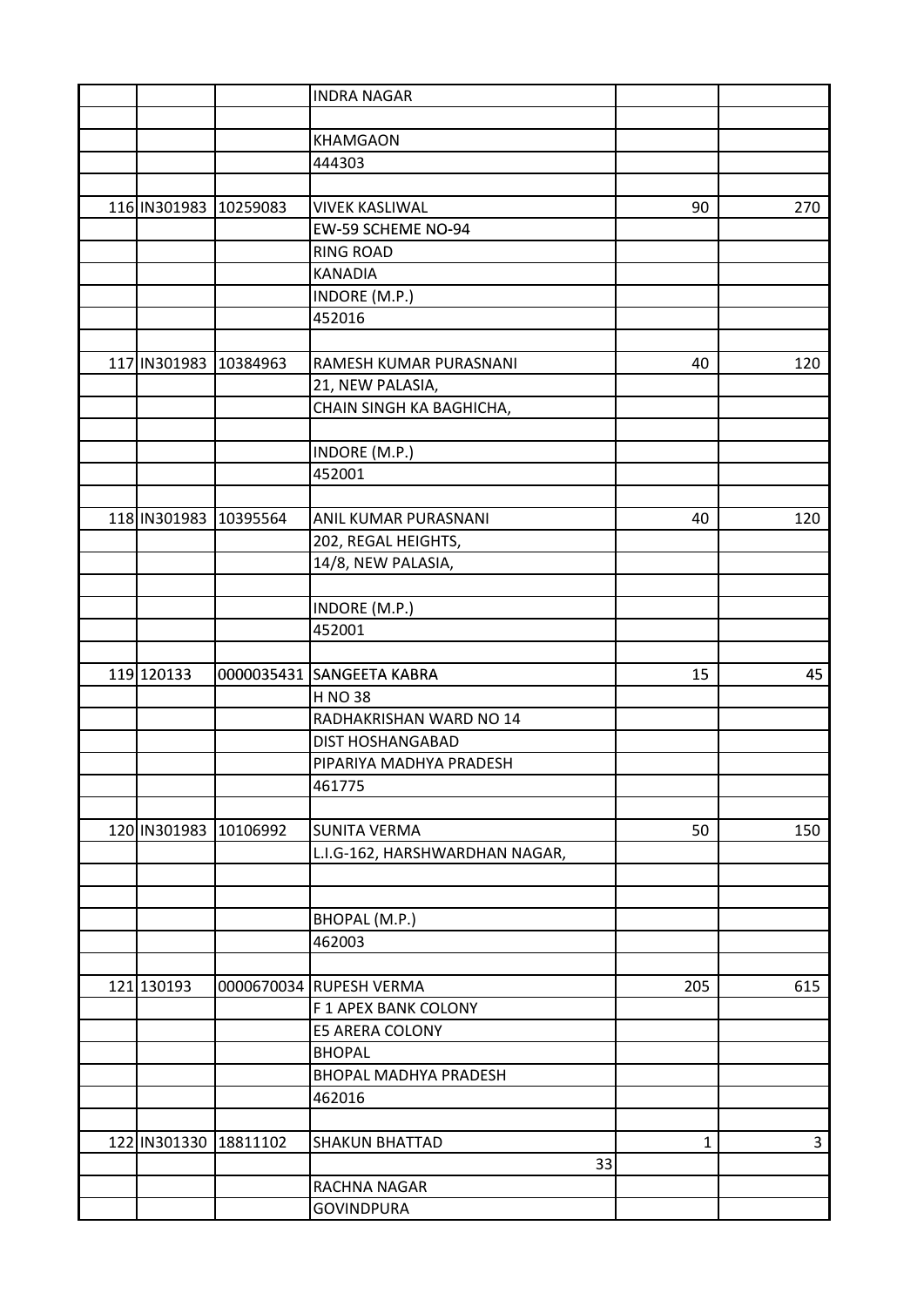| | | | | | |
|---|---|---|---|---|---|
| | | | INDRA NAGAR | | |
| | | | | | |
| | | | KHAMGAON | | |
| | | | 444303 | | |
| | | | | | |
| 116 | IN301983 | 10259083 | VIVEK KASLIWAL | 90 | 270 |
| | | | EW-59 SCHEME NO-94 | | |
| | | | RING ROAD | | |
| | | | KANADIA | | |
| | | | INDORE (M.P.) | | |
| | | | 452016 | | |
| | | | | | |
| 117 | IN301983 | 10384963 | RAMESH KUMAR PURASNANI | 40 | 120 |
| | | | 21, NEW PALASIA, | | |
| | | | CHAIN SINGH KA BAGHICHA, | | |
| | | | | | |
| | | | INDORE (M.P.) | | |
| | | | 452001 | | |
| | | | | | |
| 118 | IN301983 | 10395564 | ANIL KUMAR PURASNANI | 40 | 120 |
| | | | 202, REGAL HEIGHTS, | | |
| | | | 14/8, NEW PALASIA, | | |
| | | | | | |
| | | | INDORE (M.P.) | | |
| | | | 452001 | | |
| | | | | | |
| 119 | 120133 | 0000035431 | SANGEETA KABRA | 15 | 45 |
| | | | H NO 38 | | |
| | | | RADHAKRISHAN WARD NO 14 | | |
| | | | DIST HOSHANGABAD | | |
| | | | PIPARIYA MADHYA PRADESH | | |
| | | | 461775 | | |
| | | | | | |
| 120 | IN301983 | 10106992 | SUNITA VERMA | 50 | 150 |
| | | | L.I.G-162, HARSHWARDHAN NAGAR, | | |
| | | | | | |
| | | | | | |
| | | | BHOPAL (M.P.) | | |
| | | | 462003 | | |
| | | | | | |
| 121 | 130193 | 0000670034 | RUPESH VERMA | 205 | 615 |
| | | | F 1 APEX BANK COLONY | | |
| | | | E5 ARERA COLONY | | |
| | | | BHOPAL | | |
| | | | BHOPAL MADHYA PRADESH | | |
| | | | 462016 | | |
| | | | | | |
| 122 | IN301330 | 18811102 | SHAKUN BHATTAD | 1 | 3 |
| | | | 33 | | |
| | | | RACHNA NAGAR | | |
| | | | GOVINDPURA | | |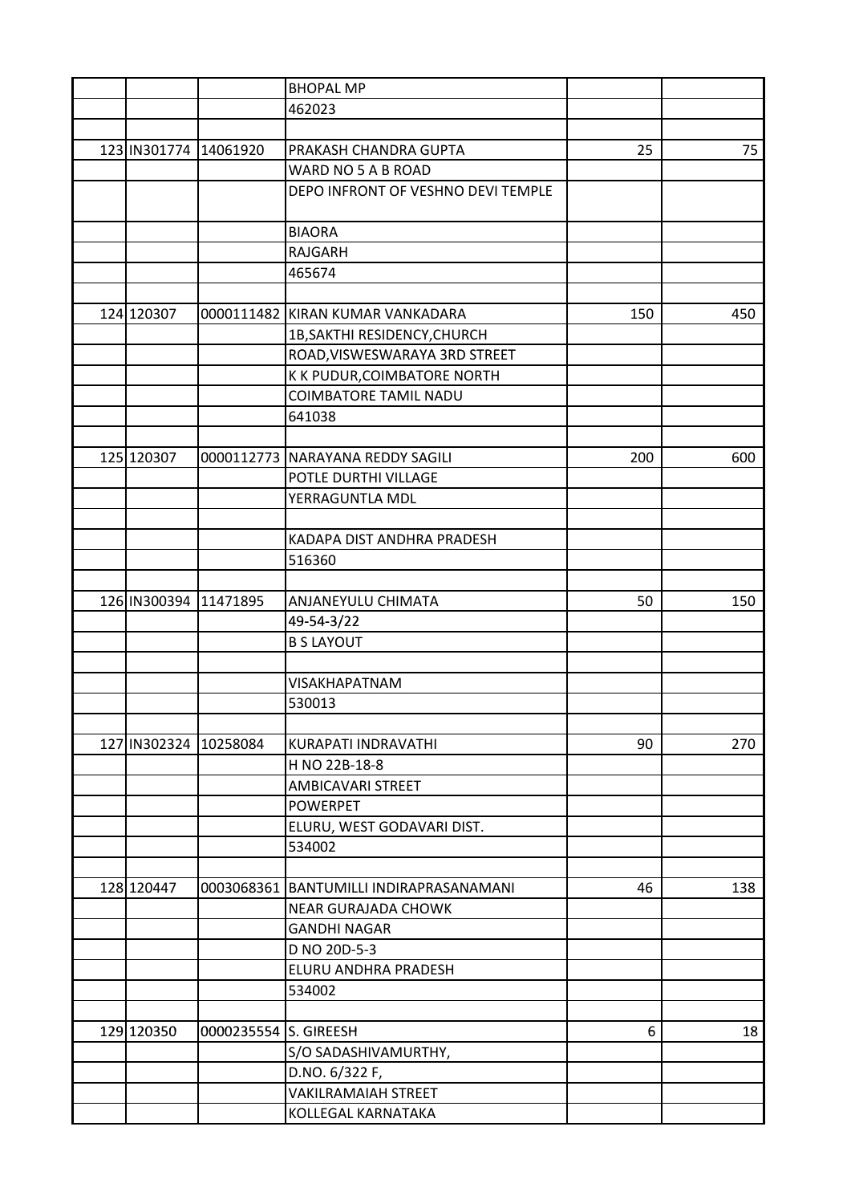| | | | | | |
|---|---|---|---|---|---|
| | | | BHOPAL MP | | |
| | | | 462023 | | |
| | | | | | |
| 123 | IN301774 | 14061920 | PRAKASH CHANDRA GUPTA | 25 | 75 |
| | | | WARD NO 5 A B ROAD | | |
| | | | DEPO INFRONT OF VESHNO DEVI TEMPLE | | |
| | | | BIAORA | | |
| | | | RAJGARH | | |
| | | | 465674 | | |
| | | | | | |
| 124 | 120307 | 0000111482 | KIRAN KUMAR VANKADARA | 150 | 450 |
| | | | 1B,SAKTHI RESIDENCY,CHURCH | | |
| | | | ROAD,VISWESWARAYA 3RD STREET | | |
| | | | K K PUDUR,COIMBATORE NORTH | | |
| | | | COIMBATORE TAMIL NADU | | |
| | | | 641038 | | |
| | | | | | |
| 125 | 120307 | 0000112773 | NARAYANA REDDY SAGILI | 200 | 600 |
| | | | POTLE DURTHI VILLAGE | | |
| | | | YERRAGUNTLA MDL | | |
| | | | | | |
| | | | KADAPA DIST ANDHRA PRADESH | | |
| | | | 516360 | | |
| | | | | | |
| 126 | IN300394 | 11471895 | ANJANEYULU CHIMATA | 50 | 150 |
| | | | 49-54-3/22 | | |
| | | | B S LAYOUT | | |
| | | | | | |
| | | | VISAKHAPATNAM | | |
| | | | 530013 | | |
| | | | | | |
| 127 | IN302324 | 10258084 | KURAPATI INDRAVATHI | 90 | 270 |
| | | | H NO 22B-18-8 | | |
| | | | AMBICAVARI STREET | | |
| | | | POWERPET | | |
| | | | ELURU, WEST GODAVARI DIST. | | |
| | | | 534002 | | |
| | | | | | |
| 128 | 120447 | 0003068361 | BANTUMILLI INDIRAPRASANAMANI | 46 | 138 |
| | | | NEAR GURAJADA CHOWK | | |
| | | | GANDHI NAGAR | | |
| | | | D NO 20D-5-3 | | |
| | | | ELURU ANDHRA PRADESH | | |
| | | | 534002 | | |
| | | | | | |
| 129 | 120350 | 0000235554 | S. GIREESH | 6 | 18 |
| | | | S/O SADASHIVAMURTHY, | | |
| | | | D.NO. 6/322 F, | | |
| | | | VAKILRAMAIAH STREET | | |
| | | | KOLLEGAL KARNATAKA | | |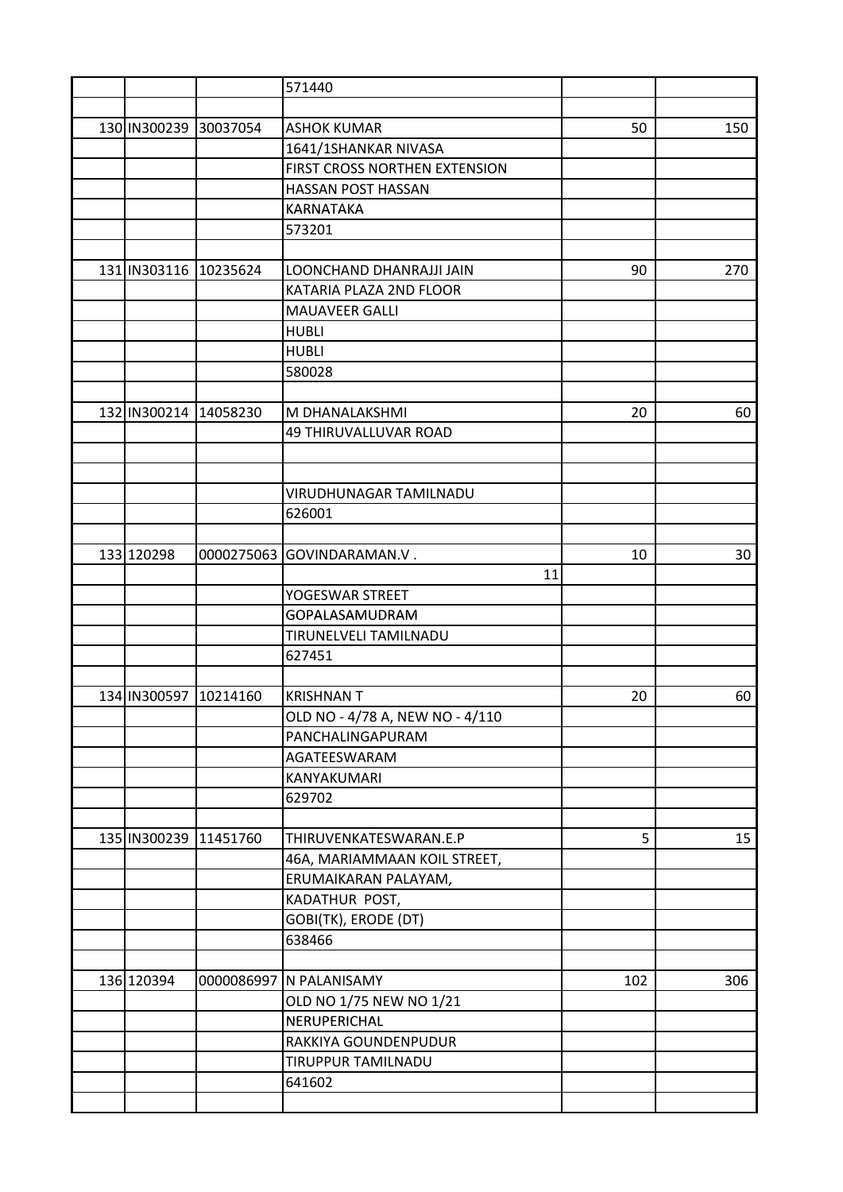| | | | | | |
|---|---|---|---|---|---|
| | | | 571440 | | |
| | | | | | |
| 130 | IN300239 | 30037054 | ASHOK KUMAR | 50 | 150 |
| | | | 1641/1SHANKAR NIVASA | | |
| | | | FIRST CROSS NORTHEN EXTENSION | | |
| | | | HASSAN POST HASSAN | | |
| | | | KARNATAKA | | |
| | | | 573201 | | |
| | | | | | |
| 131 | IN303116 | 10235624 | LOONCHAND DHANRAJJI JAIN | 90 | 270 |
| | | | KATARIA PLAZA 2ND FLOOR | | |
| | | | MAUAVEER GALLI | | |
| | | | HUBLI | | |
| | | | HUBLI | | |
| | | | 580028 | | |
| | | | | | |
| 132 | IN300214 | 14058230 | M DHANALAKSHMI | 20 | 60 |
| | | | 49 THIRUVALLUVAR ROAD | | |
| | | | | | |
| | | | | | |
| | | | VIRUDHUNAGAR TAMILNADU | | |
| | | | 626001 | | |
| | | | | | |
| 133 | 120298 | 0000275063 | GOVINDARAMAN.V . | 10 | 30 |
| | | | 11 | | |
| | | | YOGESWAR STREET | | |
| | | | GOPALASAMUDRAM | | |
| | | | TIRUNELVELI TAMILNADU | | |
| | | | 627451 | | |
| | | | | | |
| 134 | IN300597 | 10214160 | KRISHNAN T | 20 | 60 |
| | | | OLD NO - 4/78 A, NEW NO - 4/110 | | |
| | | | PANCHALINGAPURAM | | |
| | | | AGATEESWARAM | | |
| | | | KANYAKUMARI | | |
| | | | 629702 | | |
| | | | | | |
| 135 | IN300239 | 11451760 | THIRUVENKATESWARAN.E.P | 5 | 15 |
| | | | 46A, MARIAMMAAN KOIL STREET, | | |
| | | | ERUMAIKARAN PALAYAM, | | |
| | | | KADATHUR POST, | | |
| | | | GOBI(TK), ERODE (DT) | | |
| | | | 638466 | | |
| | | | | | |
| 136 | 120394 | 0000086997 | N PALANISAMY | 102 | 306 |
| | | | OLD NO 1/75 NEW NO 1/21 | | |
| | | | NERUPERICHAL | | |
| | | | RAKKIYA GOUNDENPUDUR | | |
| | | | TIRUPPUR TAMILNADU | | |
| | | | 641602 | | |
| | | | | | |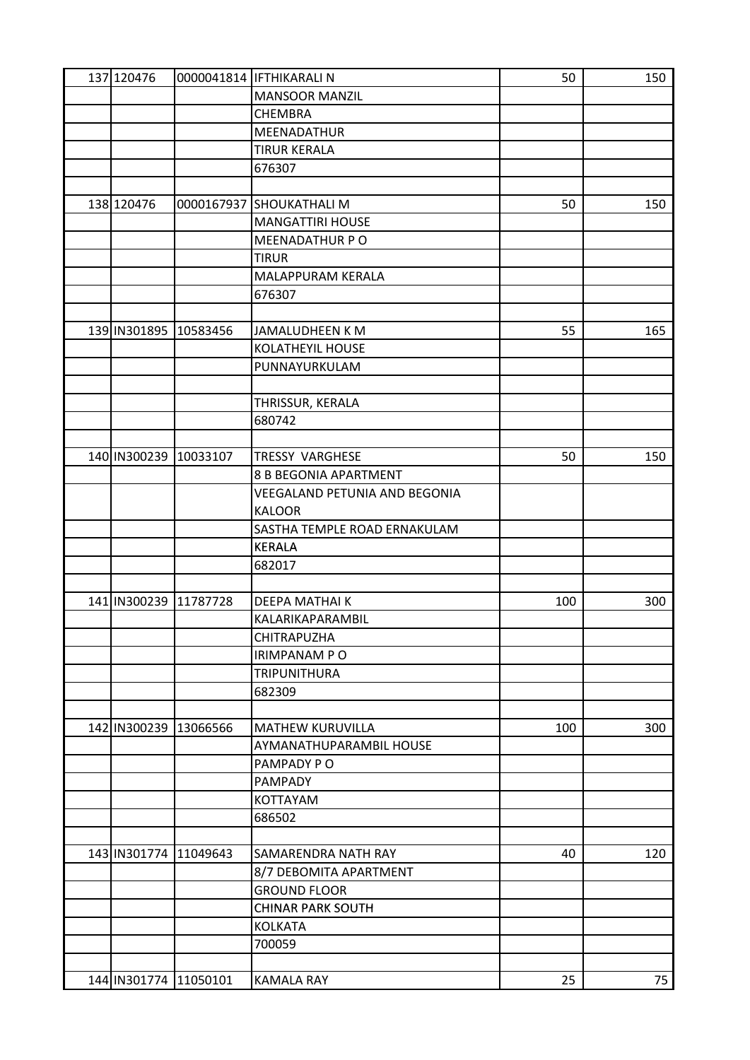| | | | | | |
|---|---|---|---|---|---|
| 137 | 120476 | 0000041814 | IFTHIKARALI N | 50 | 150 |
| | | | MANSOOR MANZIL | | |
| | | | CHEMBRA | | |
| | | | MEENADATHUR | | |
| | | | TIRUR KERALA | | |
| | | | 676307 | | |
| | | | | | |
| 138 | 120476 | 0000167937 | SHOUKATHALI M | 50 | 150 |
| | | | MANGATTIRI HOUSE | | |
| | | | MEENADATHUR P O | | |
| | | | TIRUR | | |
| | | | MALAPPURAM KERALA | | |
| | | | 676307 | | |
| | | | | | |
| 139 | IN301895 | 10583456 | JAMALUDHEEN K M | 55 | 165 |
| | | | KOLATHEYIL HOUSE | | |
| | | | PUNNAYURKULAM | | |
| | | | | | |
| | | | THRISSUR, KERALA | | |
| | | | 680742 | | |
| | | | | | |
| 140 | IN300239 | 10033107 | TRESSY VARGHESE | 50 | 150 |
| | | | 8 B BEGONIA APARTMENT | | |
| | | | VEEGALAND PETUNIA AND BEGONIA | | |
| | | | KALOOR | | |
| | | | SASTHA TEMPLE ROAD ERNAKULAM | | |
| | | | KERALA | | |
| | | | 682017 | | |
| | | | | | |
| 141 | IN300239 | 11787728 | DEEPA MATHAI K | 100 | 300 |
| | | | KALARIKAPARAMBIL | | |
| | | | CHITRAPUZHA | | |
| | | | IRIMPANAM P O | | |
| | | | TRIPUNITHURA | | |
| | | | 682309 | | |
| | | | | | |
| 142 | IN300239 | 13066566 | MATHEW KURUVILLA | 100 | 300 |
| | | | AYMANATHUPARAMBIL HOUSE | | |
| | | | PAMPADY P O | | |
| | | | PAMPADY | | |
| | | | KOTTAYAM | | |
| | | | 686502 | | |
| | | | | | |
| 143 | IN301774 | 11049643 | SAMARENDRA NATH RAY | 40 | 120 |
| | | | 8/7 DEBOMITA APARTMENT | | |
| | | | GROUND FLOOR | | |
| | | | CHINAR PARK SOUTH | | |
| | | | KOLKATA | | |
| | | | 700059 | | |
| | | | | | |
| 144 | IN301774 | 11050101 | KAMALA RAY | 25 | 75 |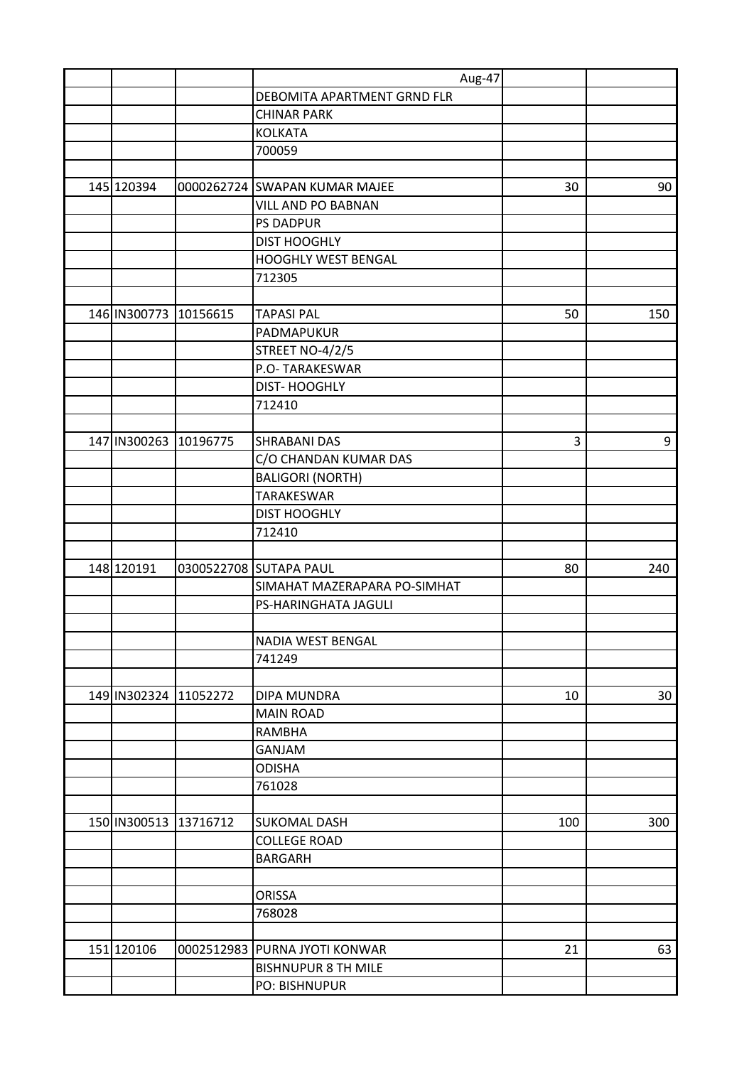| | | | | | |
|---|---|---|---|---|---|
| | | | Aug-47 | | |
| | | | DEBOMITA APARTMENT GRND FLR | | |
| | | | CHINAR PARK | | |
| | | | KOLKATA | | |
| | | | 700059 | | |
| | | | | | |
| 145 | 120394 | 0000262724 | SWAPAN KUMAR MAJEE | 30 | 90 |
| | | | VILL AND PO BABNAN | | |
| | | | PS DADPUR | | |
| | | | DIST HOOGHLY | | |
| | | | HOOGHLY WEST BENGAL | | |
| | | | 712305 | | |
| | | | | | |
| 146 | IN300773 | 10156615 | TAPASI PAL | 50 | 150 |
| | | | PADMAPUKUR | | |
| | | | STREET NO-4/2/5 | | |
| | | | P.O- TARAKESWAR | | |
| | | | DIST- HOOGHLY | | |
| | | | 712410 | | |
| | | | | | |
| 147 | IN300263 | 10196775 | SHRABANI DAS | 3 | 9 |
| | | | C/O CHANDAN KUMAR DAS | | |
| | | | BALIGORI (NORTH) | | |
| | | | TARAKESWAR | | |
| | | | DIST HOOGHLY | | |
| | | | 712410 | | |
| | | | | | |
| 148 | 120191 | 0300522708 | SUTAPA PAUL | 80 | 240 |
| | | | SIMAHAT MAZERAPARA PO-SIMHAT | | |
| | | | PS-HARINGHATA JAGULI | | |
| | | | | | |
| | | | NADIA WEST BENGAL | | |
| | | | 741249 | | |
| | | | | | |
| 149 | IN302324 | 11052272 | DIPA MUNDRA | 10 | 30 |
| | | | MAIN ROAD | | |
| | | | RAMBHA | | |
| | | | GANJAM | | |
| | | | ODISHA | | |
| | | | 761028 | | |
| | | | | | |
| 150 | IN300513 | 13716712 | SUKOMAL DASH | 100 | 300 |
| | | | COLLEGE ROAD | | |
| | | | BARGARH | | |
| | | | | | |
| | | | ORISSA | | |
| | | | 768028 | | |
| | | | | | |
| 151 | 120106 | 0002512983 | PURNA JYOTI KONWAR | 21 | 63 |
| | | | BISHNUPUR 8 TH MILE | | |
| | | | PO: BISHNUPUR | | |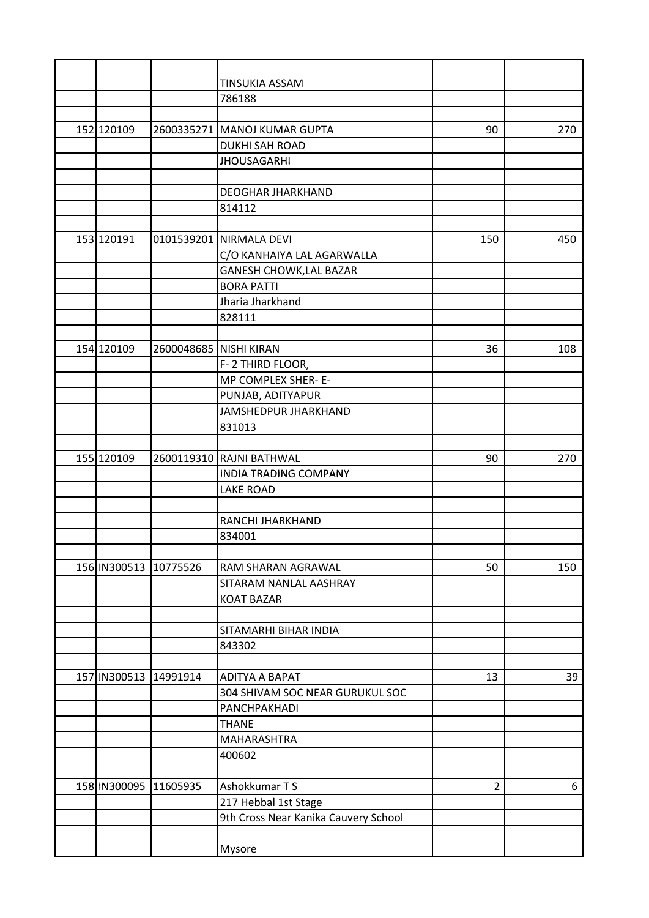| | | | | | |
|---|---|---|---|---|---|
| | | | | | |
| | | | TINSUKIA ASSAM | | |
| | | | 786188 | | |
| | | | | | |
| 152 | 120109 | 2600335271 | MANOJ KUMAR GUPTA | 90 | 270 |
| | | | DUKHI SAH ROAD | | |
| | | | JHOUSAGARHI | | |
| | | | | | |
| | | | DEOGHAR JHARKHAND | | |
| | | | 814112 | | |
| | | | | | |
| 153 | 120191 | 0101539201 | NIRMALA DEVI | 150 | 450 |
| | | | C/O KANHAIYA LAL AGARWALLA | | |
| | | | GANESH CHOWK,LAL BAZAR | | |
| | | | BORA PATTI | | |
| | | | Jharia Jharkhand | | |
| | | | 828111 | | |
| | | | | | |
| 154 | 120109 | 2600048685 | NISHI KIRAN | 36 | 108 |
| | | | F- 2 THIRD FLOOR, | | |
| | | | MP COMPLEX SHER- E- | | |
| | | | PUNJAB, ADITYAPUR | | |
| | | | JAMSHEDPUR JHARKHAND | | |
| | | | 831013 | | |
| | | | | | |
| 155 | 120109 | 2600119310 | RAJNI BATHWAL | 90 | 270 |
| | | | INDIA TRADING COMPANY | | |
| | | | LAKE ROAD | | |
| | | | | | |
| | | | RANCHI JHARKHAND | | |
| | | | 834001 | | |
| | | | | | |
| 156 | IN300513 | 10775526 | RAM SHARAN AGRAWAL | 50 | 150 |
| | | | SITARAM NANLAL AASHRAY | | |
| | | | KOAT BAZAR | | |
| | | | | | |
| | | | SITAMARHI BIHAR INDIA | | |
| | | | 843302 | | |
| | | | | | |
| 157 | IN300513 | 14991914 | ADITYA A BAPAT | 13 | 39 |
| | | | 304 SHIVAM SOC NEAR GURUKUL SOC | | |
| | | | PANCHPAKHADI | | |
| | | | THANE | | |
| | | | MAHARASHTRA | | |
| | | | 400602 | | |
| | | | | | |
| 158 | IN300095 | 11605935 | Ashokkumar T S | 2 | 6 |
| | | | 217 Hebbal 1st Stage | | |
| | | | 9th Cross Near Kanika Cauvery School | | |
| | | | | | |
| | | | Mysore | | |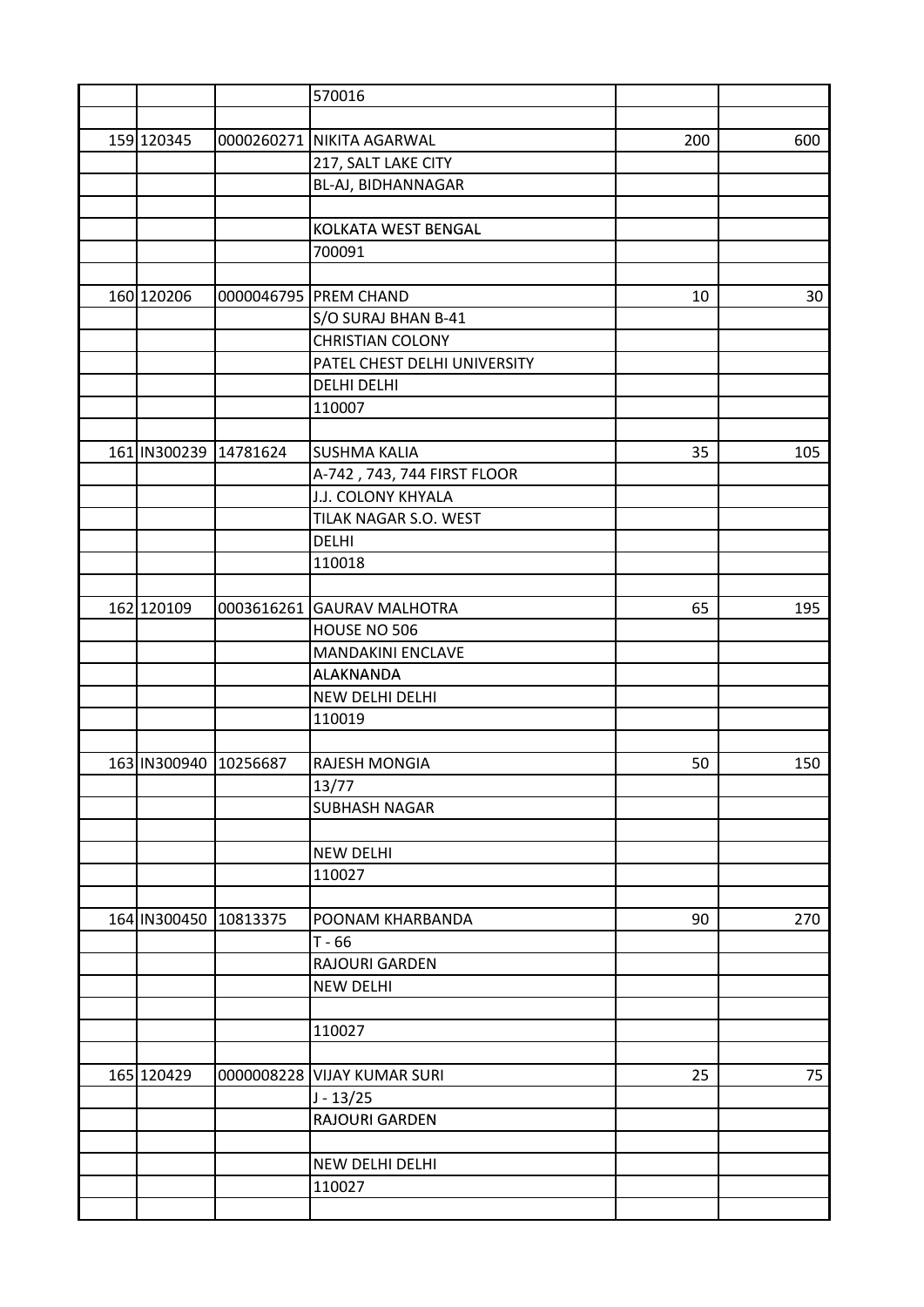| | | | | | |
|---|---|---|---|---|---|
| | | | 570016 | | |
| | | | | | |
| 159 | 120345 | 0000260271 | NIKITA AGARWAL | 200 | 600 |
| | | | 217, SALT LAKE CITY | | |
| | | | BL-AJ, BIDHANNAGAR | | |
| | | | | | |
| | | | KOLKATA WEST BENGAL | | |
| | | | 700091 | | |
| | | | | | |
| 160 | 120206 | 0000046795 | PREM CHAND | 10 | 30 |
| | | | S/O SURAJ BHAN B-41 | | |
| | | | CHRISTIAN COLONY | | |
| | | | PATEL CHEST DELHI UNIVERSITY | | |
| | | | DELHI DELHI | | |
| | | | 110007 | | |
| | | | | | |
| 161 | IN300239 | 14781624 | SUSHMA KALIA | 35 | 105 |
| | | | A-742 , 743, 744 FIRST FLOOR | | |
| | | | J.J. COLONY KHYALA | | |
| | | | TILAK NAGAR S.O. WEST | | |
| | | | DELHI | | |
| | | | 110018 | | |
| | | | | | |
| 162 | 120109 | 0003616261 | GAURAV MALHOTRA | 65 | 195 |
| | | | HOUSE NO 506 | | |
| | | | MANDAKINI ENCLAVE | | |
| | | | ALAKNANDA | | |
| | | | NEW DELHI DELHI | | |
| | | | 110019 | | |
| | | | | | |
| 163 | IN300940 | 10256687 | RAJESH MONGIA | 50 | 150 |
| | | | 13/77 | | |
| | | | SUBHASH NAGAR | | |
| | | | | | |
| | | | NEW DELHI | | |
| | | | 110027 | | |
| | | | | | |
| 164 | IN300450 | 10813375 | POONAM KHARBANDA | 90 | 270 |
| | | | T - 66 | | |
| | | | RAJOURI GARDEN | | |
| | | | NEW DELHI | | |
| | | | | | |
| | | | 110027 | | |
| | | | | | |
| 165 | 120429 | 0000008228 | VIJAY KUMAR SURI | 25 | 75 |
| | | | J - 13/25 | | |
| | | | RAJOURI GARDEN | | |
| | | | | | |
| | | | NEW DELHI DELHI | | |
| | | | 110027 | | |
| | | | | | |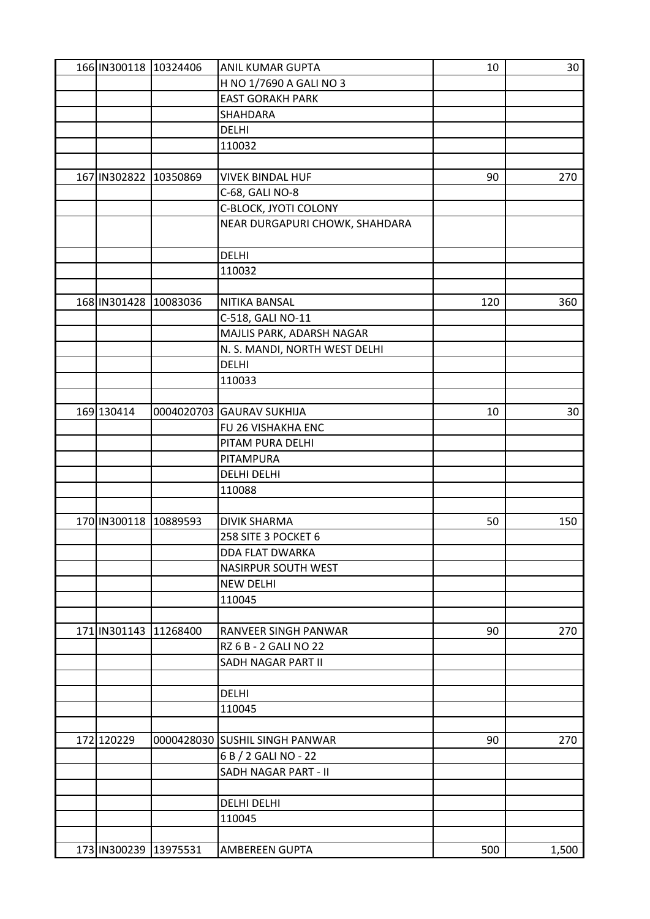| | | | | | |
|---|---|---|---|---|---|
| 166 | IN300118 | 10324406 | ANIL KUMAR GUPTA | 10 | 30 |
| | | | H NO 1/7690 A GALI NO 3 | | |
| | | | EAST GORAKH PARK | | |
| | | | SHAHDARA | | |
| | | | DELHI | | |
| | | | 110032 | | |
| | | | | | |
| 167 | IN302822 | 10350869 | VIVEK BINDAL HUF | 90 | 270 |
| | | | C-68, GALI NO-8 | | |
| | | | C-BLOCK, JYOTI COLONY | | |
| | | | NEAR DURGAPURI CHOWK, SHAHDARA | | |
| | | | DELHI | | |
| | | | 110032 | | |
| | | | | | |
| 168 | IN301428 | 10083036 | NITIKA BANSAL | 120 | 360 |
| | | | C-518, GALI NO-11 | | |
| | | | MAJLIS PARK, ADARSH NAGAR | | |
| | | | N. S. MANDI, NORTH WEST DELHI | | |
| | | | DELHI | | |
| | | | 110033 | | |
| | | | | | |
| 169 | 130414 | 0004020703 | GAURAV SUKHIJA | 10 | 30 |
| | | | FU 26 VISHAKHA ENC | | |
| | | | PITAM PURA DELHI | | |
| | | | PITAMPURA | | |
| | | | DELHI DELHI | | |
| | | | 110088 | | |
| | | | | | |
| 170 | IN300118 | 10889593 | DIVIK SHARMA | 50 | 150 |
| | | | 258 SITE 3 POCKET 6 | | |
| | | | DDA FLAT DWARKA | | |
| | | | NASIRPUR SOUTH WEST | | |
| | | | NEW DELHI | | |
| | | | 110045 | | |
| | | | | | |
| 171 | IN301143 | 11268400 | RANVEER SINGH PANWAR | 90 | 270 |
| | | | RZ 6 B - 2 GALI NO 22 | | |
| | | | SADH NAGAR PART II | | |
| | | | | | |
| | | | DELHI | | |
| | | | 110045 | | |
| | | | | | |
| 172 | 120229 | 0000428030 | SUSHIL SINGH PANWAR | 90 | 270 |
| | | | 6 B / 2 GALI NO - 22 | | |
| | | | SADH NAGAR PART - II | | |
| | | | | | |
| | | | DELHI DELHI | | |
| | | | 110045 | | |
| | | | | | |
| 173 | IN300239 | 13975531 | AMBEREEN GUPTA | 500 | 1,500 |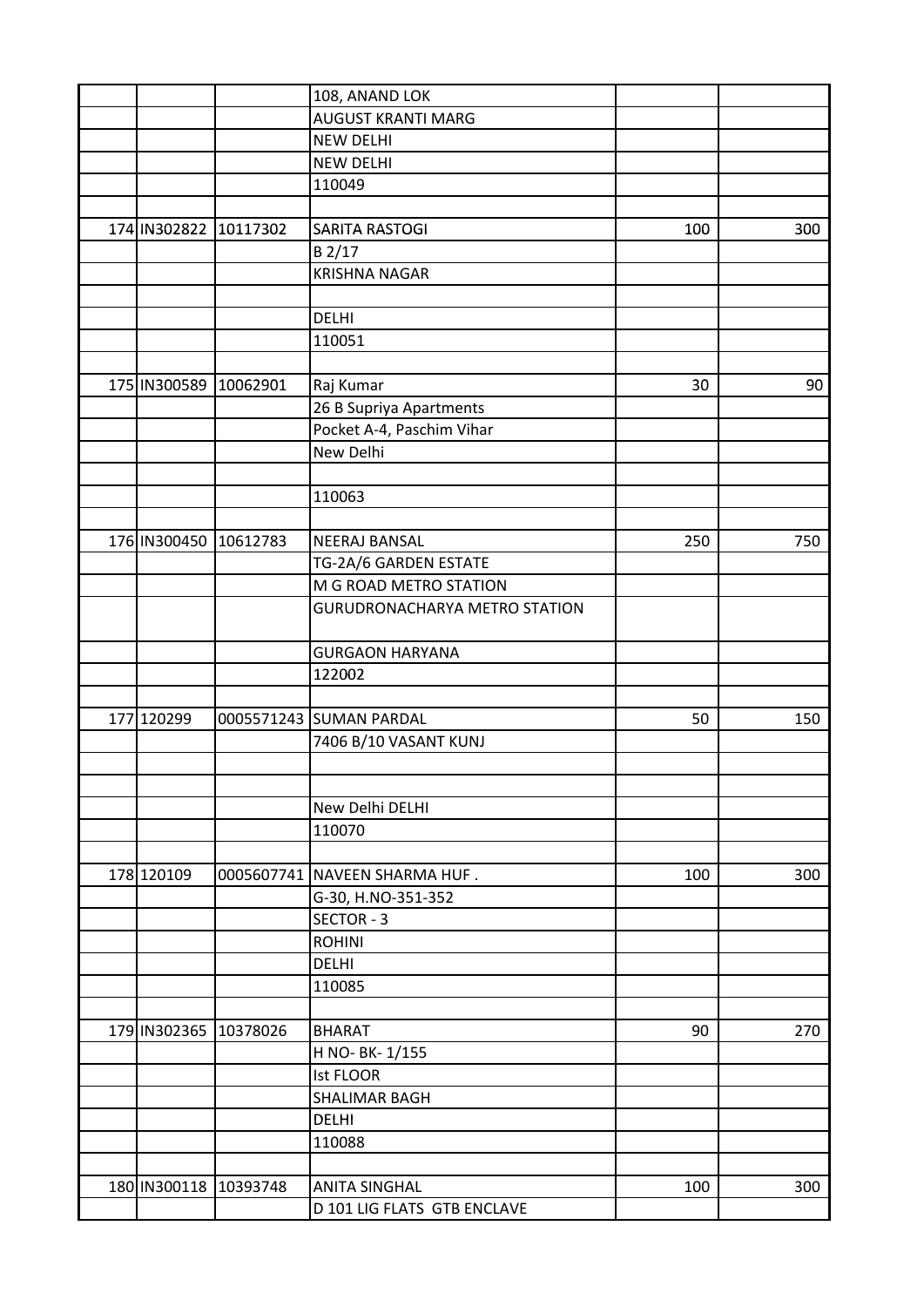| | | | | | |
|---|---|---|---|---|---|
| | | | 108, ANAND LOK | | |
| | | | AUGUST KRANTI MARG | | |
| | | | NEW DELHI | | |
| | | | NEW DELHI | | |
| | | | 110049 | | |
| | | | | | |
| 174 | IN302822 | 10117302 | SARITA RASTOGI | 100 | 300 |
| | | | B 2/17 | | |
| | | | KRISHNA NAGAR | | |
| | | | | | |
| | | | DELHI | | |
| | | | 110051 | | |
| | | | | | |
| 175 | IN300589 | 10062901 | Raj Kumar | 30 | 90 |
| | | | 26 B Supriya Apartments | | |
| | | | Pocket A-4, Paschim Vihar | | |
| | | | New Delhi | | |
| | | | | | |
| | | | 110063 | | |
| | | | | | |
| 176 | IN300450 | 10612783 | NEERAJ BANSAL | 250 | 750 |
| | | | TG-2A/6 GARDEN ESTATE | | |
| | | | M G ROAD METRO STATION | | |
| | | | GURUDRONACHARYA METRO STATION | | |
| | | | GURGAON HARYANA | | |
| | | | 122002 | | |
| | | | | | |
| 177 | 120299 | 0005571243 | SUMAN PARDAL | 50 | 150 |
| | | | 7406 B/10 VASANT KUNJ | | |
| | | | | | |
| | | | | | |
| | | | New Delhi DELHI | | |
| | | | 110070 | | |
| | | | | | |
| 178 | 120109 | 0005607741 | NAVEEN SHARMA HUF . | 100 | 300 |
| | | | G-30, H.NO-351-352 | | |
| | | | SECTOR - 3 | | |
| | | | ROHINI | | |
| | | | DELHI | | |
| | | | 110085 | | |
| | | | | | |
| 179 | IN302365 | 10378026 | BHARAT | 90 | 270 |
| | | | H NO- BK- 1/155 | | |
| | | | Ist FLOOR | | |
| | | | SHALIMAR BAGH | | |
| | | | DELHI | | |
| | | | 110088 | | |
| | | | | | |
| 180 | IN300118 | 10393748 | ANITA SINGHAL | 100 | 300 |
| | | | D 101 LIG FLATS GTB ENCLAVE | | |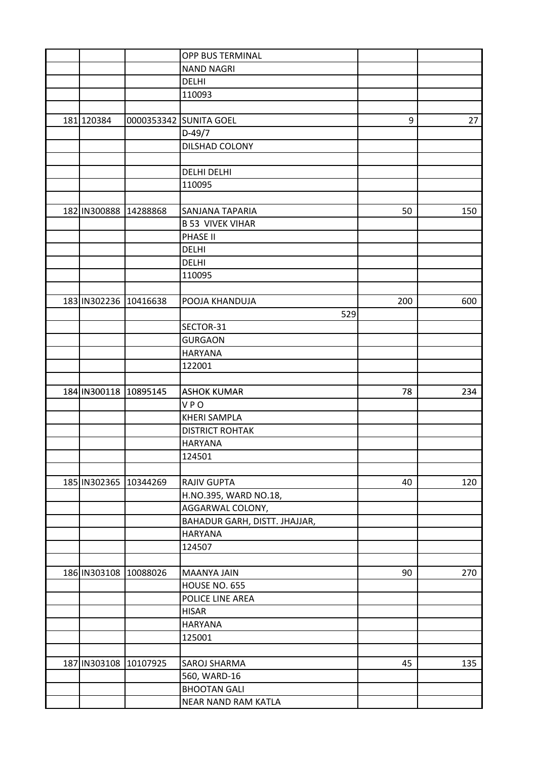| | | | | | |
|---|---|---|---|---|---|
| | | | OPP BUS TERMINAL | | |
| | | | NAND NAGRI | | |
| | | | DELHI | | |
| | | | 110093 | | |
| | | | | | |
| 181 | 120384 | 0000353342 | SUNITA GOEL | 9 | 27 |
| | | | D-49/7 | | |
| | | | DILSHAD COLONY | | |
| | | | | | |
| | | | DELHI DELHI | | |
| | | | 110095 | | |
| | | | | | |
| 182 | IN300888 | 14288868 | SANJANA TAPARIA | 50 | 150 |
| | | | B 53 VIVEK VIHAR | | |
| | | | PHASE II | | |
| | | | DELHI | | |
| | | | DELHI | | |
| | | | 110095 | | |
| | | | | | |
| 183 | IN302236 | 10416638 | POOJA KHANDUJA | 200 | 600 |
| | | | 529 | | |
| | | | SECTOR-31 | | |
| | | | GURGAON | | |
| | | | HARYANA | | |
| | | | 122001 | | |
| | | | | | |
| 184 | IN300118 | 10895145 | ASHOK KUMAR | 78 | 234 |
| | | | V P O | | |
| | | | KHERI SAMPLA | | |
| | | | DISTRICT ROHTAK | | |
| | | | HARYANA | | |
| | | | 124501 | | |
| | | | | | |
| 185 | IN302365 | 10344269 | RAJIV GUPTA | 40 | 120 |
| | | | H.NO.395, WARD NO.18, | | |
| | | | AGGARWAL COLONY, | | |
| | | | BAHADUR GARH, DISTT. JHAJJAR, | | |
| | | | HARYANA | | |
| | | | 124507 | | |
| | | | | | |
| 186 | IN303108 | 10088026 | MAANYA JAIN | 90 | 270 |
| | | | HOUSE NO. 655 | | |
| | | | POLICE LINE AREA | | |
| | | | HISAR | | |
| | | | HARYANA | | |
| | | | 125001 | | |
| | | | | | |
| 187 | IN303108 | 10107925 | SAROJ SHARMA | 45 | 135 |
| | | | 560, WARD-16 | | |
| | | | BHOOTAN GALI | | |
| | | | NEAR NAND RAM KATLA | | |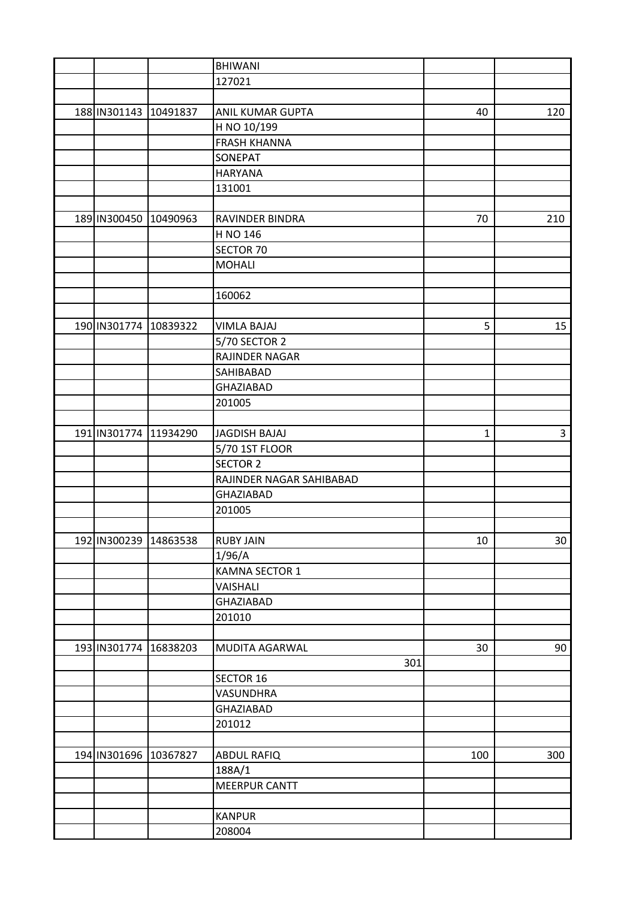| | | | | | |
|---|---|---|---|---|---|
| | | | BHIWANI | | |
| | | | 127021 | | |
| | | | | | |
| 188 | IN301143 | 10491837 | ANIL KUMAR GUPTA | 40 | 120 |
| | | | H NO 10/199 | | |
| | | | FRASH KHANNA | | |
| | | | SONEPAT | | |
| | | | HARYANA | | |
| | | | 131001 | | |
| | | | | | |
| 189 | IN300450 | 10490963 | RAVINDER BINDRA | 70 | 210 |
| | | | H NO 146 | | |
| | | | SECTOR 70 | | |
| | | | MOHALI | | |
| | | | | | |
| | | | 160062 | | |
| | | | | | |
| 190 | IN301774 | 10839322 | VIMLA BAJAJ | 5 | 15 |
| | | | 5/70 SECTOR 2 | | |
| | | | RAJINDER NAGAR | | |
| | | | SAHIBABAD | | |
| | | | GHAZIABAD | | |
| | | | 201005 | | |
| | | | | | |
| 191 | IN301774 | 11934290 | JAGDISH BAJAJ | 1 | 3 |
| | | | 5/70 1ST FLOOR | | |
| | | | SECTOR 2 | | |
| | | | RAJINDER NAGAR SAHIBABAD | | |
| | | | GHAZIABAD | | |
| | | | 201005 | | |
| | | | | | |
| 192 | IN300239 | 14863538 | RUBY JAIN | 10 | 30 |
| | | | 1/96/A | | |
| | | | KAMNA SECTOR 1 | | |
| | | | VAISHALI | | |
| | | | GHAZIABAD | | |
| | | | 201010 | | |
| | | | | | |
| 193 | IN301774 | 16838203 | MUDITA AGARWAL | 30 | 90 |
| | | | 301 | | |
| | | | SECTOR 16 | | |
| | | | VASUNDHRA | | |
| | | | GHAZIABAD | | |
| | | | 201012 | | |
| | | | | | |
| 194 | IN301696 | 10367827 | ABDUL RAFIQ | 100 | 300 |
| | | | 188A/1 | | |
| | | | MEERPUR CANTT | | |
| | | | | | |
| | | | KANPUR | | |
| | | | 208004 | | |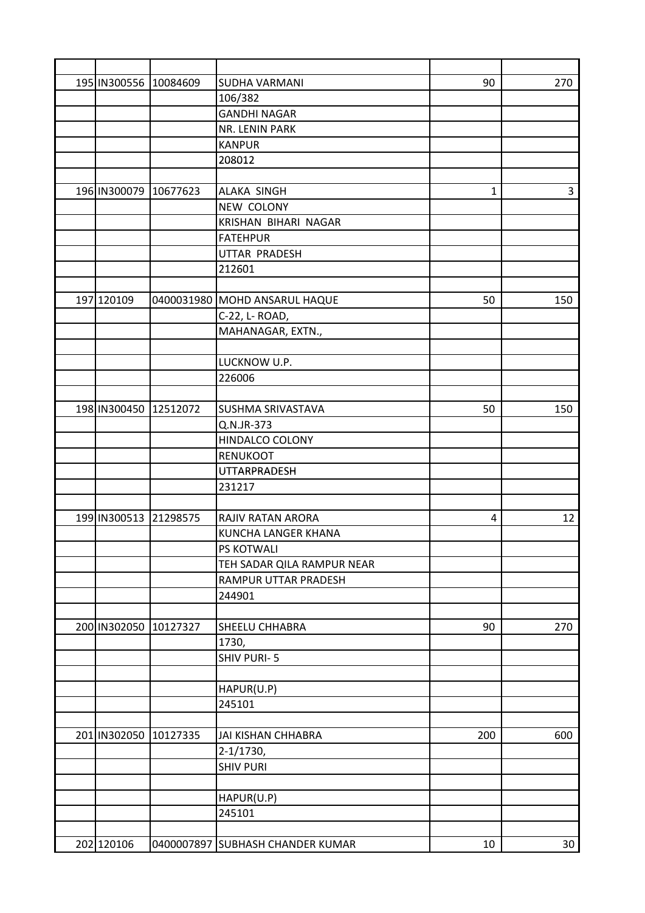| | | | | | |
|---|---|---|---|---|---|
| 195 | IN300556 | 10084609 | SUDHA VARMANI | 90 | 270 |
| | | | 106/382 | | |
| | | | GANDHI NAGAR | | |
| | | | NR. LENIN PARK | | |
| | | | KANPUR | | |
| | | | 208012 | | |
| | | | | | |
| 196 | IN300079 | 10677623 | ALAKA SINGH | 1 | 3 |
| | | | NEW COLONY | | |
| | | | KRISHAN BIHARI NAGAR | | |
| | | | FATEHPUR | | |
| | | | UTTAR PRADESH | | |
| | | | 212601 | | |
| | | | | | |
| 197 | 120109 | 0400031980 | MOHD ANSARUL HAQUE | 50 | 150 |
| | | | C-22, L- ROAD, | | |
| | | | MAHANAGAR, EXTN., | | |
| | | | | | |
| | | | LUCKNOW U.P. | | |
| | | | 226006 | | |
| | | | | | |
| 198 | IN300450 | 12512072 | SUSHMA SRIVASTAVA | 50 | 150 |
| | | | Q.N.JR-373 | | |
| | | | HINDALCO COLONY | | |
| | | | RENUKOOT | | |
| | | | UTTARPRADESH | | |
| | | | 231217 | | |
| | | | | | |
| 199 | IN300513 | 21298575 | RAJIV RATAN ARORA | 4 | 12 |
| | | | KUNCHA LANGER KHANA | | |
| | | | PS KOTWALI | | |
| | | | TEH SADAR QILA RAMPUR NEAR | | |
| | | | RAMPUR UTTAR PRADESH | | |
| | | | 244901 | | |
| | | | | | |
| 200 | IN302050 | 10127327 | SHEELU CHHABRA | 90 | 270 |
| | | | 1730, | | |
| | | | SHIV PURI- 5 | | |
| | | | | | |
| | | | HAPUR(U.P) | | |
| | | | 245101 | | |
| | | | | | |
| 201 | IN302050 | 10127335 | JAI KISHAN CHHABRA | 200 | 600 |
| | | | 2-1/1730, | | |
| | | | SHIV PURI | | |
| | | | | | |
| | | | HAPUR(U.P) | | |
| | | | 245101 | | |
| | | | | | |
| 202 | 120106 | 0400007897 | SUBHASH CHANDER KUMAR | 10 | 30 |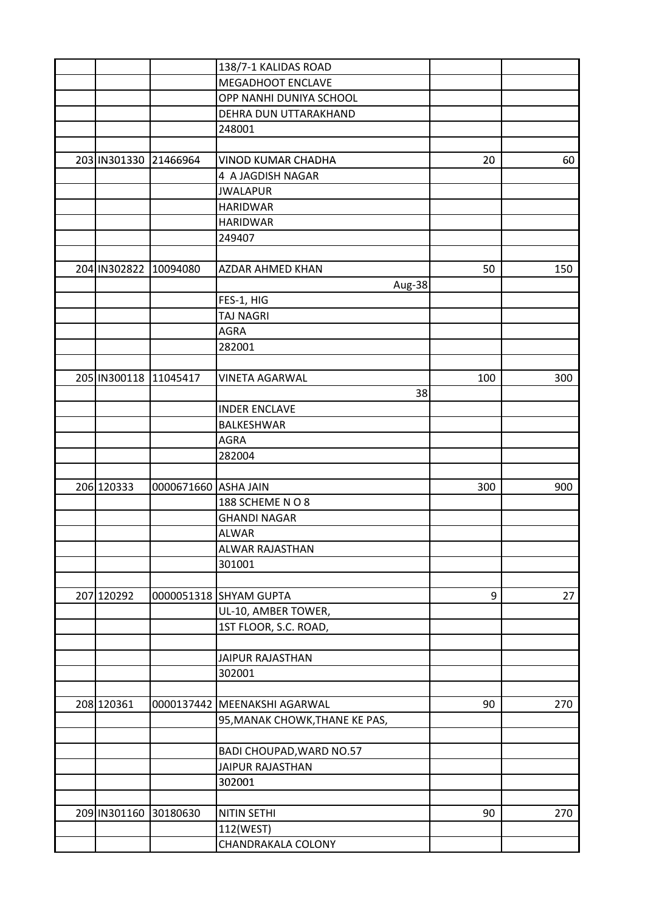| | | | | | |
|---|---|---|---|---|---|
| | | | 138/7-1 KALIDAS ROAD | | |
| | | | MEGADHOOT ENCLAVE | | |
| | | | OPP NANHI DUNIYA SCHOOL | | |
| | | | DEHRA DUN UTTARAKHAND | | |
| | | | 248001 | | |
| | | | | | |
| 203 | IN301330 | 21466964 | VINOD KUMAR CHADHA | 20 | 60 |
| | | | 4 A JAGDISH NAGAR | | |
| | | | JWALAPUR | | |
| | | | HARIDWAR | | |
| | | | HARIDWAR | | |
| | | | 249407 | | |
| | | | | | |
| 204 | IN302822 | 10094080 | AZDAR AHMED KHAN | 50 | 150 |
| | | | Aug-38 | | |
| | | | FES-1, HIG | | |
| | | | TAJ NAGRI | | |
| | | | AGRA | | |
| | | | 282001 | | |
| | | | | | |
| 205 | IN300118 | 11045417 | VINETA AGARWAL | 100 | 300 |
| | | | 38 | | |
| | | | INDER ENCLAVE | | |
| | | | BALKESHWAR | | |
| | | | AGRA | | |
| | | | 282004 | | |
| | | | | | |
| 206 | 120333 | 0000671660 | ASHA JAIN | 300 | 900 |
| | | | 188 SCHEME N O 8 | | |
| | | | GHANDI NAGAR | | |
| | | | ALWAR | | |
| | | | ALWAR RAJASTHAN | | |
| | | | 301001 | | |
| | | | | | |
| 207 | 120292 | 0000051318 | SHYAM GUPTA | 9 | 27 |
| | | | UL-10, AMBER TOWER, | | |
| | | | 1ST FLOOR, S.C. ROAD, | | |
| | | | | | |
| | | | JAIPUR RAJASTHAN | | |
| | | | 302001 | | |
| | | | | | |
| 208 | 120361 | 0000137442 | MEENAKSHI AGARWAL | 90 | 270 |
| | | | 95,MANAK CHOWK,THANE KE PAS, | | |
| | | | | | |
| | | | BADI CHOUPAD,WARD NO.57 | | |
| | | | JAIPUR RAJASTHAN | | |
| | | | 302001 | | |
| | | | | | |
| 209 | IN301160 | 30180630 | NITIN SETHI | 90 | 270 |
| | | | 112(WEST) | | |
| | | | CHANDRAKALA COLONY | | |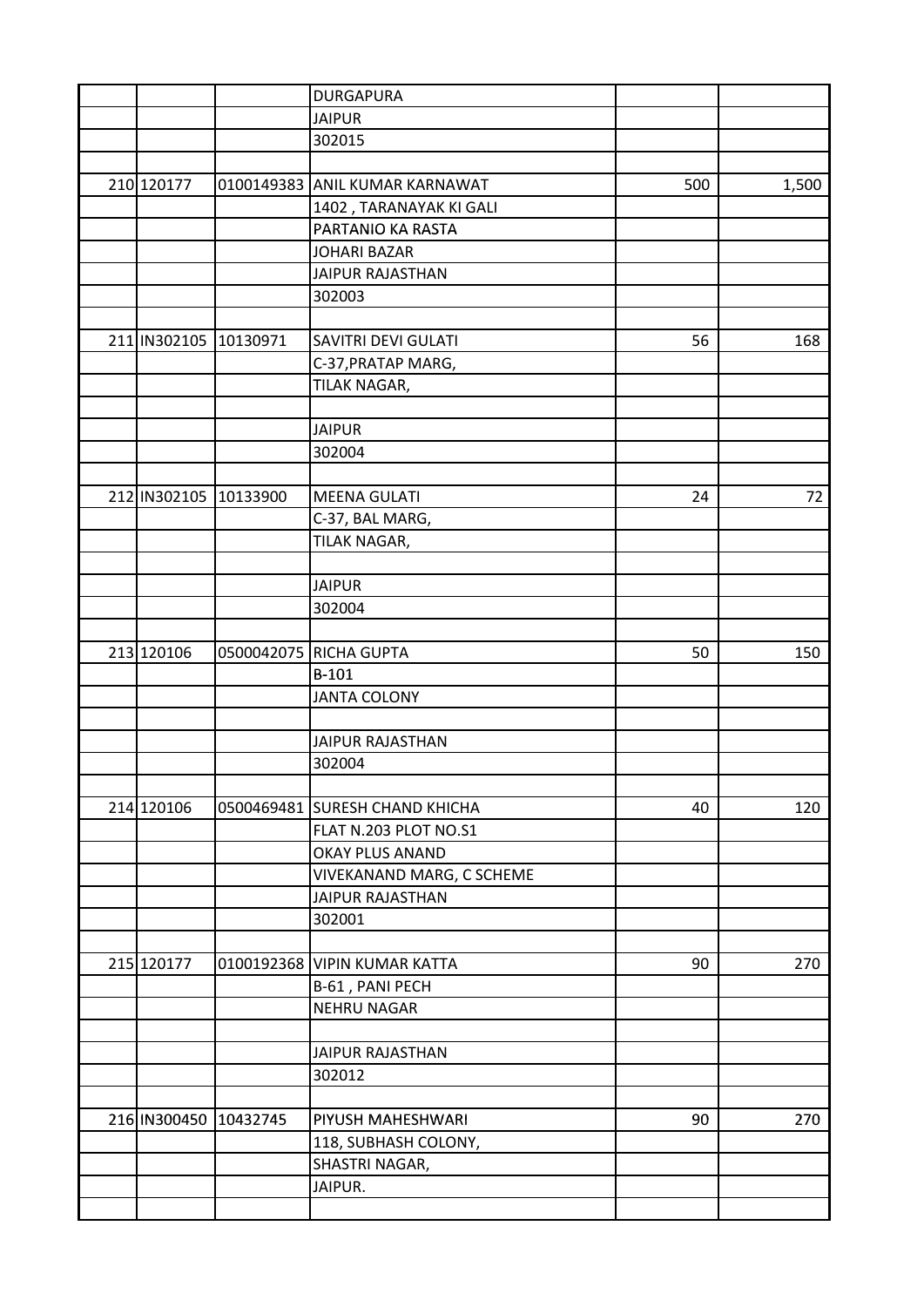| | | | | | |
|---|---|---|---|---|---|
| | | | DURGAPURA | | |
| | | | JAIPUR | | |
| | | | 302015 | | |
| | | | | | |
| 210 | 120177 | 0100149383 | ANIL KUMAR KARNAWAT | 500 | 1,500 |
| | | | 1402 , TARANAYAK KI GALI | | |
| | | | PARTANIO KA RASTA | | |
| | | | JOHARI BAZAR | | |
| | | | JAIPUR RAJASTHAN | | |
| | | | 302003 | | |
| | | | | | |
| 211 | IN302105 | 10130971 | SAVITRI DEVI GULATI | 56 | 168 |
| | | | C-37,PRATAP MARG, | | |
| | | | TILAK NAGAR, | | |
| | | | | | |
| | | | JAIPUR | | |
| | | | 302004 | | |
| | | | | | |
| 212 | IN302105 | 10133900 | MEENA GULATI | 24 | 72 |
| | | | C-37, BAL MARG, | | |
| | | | TILAK NAGAR, | | |
| | | | | | |
| | | | JAIPUR | | |
| | | | 302004 | | |
| | | | | | |
| 213 | 120106 | 0500042075 | RICHA GUPTA | 50 | 150 |
| | | | B-101 | | |
| | | | JANTA COLONY | | |
| | | | | | |
| | | | JAIPUR RAJASTHAN | | |
| | | | 302004 | | |
| | | | | | |
| 214 | 120106 | 0500469481 | SURESH CHAND KHICHA | 40 | 120 |
| | | | FLAT N.203 PLOT NO.S1 | | |
| | | | OKAY PLUS ANAND | | |
| | | | VIVEKANAND MARG, C SCHEME | | |
| | | | JAIPUR RAJASTHAN | | |
| | | | 302001 | | |
| | | | | | |
| 215 | 120177 | 0100192368 | VIPIN KUMAR KATTA | 90 | 270 |
| | | | B-61 , PANI PECH | | |
| | | | NEHRU NAGAR | | |
| | | | | | |
| | | | JAIPUR RAJASTHAN | | |
| | | | 302012 | | |
| | | | | | |
| 216 | IN300450 | 10432745 | PIYUSH MAHESHWARI | 90 | 270 |
| | | | 118, SUBHASH COLONY, | | |
| | | | SHASTRI NAGAR, | | |
| | | | JAIPUR. | | |
| | | | | | |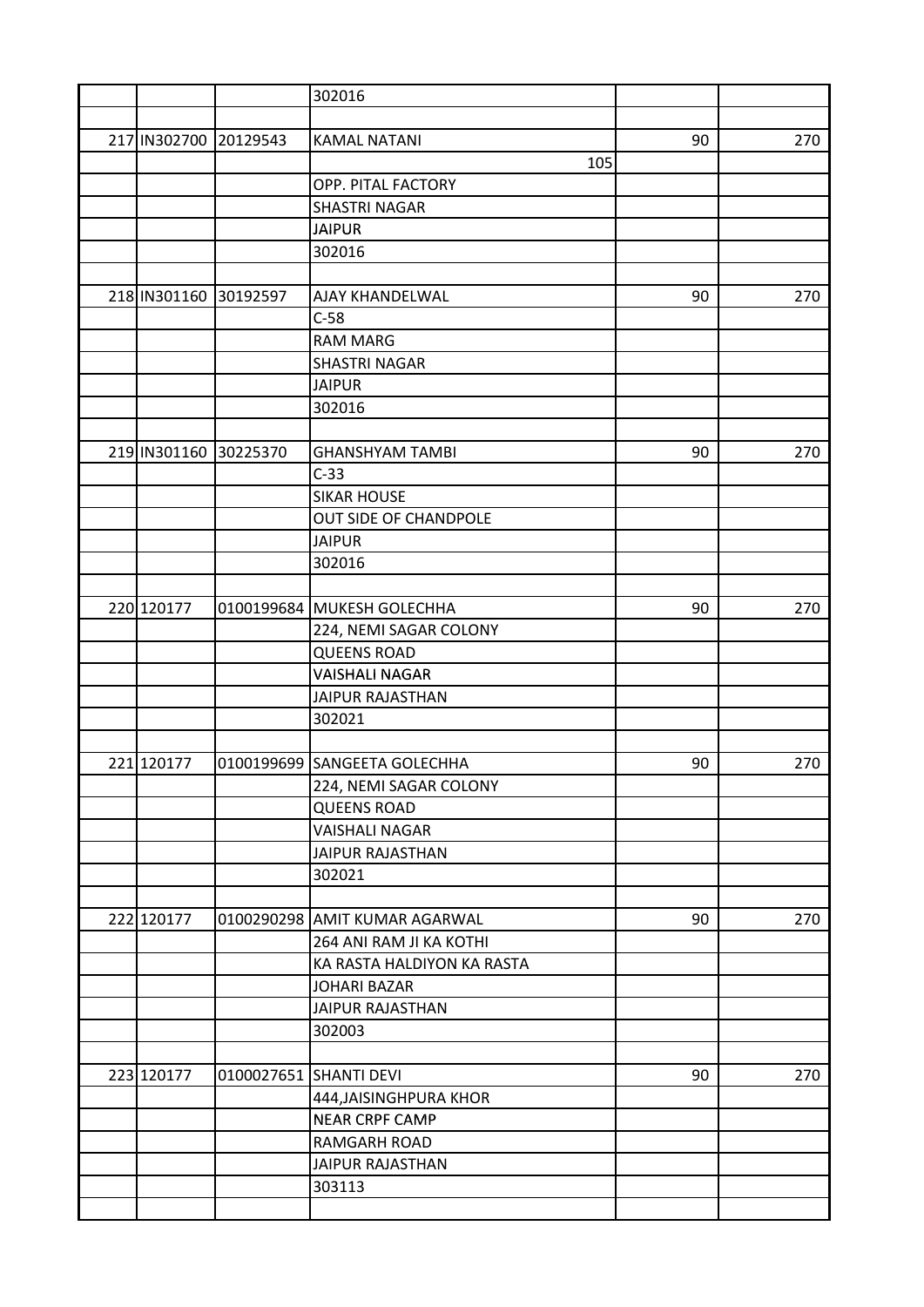| | | | | | |
|---|---|---|---|---|---|
| | | | 302016 | | |
| | | | | | |
| 217 | IN302700 | 20129543 | KAMAL NATANI | 90 | 270 |
| | | | 105 | | |
| | | | OPP. PITAL FACTORY | | |
| | | | SHASTRI NAGAR | | |
| | | | JAIPUR | | |
| | | | 302016 | | |
| | | | | | |
| 218 | IN301160 | 30192597 | AJAY KHANDELWAL | 90 | 270 |
| | | | C-58 | | |
| | | | RAM MARG | | |
| | | | SHASTRI NAGAR | | |
| | | | JAIPUR | | |
| | | | 302016 | | |
| | | | | | |
| 219 | IN301160 | 30225370 | GHANSHYAM TAMBI | 90 | 270 |
| | | | C-33 | | |
| | | | SIKAR HOUSE | | |
| | | | OUT SIDE OF CHANDPOLE | | |
| | | | JAIPUR | | |
| | | | 302016 | | |
| | | | | | |
| 220 | 120177 | 0100199684 | MUKESH GOLECHHA | 90 | 270 |
| | | | 224, NEMI SAGAR COLONY | | |
| | | | QUEENS ROAD | | |
| | | | VAISHALI NAGAR | | |
| | | | JAIPUR RAJASTHAN | | |
| | | | 302021 | | |
| | | | | | |
| 221 | 120177 | 0100199699 | SANGEETA GOLECHHA | 90 | 270 |
| | | | 224, NEMI SAGAR COLONY | | |
| | | | QUEENS ROAD | | |
| | | | VAISHALI NAGAR | | |
| | | | JAIPUR RAJASTHAN | | |
| | | | 302021 | | |
| | | | | | |
| 222 | 120177 | 0100290298 | AMIT KUMAR AGARWAL | 90 | 270 |
| | | | 264 ANI RAM JI KA KOTHI | | |
| | | | KA RASTA HALDIYON KA RASTA | | |
| | | | JOHARI BAZAR | | |
| | | | JAIPUR RAJASTHAN | | |
| | | | 302003 | | |
| | | | | | |
| 223 | 120177 | 0100027651 | SHANTI DEVI | 90 | 270 |
| | | | 444,JAISINGHPURA KHOR | | |
| | | | NEAR CRPF CAMP | | |
| | | | RAMGARH ROAD | | |
| | | | JAIPUR RAJASTHAN | | |
| | | | 303113 | | |
| | | | | | |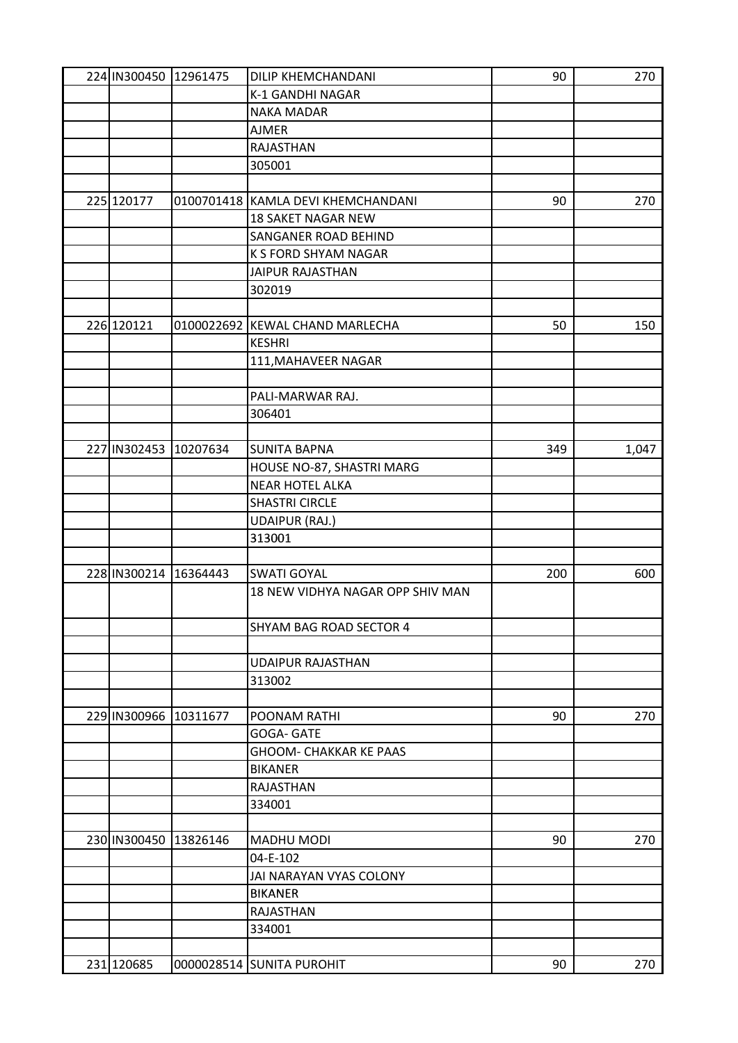| | | | | | |
|---|---|---|---|---|---|
| 224 | IN300450 | 12961475 | DILIP KHEMCHANDANI | 90 | 270 |
| | | | K-1 GANDHI NAGAR | | |
| | | | NAKA MADAR | | |
| | | | AJMER | | |
| | | | RAJASTHAN | | |
| | | | 305001 | | |
| | | | | | |
| 225 | 120177 | 0100701418 | KAMLA DEVI KHEMCHANDANI | 90 | 270 |
| | | | 18 SAKET NAGAR NEW | | |
| | | | SANGANER ROAD BEHIND | | |
| | | | K S FORD SHYAM NAGAR | | |
| | | | JAIPUR RAJASTHAN | | |
| | | | 302019 | | |
| | | | | | |
| 226 | 120121 | 0100022692 | KEWAL CHAND MARLECHA | 50 | 150 |
| | | | KESHRI | | |
| | | | 111,MAHAVEER NAGAR | | |
| | | | | | |
| | | | PALI-MARWAR RAJ. | | |
| | | | 306401 | | |
| | | | | | |
| 227 | IN302453 | 10207634 | SUNITA BAPNA | 349 | 1,047 |
| | | | HOUSE NO-87, SHASTRI MARG | | |
| | | | NEAR HOTEL ALKA | | |
| | | | SHASTRI CIRCLE | | |
| | | | UDAIPUR (RAJ.) | | |
| | | | 313001 | | |
| | | | | | |
| 228 | IN300214 | 16364443 | SWATI GOYAL | 200 | 600 |
| | | | 18 NEW VIDHYA NAGAR OPP SHIV MAN | | |
| | | | SHYAM BAG ROAD SECTOR 4 | | |
| | | | | | |
| | | | UDAIPUR RAJASTHAN | | |
| | | | 313002 | | |
| | | | | | |
| 229 | IN300966 | 10311677 | POONAM RATHI | 90 | 270 |
| | | | GOGA- GATE | | |
| | | | GHOOM- CHAKKAR KE PAAS | | |
| | | | BIKANER | | |
| | | | RAJASTHAN | | |
| | | | 334001 | | |
| | | | | | |
| 230 | IN300450 | 13826146 | MADHU MODI | 90 | 270 |
| | | | 04-E-102 | | |
| | | | JAI NARAYAN VYAS COLONY | | |
| | | | BIKANER | | |
| | | | RAJASTHAN | | |
| | | | 334001 | | |
| | | | | | |
| 231 | 120685 | 0000028514 | SUNITA PUROHIT | 90 | 270 |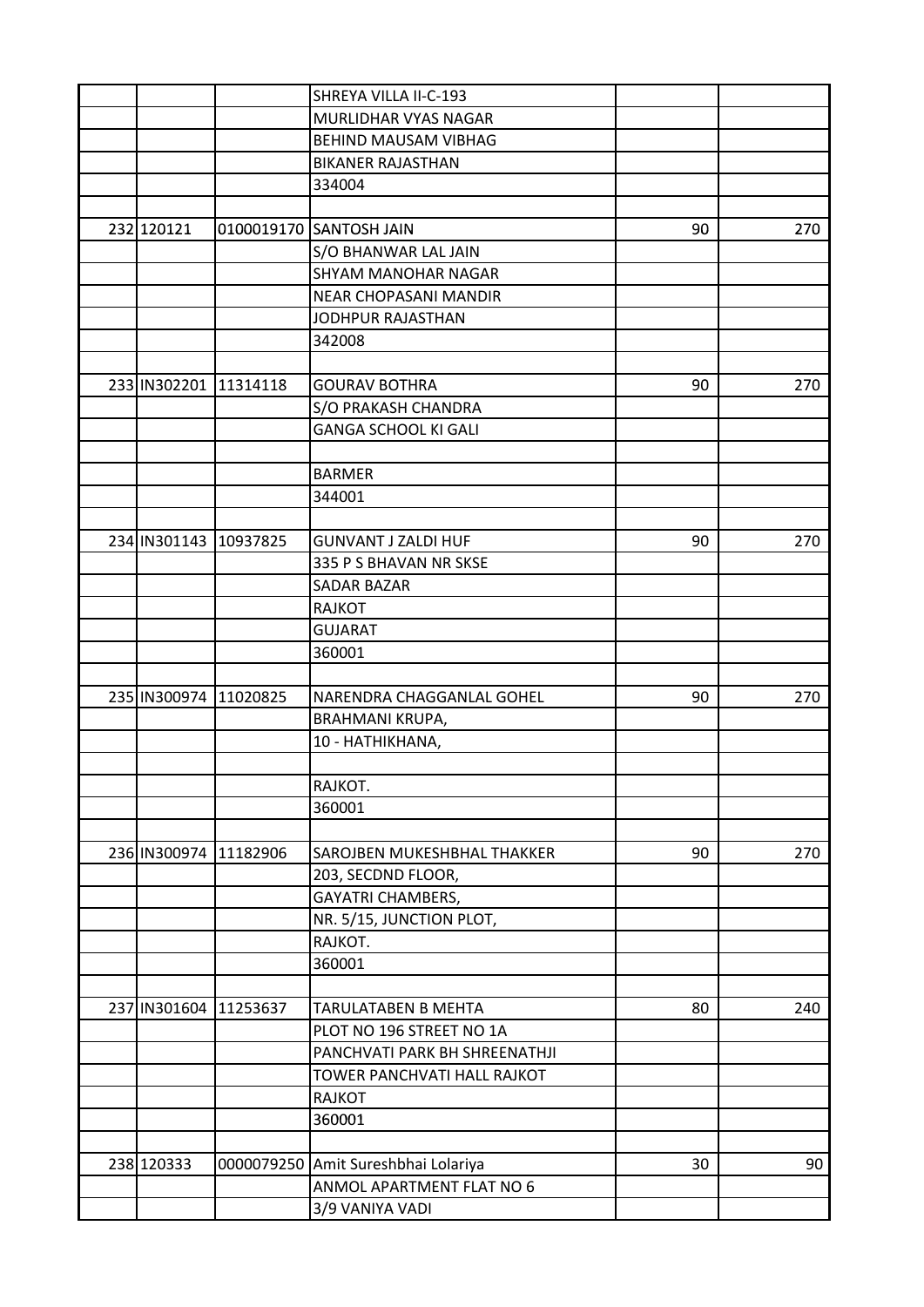| | | | | | |
|---|---|---|---|---|---|
| | | | SHREYA VILLA II-C-193 | | |
| | | | MURLIDHAR VYAS NAGAR | | |
| | | | BEHIND MAUSAM VIBHAG | | |
| | | | BIKANER RAJASTHAN | | |
| | | | 334004 | | |
| | | | | | |
| 232 | 120121 | 0100019170 | SANTOSH JAIN | 90 | 270 |
| | | | S/O BHANWAR LAL JAIN | | |
| | | | SHYAM MANOHAR NAGAR | | |
| | | | NEAR CHOPASANI MANDIR | | |
| | | | JODHPUR RAJASTHAN | | |
| | | | 342008 | | |
| | | | | | |
| 233 | IN302201 | 11314118 | GOURAV BOTHRA | 90 | 270 |
| | | | S/O PRAKASH CHANDRA | | |
| | | | GANGA SCHOOL KI GALI | | |
| | | | | | |
| | | | BARMER | | |
| | | | 344001 | | |
| | | | | | |
| 234 | IN301143 | 10937825 | GUNVANT J ZALDI HUF | 90 | 270 |
| | | | 335 P S BHAVAN NR SKSE | | |
| | | | SADAR BAZAR | | |
| | | | RAJKOT | | |
| | | | GUJARAT | | |
| | | | 360001 | | |
| | | | | | |
| 235 | IN300974 | 11020825 | NARENDRA CHAGGANLAL GOHEL | 90 | 270 |
| | | | BRAHMANI KRUPA, | | |
| | | | 10 - HATHIKHANA, | | |
| | | | | | |
| | | | RAJKOT. | | |
| | | | 360001 | | |
| | | | | | |
| 236 | IN300974 | 11182906 | SAROJBEN MUKESHBHAL THAKKER | 90 | 270 |
| | | | 203, SECDND FLOOR, | | |
| | | | GAYATRI CHAMBERS, | | |
| | | | NR. 5/15, JUNCTION PLOT, | | |
| | | | RAJKOT. | | |
| | | | 360001 | | |
| | | | | | |
| 237 | IN301604 | 11253637 | TARULATABEN B MEHTA | 80 | 240 |
| | | | PLOT NO 196 STREET NO 1A | | |
| | | | PANCHVATI PARK BH SHREENATHJI | | |
| | | | TOWER PANCHVATI HALL RAJKOT | | |
| | | | RAJKOT | | |
| | | | 360001 | | |
| | | | | | |
| 238 | 120333 | 0000079250 | Amit Sureshbhai Lolariya | 30 | 90 |
| | | | ANMOL APARTMENT FLAT NO 6 | | |
| | | | 3/9 VANIYA VADI | | |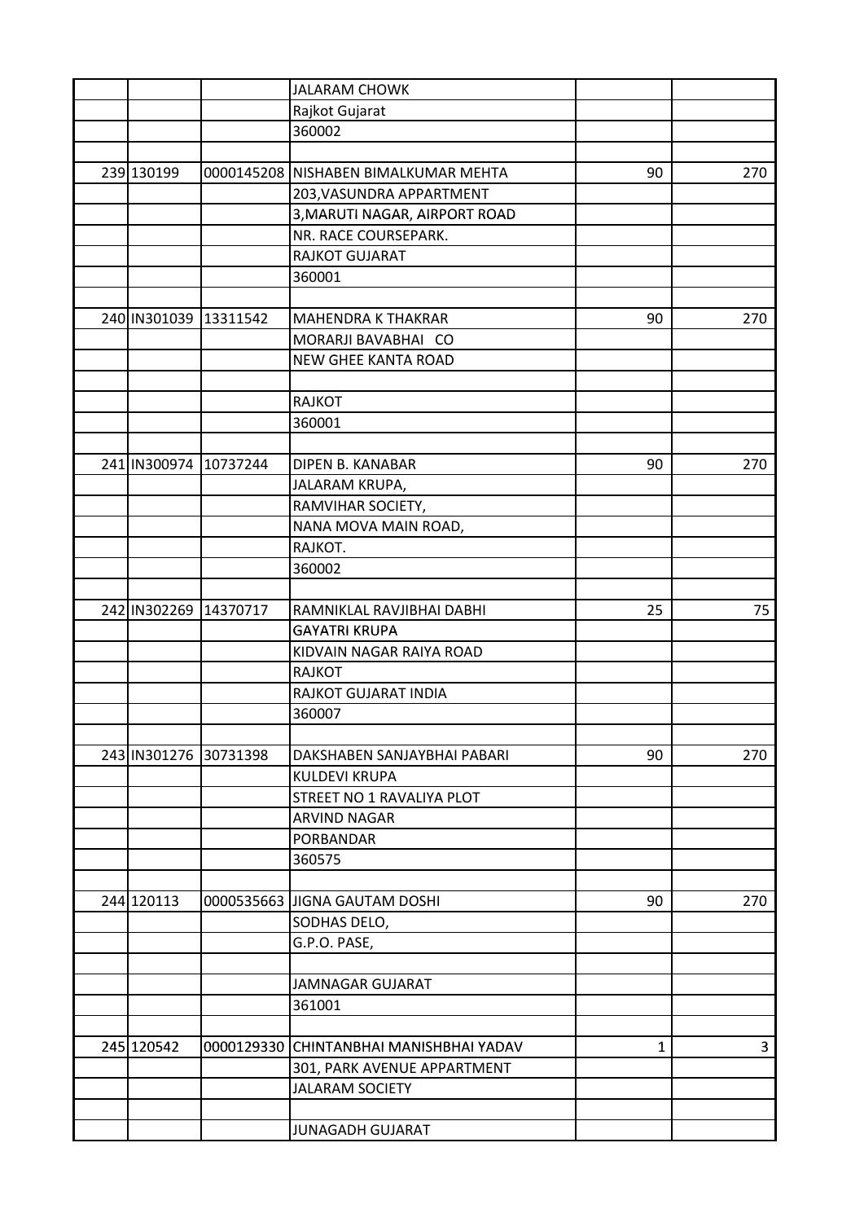| | | | | | |
|---|---|---|---|---|---|
| | | | JALARAM CHOWK | | |
| | | | Rajkot Gujarat | | |
| | | | 360002 | | |
| | | | | | |
| 239 | 130199 | 0000145208 | NISHABEN BIMALKUMAR MEHTA | 90 | 270 |
| | | | 203,VASUNDRA APPARTMENT | | |
| | | | 3,MARUTI NAGAR, AIRPORT ROAD | | |
| | | | NR. RACE COURSEPARK. | | |
| | | | RAJKOT GUJARAT | | |
| | | | 360001 | | |
| | | | | | |
| 240 | IN301039 | 13311542 | MAHENDRA K THAKRAR | 90 | 270 |
| | | | MORARJI BAVABHAI CO | | |
| | | | NEW GHEE KANTA ROAD | | |
| | | | | | |
| | | | RAJKOT | | |
| | | | 360001 | | |
| | | | | | |
| 241 | IN300974 | 10737244 | DIPEN B. KANABAR | 90 | 270 |
| | | | JALARAM KRUPA, | | |
| | | | RAMVIHAR SOCIETY, | | |
| | | | NANA MOVA MAIN ROAD, | | |
| | | | RAJKOT. | | |
| | | | 360002 | | |
| | | | | | |
| 242 | IN302269 | 14370717 | RAMNIKLAL RAVJIBHAI DABHI | 25 | 75 |
| | | | GAYATRI KRUPA | | |
| | | | KIDVAIN NAGAR RAIYA ROAD | | |
| | | | RAJKOT | | |
| | | | RAJKOT GUJARAT INDIA | | |
| | | | 360007 | | |
| | | | | | |
| 243 | IN301276 | 30731398 | DAKSHABEN SANJAYBHAI PABARI | 90 | 270 |
| | | | KULDEVI KRUPA | | |
| | | | STREET NO 1 RAVALIYA PLOT | | |
| | | | ARVIND NAGAR | | |
| | | | PORBANDAR | | |
| | | | 360575 | | |
| | | | | | |
| 244 | 120113 | 0000535663 | JIGNA GAUTAM DOSHI | 90 | 270 |
| | | | SODHAS DELO, | | |
| | | | G.P.O. PASE, | | |
| | | | | | |
| | | | JAMNAGAR GUJARAT | | |
| | | | 361001 | | |
| | | | | | |
| 245 | 120542 | 0000129330 | CHINTANBHAI MANISHBHAI YADAV | 1 | 3 |
| | | | 301, PARK AVENUE APPARTMENT | | |
| | | | JALARAM SOCIETY | | |
| | | | | | |
| | | | JUNAGADH GUJARAT | | |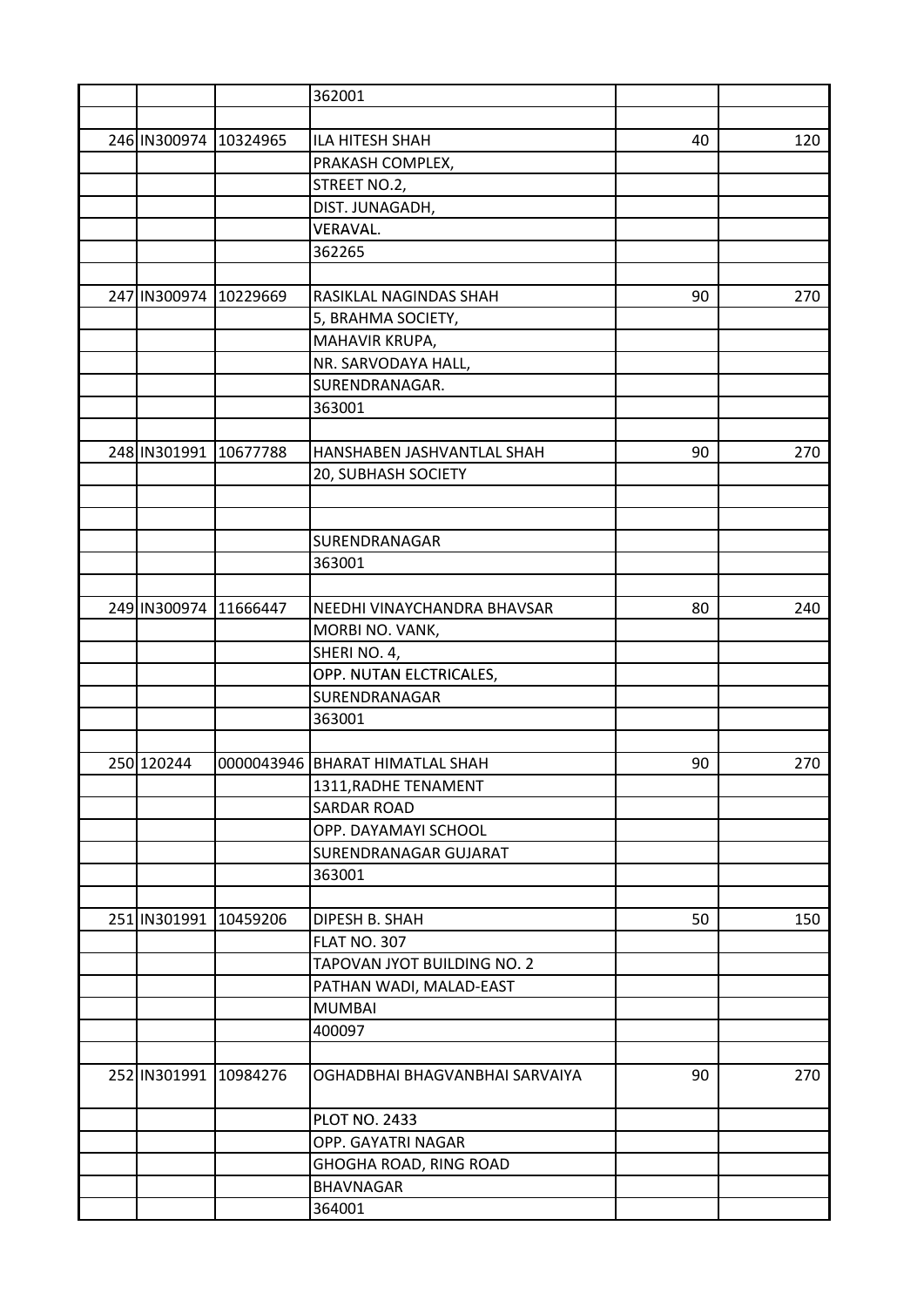| | | | | | |
|---|---|---|---|---|---|
| | | | 362001 | | |
| | | | | | |
| 246 | IN300974 | 10324965 | ILA HITESH SHAH | 40 | 120 |
| | | | PRAKASH COMPLEX, | | |
| | | | STREET NO.2, | | |
| | | | DIST. JUNAGADH, | | |
| | | | VERAVAL. | | |
| | | | 362265 | | |
| | | | | | |
| 247 | IN300974 | 10229669 | RASIKLAL NAGINDAS SHAH | 90 | 270 |
| | | | 5, BRAHMA SOCIETY, | | |
| | | | MAHAVIR KRUPA, | | |
| | | | NR. SARVODAYA HALL, | | |
| | | | SURENDRANAGAR. | | |
| | | | 363001 | | |
| | | | | | |
| 248 | IN301991 | 10677788 | HANSHABEN JASHVANTLAL SHAH | 90 | 270 |
| | | | 20, SUBHASH SOCIETY | | |
| | | | | | |
| | | | | | |
| | | | SURENDRANAGAR | | |
| | | | 363001 | | |
| | | | | | |
| 249 | IN300974 | 11666447 | NEEDHI VINAYCHANDRA BHAVSAR | 80 | 240 |
| | | | MORBI NO. VANK, | | |
| | | | SHERI NO. 4, | | |
| | | | OPP. NUTAN ELCTRICALES, | | |
| | | | SURENDRANAGAR | | |
| | | | 363001 | | |
| | | | | | |
| 250 | 120244 | 0000043946 | BHARAT HIMATLAL SHAH | 90 | 270 |
| | | | 1311,RADHE TENAMENT | | |
| | | | SARDAR ROAD | | |
| | | | OPP. DAYAMAYI SCHOOL | | |
| | | | SURENDRANAGAR GUJARAT | | |
| | | | 363001 | | |
| | | | | | |
| 251 | IN301991 | 10459206 | DIPESH B. SHAH | 50 | 150 |
| | | | FLAT NO. 307 | | |
| | | | TAPOVAN JYOT BUILDING NO. 2 | | |
| | | | PATHAN WADI, MALAD-EAST | | |
| | | | MUMBAI | | |
| | | | 400097 | | |
| | | | | | |
| 252 | IN301991 | 10984276 | OGHADBHAI BHAGVANBHAI SARVAIYA | 90 | 270 |
| | | | PLOT NO. 2433 | | |
| | | | OPP. GAYATRI NAGAR | | |
| | | | GHOGHA ROAD, RING ROAD | | |
| | | | BHAVNAGAR | | |
| | | | 364001 | | |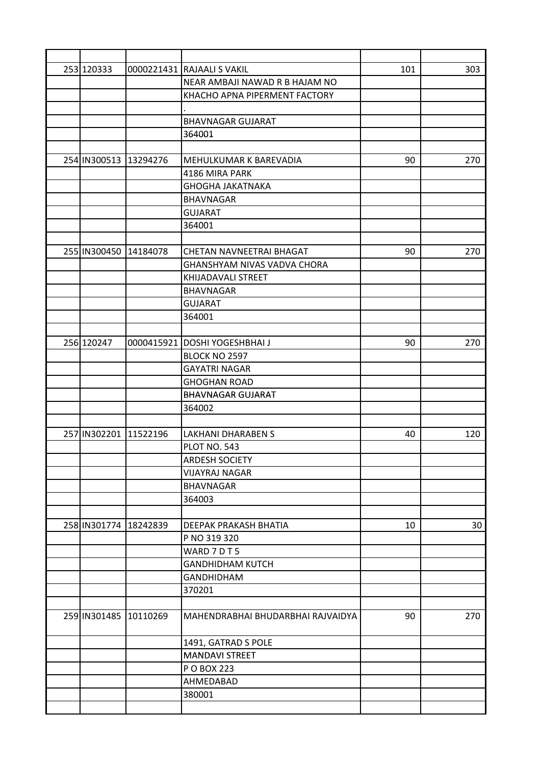| | | | | | |
|---|---|---|---|---|---|
| 253 | 120333 | 0000221431 | RAJAALI S VAKIL | 101 | 303 |
| | | | NEAR AMBAJI NAWAD R B HAJAM NO | | |
| | | | KHACHO APNA PIPERMENT FACTORY | | |
| | | | . | | |
| | | | BHAVNAGAR GUJARAT | | |
| | | | 364001 | | |
| | | | | | |
| 254 | IN300513 | 13294276 | MEHULKUMAR K BAREVADIA | 90 | 270 |
| | | | 4186 MIRA PARK | | |
| | | | GHOGHA JAKATNAKA | | |
| | | | BHAVNAGAR | | |
| | | | GUJARAT | | |
| | | | 364001 | | |
| | | | | | |
| 255 | IN300450 | 14184078 | CHETAN NAVNEETRAI BHAGAT | 90 | 270 |
| | | | GHANSHYAM NIVAS VADVA CHORA | | |
| | | | KHIJADAVALI STREET | | |
| | | | BHAVNAGAR | | |
| | | | GUJARAT | | |
| | | | 364001 | | |
| | | | | | |
| 256 | 120247 | 0000415921 | DOSHI YOGESHBHAI J | 90 | 270 |
| | | | BLOCK NO 2597 | | |
| | | | GAYATRI NAGAR | | |
| | | | GHOGHAN ROAD | | |
| | | | BHAVNAGAR GUJARAT | | |
| | | | 364002 | | |
| | | | | | |
| 257 | IN302201 | 11522196 | LAKHANI DHARABEN S | 40 | 120 |
| | | | PLOT NO. 543 | | |
| | | | ARDESH SOCIETY | | |
| | | | VIJAYRAJ NAGAR | | |
| | | | BHAVNAGAR | | |
| | | | 364003 | | |
| | | | | | |
| 258 | IN301774 | 18242839 | DEEPAK PRAKASH BHATIA | 10 | 30 |
| | | | P NO 319 320 | | |
| | | | WARD 7 D T 5 | | |
| | | | GANDHIDHAM KUTCH | | |
| | | | GANDHIDHAM | | |
| | | | 370201 | | |
| | | | | | |
| 259 | IN301485 | 10110269 | MAHENDRABHAI BHUDARBHAI RAJVAIDYA | 90 | 270 |
| | | | 1491, GATRAD S POLE | | |
| | | | MANDAVI STREET | | |
| | | | P O BOX 223 | | |
| | | | AHMEDABAD | | |
| | | | 380001 | | |
| | | | | | |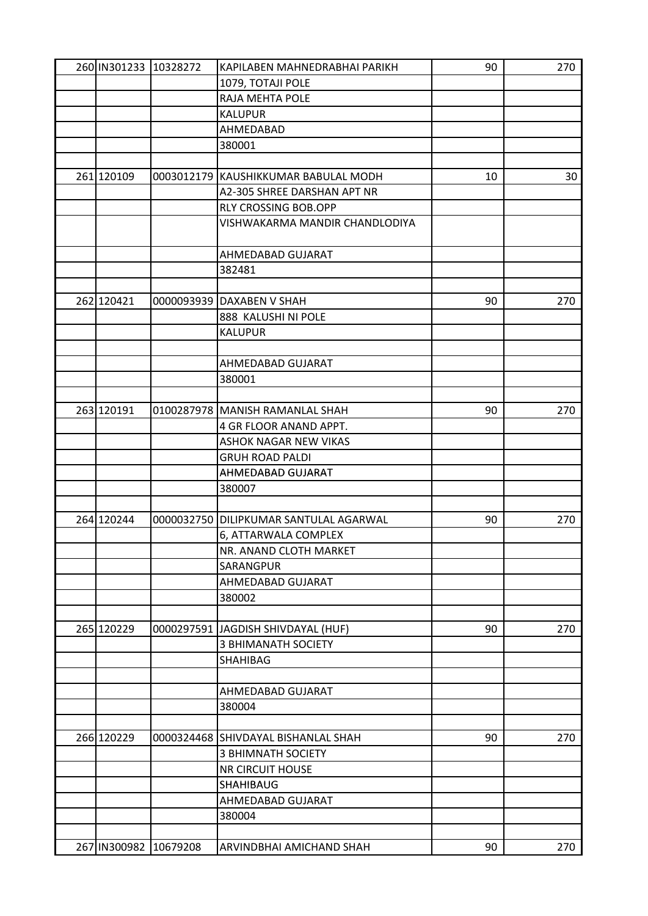| | | | | | |
|---|---|---|---|---|---|
| 260 | IN301233 | 10328272 | KAPILABEN MAHNEDRABHAI PARIKH | 90 | 270 |
| | | | 1079, TOTAJI POLE | | |
| | | | RAJA MEHTA POLE | | |
| | | | KALUPUR | | |
| | | | AHMEDABAD | | |
| | | | 380001 | | |
| | | | | | |
| 261 | 120109 | 0003012179 | KAUSHIKKUMAR BABULAL MODH | 10 | 30 |
| | | | A2-305 SHREE DARSHAN APT NR | | |
| | | | RLY CROSSING BOB.OPP | | |
| | | | VISHWAKARMA MANDIR CHANDLODIYA | | |
| | | | AHMEDABAD GUJARAT | | |
| | | | 382481 | | |
| | | | | | |
| 262 | 120421 | 0000093939 | DAXABEN V SHAH | 90 | 270 |
| | | | 888 KALUSHI NI POLE | | |
| | | | KALUPUR | | |
| | | | | | |
| | | | AHMEDABAD GUJARAT | | |
| | | | 380001 | | |
| | | | | | |
| 263 | 120191 | 0100287978 | MANISH RAMANLAL SHAH | 90 | 270 |
| | | | 4 GR FLOOR ANAND APPT. | | |
| | | | ASHOK NAGAR NEW VIKAS | | |
| | | | GRUH ROAD PALDI | | |
| | | | AHMEDABAD GUJARAT | | |
| | | | 380007 | | |
| | | | | | |
| 264 | 120244 | 0000032750 | DILIPKUMAR SANTULAL AGARWAL | 90 | 270 |
| | | | 6, ATTARWALA COMPLEX | | |
| | | | NR. ANAND CLOTH MARKET | | |
| | | | SARANGPUR | | |
| | | | AHMEDABAD GUJARAT | | |
| | | | 380002 | | |
| | | | | | |
| 265 | 120229 | 0000297591 | JAGDISH SHIVDAYAL (HUF) | 90 | 270 |
| | | | 3 BHIMANATH SOCIETY | | |
| | | | SHAHIBAG | | |
| | | | | | |
| | | | AHMEDABAD GUJARAT | | |
| | | | 380004 | | |
| | | | | | |
| 266 | 120229 | 0000324468 | SHIVDAYAL BISHANLAL SHAH | 90 | 270 |
| | | | 3 BHIMNATH SOCIETY | | |
| | | | NR CIRCUIT HOUSE | | |
| | | | SHAHIBAUG | | |
| | | | AHMEDABAD GUJARAT | | |
| | | | 380004 | | |
| | | | | | |
| 267 | IN300982 | 10679208 | ARVINDBHAI AMICHAND SHAH | 90 | 270 |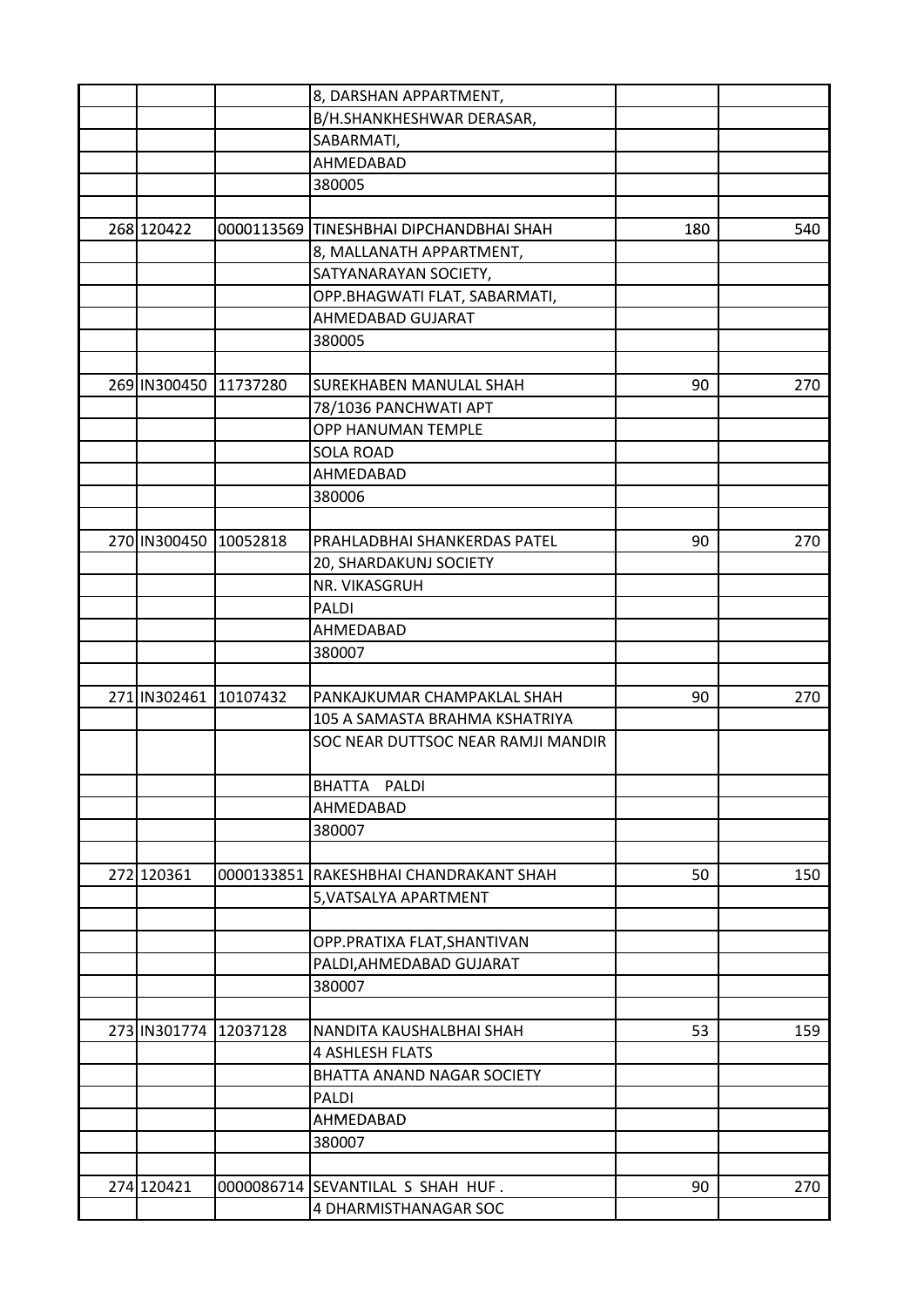| | | | | | |
|---|---|---|---|---|---|
| | | | 8, DARSHAN APPARTMENT, | | |
| | | | B/H.SHANKHESHWAR DERASAR, | | |
| | | | SABARMATI, | | |
| | | | AHMEDABAD | | |
| | | | 380005 | | |
| | | | | | |
| 268 | 120422 | 0000113569 | TINESHBHAI DIPCHANDBHAI SHAH | 180 | 540 |
| | | | 8, MALLANATH APPARTMENT, | | |
| | | | SATYANARAYAN SOCIETY, | | |
| | | | OPP.BHAGWATI FLAT, SABARMATI, | | |
| | | | AHMEDABAD GUJARAT | | |
| | | | 380005 | | |
| | | | | | |
| 269 | IN300450 | 11737280 | SUREKHABEN MANULAL SHAH | 90 | 270 |
| | | | 78/1036 PANCHWATI APT | | |
| | | | OPP HANUMAN TEMPLE | | |
| | | | SOLA ROAD | | |
| | | | AHMEDABAD | | |
| | | | 380006 | | |
| | | | | | |
| 270 | IN300450 | 10052818 | PRAHLADBHAI SHANKERDAS PATEL | 90 | 270 |
| | | | 20, SHARDAKUNJ SOCIETY | | |
| | | | NR. VIKASGRUH | | |
| | | | PALDI | | |
| | | | AHMEDABAD | | |
| | | | 380007 | | |
| | | | | | |
| 271 | IN302461 | 10107432 | PANKAJKUMAR CHAMPAKLAL SHAH | 90 | 270 |
| | | | 105 A SAMASTA BRAHMA KSHATRIYA | | |
| | | | SOC NEAR DUTTSOC NEAR RAMJI MANDIR | | |
| | | | BHATTA PALDI | | |
| | | | AHMEDABAD | | |
| | | | 380007 | | |
| | | | | | |
| 272 | 120361 | 0000133851 | RAKESHBHAI CHANDRAKANT SHAH | 50 | 150 |
| | | | 5,VATSALYA APARTMENT | | |
| | | | | | |
| | | | OPP.PRATIXA FLAT,SHANTIVAN | | |
| | | | PALDI,AHMEDABAD GUJARAT | | |
| | | | 380007 | | |
| | | | | | |
| 273 | IN301774 | 12037128 | NANDITA KAUSHALBHAI SHAH | 53 | 159 |
| | | | 4 ASHLESH FLATS | | |
| | | | BHATTA ANAND NAGAR SOCIETY | | |
| | | | PALDI | | |
| | | | AHMEDABAD | | |
| | | | 380007 | | |
| | | | | | |
| 274 | 120421 | 0000086714 | SEVANTILAL S SHAH HUF . | 90 | 270 |
| | | | 4 DHARMISTHANAGAR SOC | | |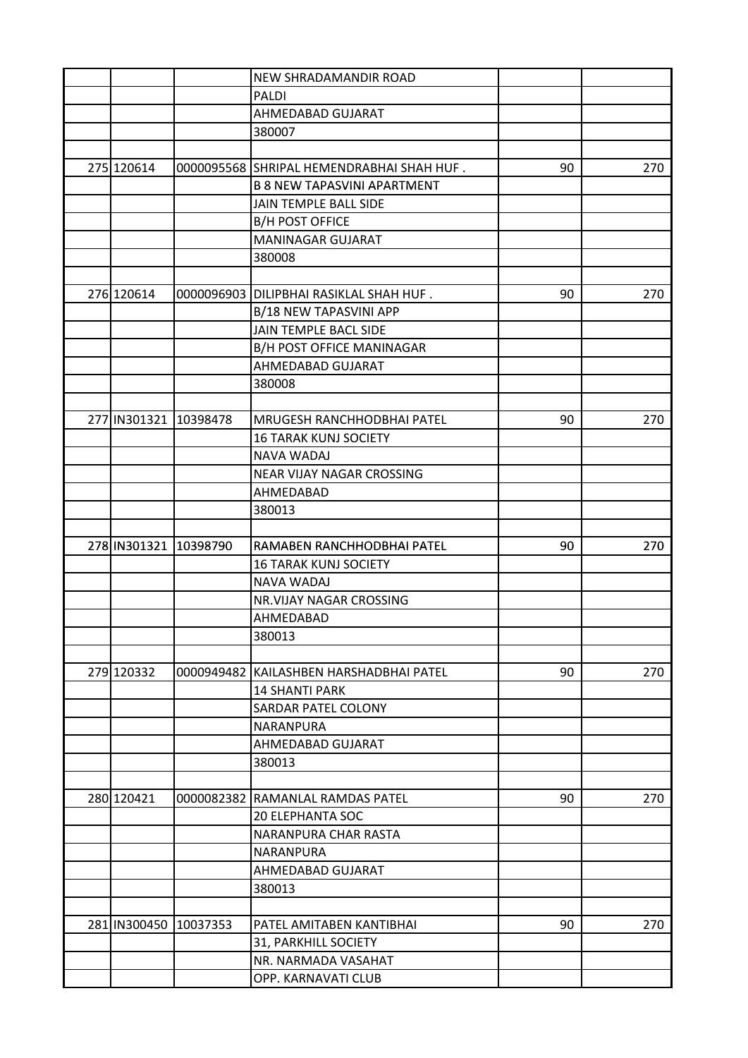| | | | | | |
|---|---|---|---|---|---|
| | | | NEW SHRADAMANDIR ROAD | | |
| | | | PALDI | | |
| | | | AHMEDABAD GUJARAT | | |
| | | | 380007 | | |
| | | | | | |
| 275 | 120614 | 0000095568 | SHRIPAL HEMENDRABHAI SHAH HUF . | 90 | 270 |
| | | | B 8 NEW TAPASVINI APARTMENT | | |
| | | | JAIN TEMPLE BALL SIDE | | |
| | | | B/H POST OFFICE | | |
| | | | MANINAGAR GUJARAT | | |
| | | | 380008 | | |
| | | | | | |
| 276 | 120614 | 0000096903 | DILIPBHAI RASIKLAL SHAH HUF . | 90 | 270 |
| | | | B/18 NEW TAPASVINI APP | | |
| | | | JAIN TEMPLE BACL SIDE | | |
| | | | B/H POST OFFICE MANINAGAR | | |
| | | | AHMEDABAD GUJARAT | | |
| | | | 380008 | | |
| | | | | | |
| 277 | IN301321 | 10398478 | MRUGESH RANCHHODBHAI PATEL | 90 | 270 |
| | | | 16 TARAK KUNJ SOCIETY | | |
| | | | NAVA WADAJ | | |
| | | | NEAR VIJAY NAGAR CROSSING | | |
| | | | AHMEDABAD | | |
| | | | 380013 | | |
| | | | | | |
| 278 | IN301321 | 10398790 | RAMABEN RANCHHODBHAI PATEL | 90 | 270 |
| | | | 16 TARAK KUNJ SOCIETY | | |
| | | | NAVA WADAJ | | |
| | | | NR.VIJAY NAGAR CROSSING | | |
| | | | AHMEDABAD | | |
| | | | 380013 | | |
| | | | | | |
| 279 | 120332 | 0000949482 | KAILASHBEN HARSHADBHAI PATEL | 90 | 270 |
| | | | 14 SHANTI PARK | | |
| | | | SARDAR PATEL COLONY | | |
| | | | NARANPURA | | |
| | | | AHMEDABAD GUJARAT | | |
| | | | 380013 | | |
| | | | | | |
| 280 | 120421 | 0000082382 | RAMANLAL RAMDAS PATEL | 90 | 270 |
| | | | 20 ELEPHANTA SOC | | |
| | | | NARANPURA CHAR RASTA | | |
| | | | NARANPURA | | |
| | | | AHMEDABAD GUJARAT | | |
| | | | 380013 | | |
| | | | | | |
| 281 | IN300450 | 10037353 | PATEL AMITABEN KANTIBHAI | 90 | 270 |
| | | | 31, PARKHILL SOCIETY | | |
| | | | NR. NARMADA VASAHAT | | |
| | | | OPP. KARNAVATI CLUB | | |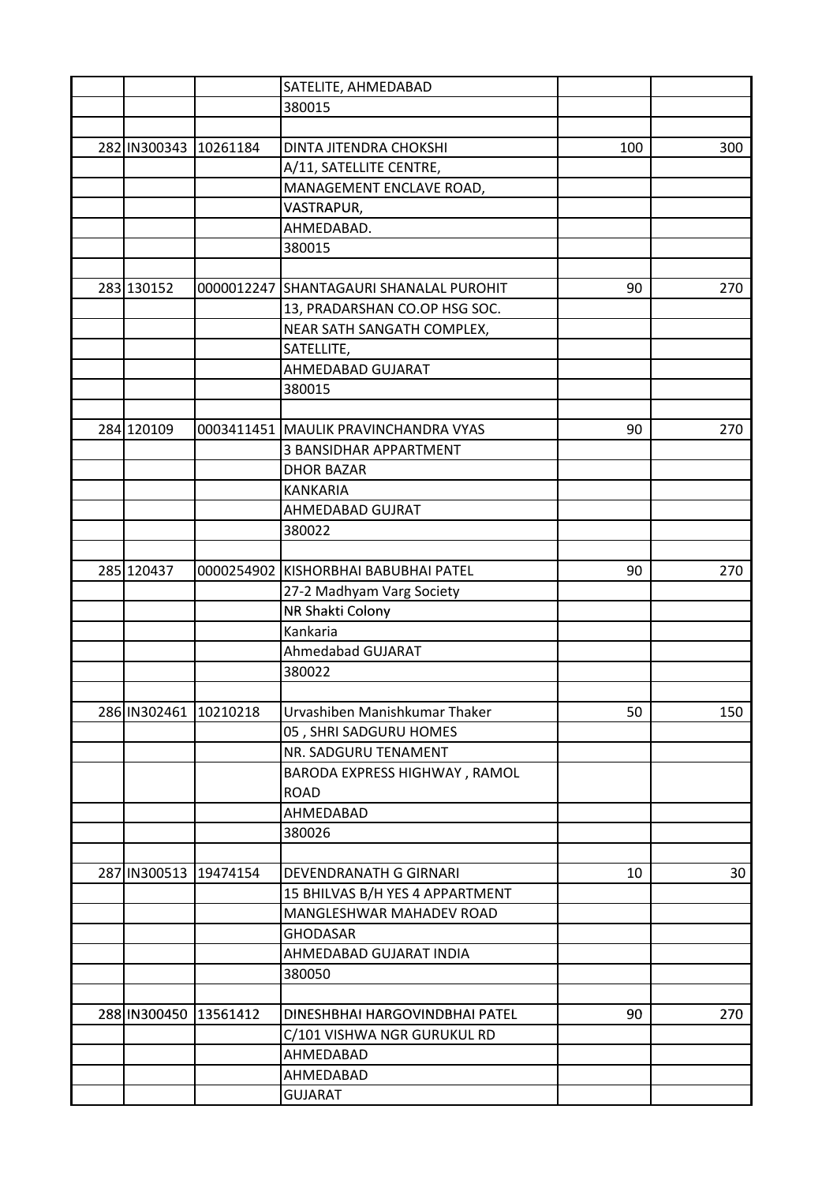| | | | | | |
|---|---|---|---|---|---|
| | | | SATELITE, AHMEDABAD | | |
| | | | 380015 | | |
| | | | | | |
| 282 | IN300343 | 10261184 | DINTA JITENDRA CHOKSHI | 100 | 300 |
| | | | A/11, SATELLITE CENTRE, | | |
| | | | MANAGEMENT ENCLAVE ROAD, | | |
| | | | VASTRAPUR, | | |
| | | | AHMEDABAD. | | |
| | | | 380015 | | |
| | | | | | |
| 283 | 130152 | 0000012247 | SHANTAGAURI SHANALAL PUROHIT | 90 | 270 |
| | | | 13, PRADARSHAN CO.OP HSG SOC. | | |
| | | | NEAR SATH SANGATH COMPLEX, | | |
| | | | SATELLITE, | | |
| | | | AHMEDABAD GUJARAT | | |
| | | | 380015 | | |
| | | | | | |
| 284 | 120109 | 0003411451 | MAULIK PRAVINCHANDRA VYAS | 90 | 270 |
| | | | 3 BANSIDHAR APPARTMENT | | |
| | | | DHOR BAZAR | | |
| | | | KANKARIA | | |
| | | | AHMEDABAD GUJRAT | | |
| | | | 380022 | | |
| | | | | | |
| 285 | 120437 | 0000254902 | KISHORBHAI BABUBHAI PATEL | 90 | 270 |
| | | | 27-2 Madhyam Varg Society | | |
| | | | NR Shakti Colony | | |
| | | | Kankaria | | |
| | | | Ahmedabad GUJARAT | | |
| | | | 380022 | | |
| | | | | | |
| 286 | IN302461 | 10210218 | Urvashiben Manishkumar Thaker | 50 | 150 |
| | | | 05 , SHRI SADGURU HOMES | | |
| | | | NR. SADGURU TENAMENT | | |
| | | | BARODA EXPRESS HIGHWAY , RAMOL ROAD | | |
| | | | AHMEDABAD | | |
| | | | 380026 | | |
| | | | | | |
| 287 | IN300513 | 19474154 | DEVENDRANATH G GIRNARI | 10 | 30 |
| | | | 15 BHILVAS B/H YES 4 APPARTMENT | | |
| | | | MANGLESHWAR MAHADEV ROAD | | |
| | | | GHODASAR | | |
| | | | AHMEDABAD GUJARAT INDIA | | |
| | | | 380050 | | |
| | | | | | |
| 288 | IN300450 | 13561412 | DINESHBHAI HARGOVINDBHAI PATEL | 90 | 270 |
| | | | C/101 VISHWA NGR GURUKUL RD | | |
| | | | AHMEDABAD | | |
| | | | AHMEDABAD | | |
| | | | GUJARAT | | |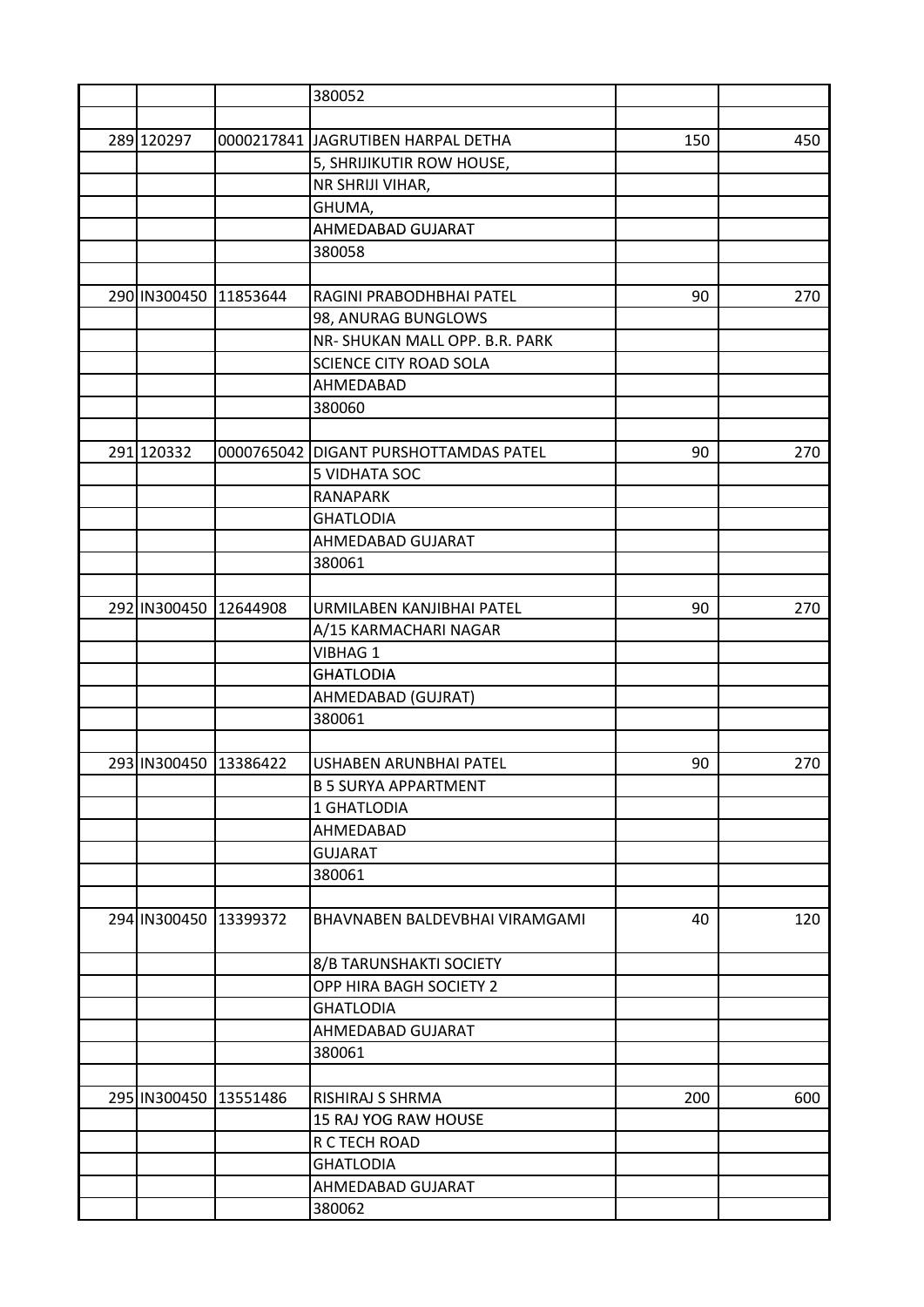| | | | | | |
|---|---|---|---|---|---|
| | | | 380052 | | |
| | | | | | |
| 289 | 120297 | 0000217841 | JAGRUTIBEN HARPAL DETHA | 150 | 450 |
| | | | 5, SHRIJIKUTIR ROW HOUSE, | | |
| | | | NR SHRIJI VIHAR, | | |
| | | | GHUMA, | | |
| | | | AHMEDABAD GUJARAT | | |
| | | | 380058 | | |
| | | | | | |
| 290 | IN300450 | 11853644 | RAGINI PRABODHBHAI PATEL | 90 | 270 |
| | | | 98, ANURAG BUNGLOWS | | |
| | | | NR- SHUKAN MALL OPP. B.R. PARK | | |
| | | | SCIENCE CITY ROAD SOLA | | |
| | | | AHMEDABAD | | |
| | | | 380060 | | |
| | | | | | |
| 291 | 120332 | 0000765042 | DIGANT PURSHOTTAMDAS PATEL | 90 | 270 |
| | | | 5 VIDHATA SOC | | |
| | | | RANAPARK | | |
| | | | GHATLODIA | | |
| | | | AHMEDABAD GUJARAT | | |
| | | | 380061 | | |
| | | | | | |
| 292 | IN300450 | 12644908 | URMILABEN KANJIBHAI PATEL | 90 | 270 |
| | | | A/15 KARMACHARI NAGAR | | |
| | | | VIBHAG 1 | | |
| | | | GHATLODIA | | |
| | | | AHMEDABAD (GUJRAT) | | |
| | | | 380061 | | |
| | | | | | |
| 293 | IN300450 | 13386422 | USHABEN ARUNBHAI PATEL | 90 | 270 |
| | | | B 5 SURYA APPARTMENT | | |
| | | | 1 GHATLODIA | | |
| | | | AHMEDABAD | | |
| | | | GUJARAT | | |
| | | | 380061 | | |
| | | | | | |
| 294 | IN300450 | 13399372 | BHAVNABEN BALDEVBHAI VIRAMGAMI | 40 | 120 |
| | | | 8/B TARUNSHAKTI SOCIETY | | |
| | | | OPP HIRA BAGH SOCIETY 2 | | |
| | | | GHATLODIA | | |
| | | | AHMEDABAD GUJARAT | | |
| | | | 380061 | | |
| | | | | | |
| 295 | IN300450 | 13551486 | RISHIRAJ S SHRMA | 200 | 600 |
| | | | 15 RAJ YOG RAW HOUSE | | |
| | | | R C TECH ROAD | | |
| | | | GHATLODIA | | |
| | | | AHMEDABAD GUJARAT | | |
| | | | 380062 | | |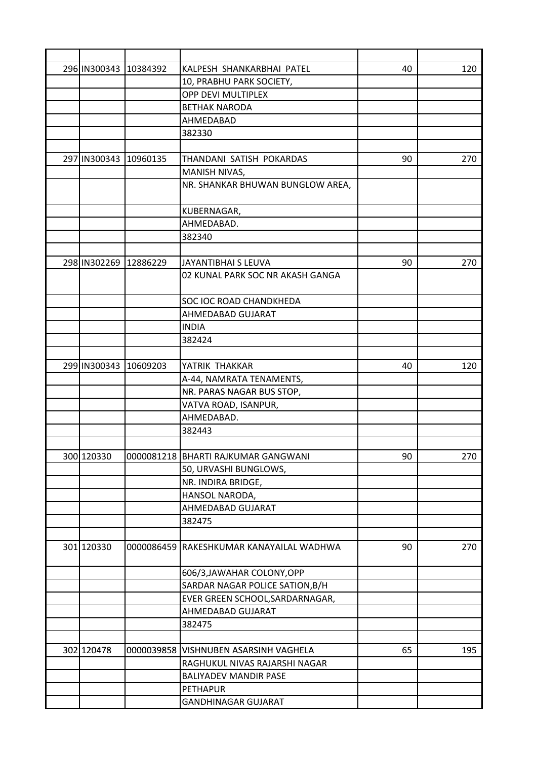| | | | | | |
|---|---|---|---|---|---|
| | | | | | |
| 296 | IN300343 | 10384392 | KALPESH SHANKARBHAI PATEL | 40 | 120 |
| | | | 10, PRABHU PARK SOCIETY, | | |
| | | | OPP DEVI MULTIPLEX | | |
| | | | BETHAK NARODA | | |
| | | | AHMEDABAD | | |
| | | | 382330 | | |
| | | | | | |
| 297 | IN300343 | 10960135 | THANDANI SATISH POKARDAS | 90 | 270 |
| | | | MANISH NIVAS, | | |
| | | | NR. SHANKAR BHUWAN BUNGLOW AREA, | | |
| | | | KUBERNAGAR, | | |
| | | | AHMEDABAD. | | |
| | | | 382340 | | |
| | | | | | |
| 298 | IN302269 | 12886229 | JAYANTIBHAI S LEUVA | 90 | 270 |
| | | | 02 KUNAL PARK SOC NR AKASH GANGA | | |
| | | | SOC IOC ROAD CHANDKHEDA | | |
| | | | AHMEDABAD GUJARAT | | |
| | | | INDIA | | |
| | | | 382424 | | |
| | | | | | |
| 299 | IN300343 | 10609203 | YATRIK THAKKAR | 40 | 120 |
| | | | A-44, NAMRATA TENAMENTS, | | |
| | | | NR. PARAS NAGAR BUS STOP, | | |
| | | | VATVA ROAD, ISANPUR, | | |
| | | | AHMEDABAD. | | |
| | | | 382443 | | |
| | | | | | |
| 300 | 120330 | 0000081218 | BHARTI RAJKUMAR GANGWANI | 90 | 270 |
| | | | 50, URVASHI BUNGLOWS, | | |
| | | | NR. INDIRA BRIDGE, | | |
| | | | HANSOL NARODA, | | |
| | | | AHMEDABAD GUJARAT | | |
| | | | 382475 | | |
| | | | | | |
| 301 | 120330 | 0000086459 | RAKESHKUMAR KANAYAILAL WADHWA | 90 | 270 |
| | | | 606/3,JAWAHAR COLONY,OPP | | |
| | | | SARDAR NAGAR POLICE SATION,B/H | | |
| | | | EVER GREEN SCHOOL,SARDARNAGAR, | | |
| | | | AHMEDABAD GUJARAT | | |
| | | | 382475 | | |
| | | | | | |
| 302 | 120478 | 0000039858 | VISHNUBEN ASARSINH VAGHELA | 65 | 195 |
| | | | RAGHUKUL NIVAS RAJARSHI NAGAR | | |
| | | | BALIYADEV MANDIR PASE | | |
| | | | PETHAPUR | | |
| | | | GANDHINAGAR GUJARAT | | |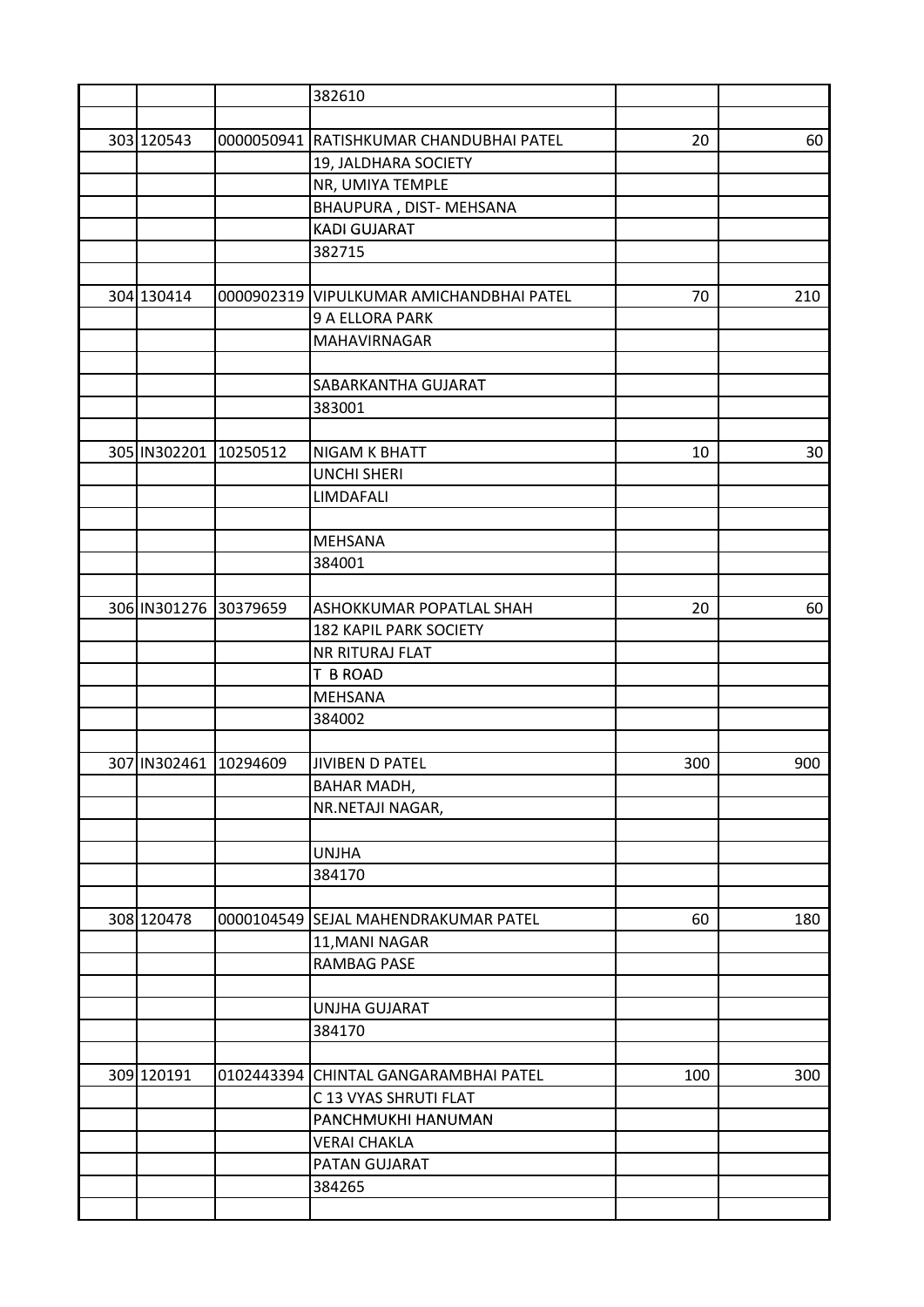| | | | | | |
|---|---|---|---|---|---|
| | | | 382610 | | |
| | | | | | |
| 303 | 120543 | 0000050941 | RATISHKUMAR CHANDUBHAI PATEL | 20 | 60 |
| | | | 19, JALDHARA SOCIETY | | |
| | | | NR, UMIYA TEMPLE | | |
| | | | BHAUPURA , DIST- MEHSANA | | |
| | | | KADI GUJARAT | | |
| | | | 382715 | | |
| | | | | | |
| 304 | 130414 | 0000902319 | VIPULKUMAR AMICHANDBHAI PATEL | 70 | 210 |
| | | | 9 A ELLORA PARK | | |
| | | | MAHAVIRNAGAR | | |
| | | | | | |
| | | | SABARKANTHA GUJARAT | | |
| | | | 383001 | | |
| | | | | | |
| 305 | IN302201 | 10250512 | NIGAM K BHATT | 10 | 30 |
| | | | UNCHI SHERI | | |
| | | | LIMDAFALI | | |
| | | | | | |
| | | | MEHSANA | | |
| | | | 384001 | | |
| | | | | | |
| 306 | IN301276 | 30379659 | ASHOKKUMAR POPATLAL SHAH | 20 | 60 |
| | | | 182 KAPIL PARK SOCIETY | | |
| | | | NR RITURAJ FLAT | | |
| | | | T B ROAD | | |
| | | | MEHSANA | | |
| | | | 384002 | | |
| | | | | | |
| 307 | IN302461 | 10294609 | JIVIBEN D PATEL | 300 | 900 |
| | | | BAHAR MADH, | | |
| | | | NR.NETAJI NAGAR, | | |
| | | | | | |
| | | | UNJHA | | |
| | | | 384170 | | |
| | | | | | |
| 308 | 120478 | 0000104549 | SEJAL MAHENDRAKUMAR PATEL | 60 | 180 |
| | | | 11,MANI NAGAR | | |
| | | | RAMBAG PASE | | |
| | | | | | |
| | | | UNJHA GUJARAT | | |
| | | | 384170 | | |
| | | | | | |
| 309 | 120191 | 0102443394 | CHINTAL GANGARAMBHAI PATEL | 100 | 300 |
| | | | C 13 VYAS SHRUTI FLAT | | |
| | | | PANCHMUKHI HANUMAN | | |
| | | | VERAI CHAKLA | | |
| | | | PATAN GUJARAT | | |
| | | | 384265 | | |
| | | | | | |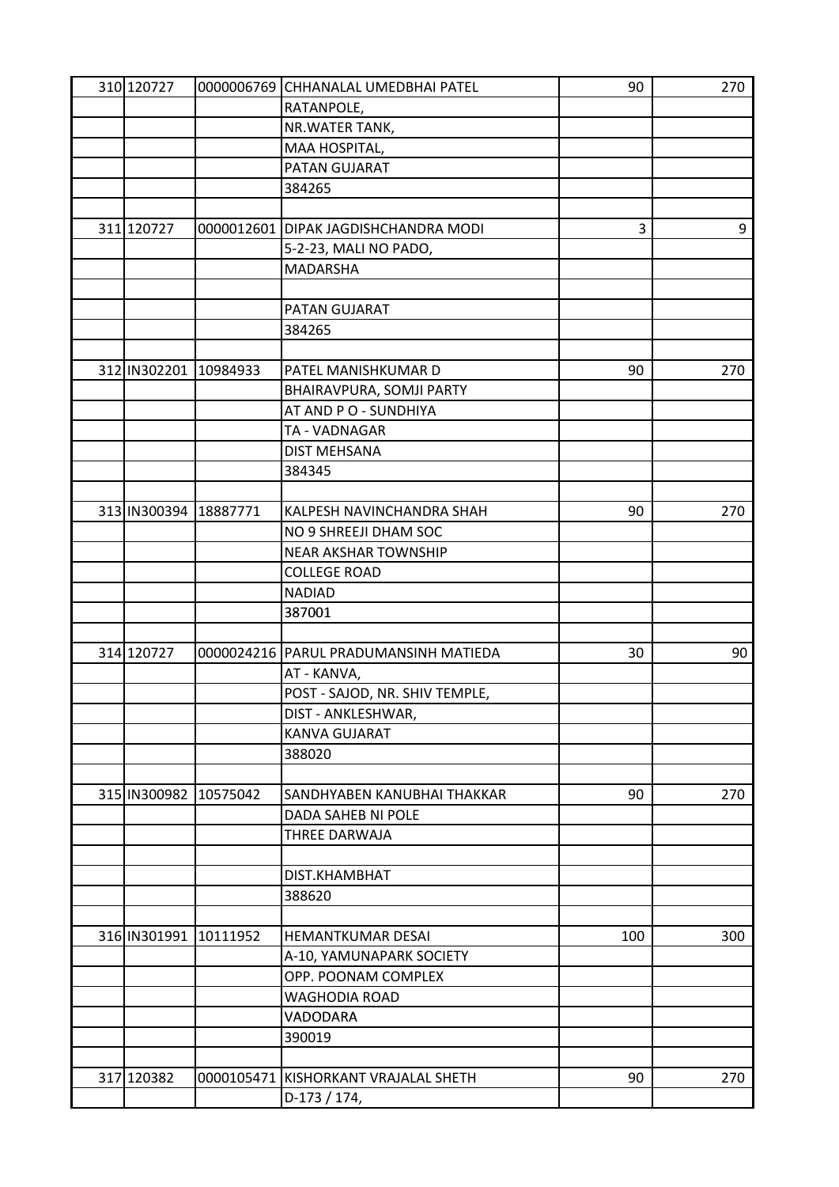| | | | | | |
|---|---|---|---|---|---|
| 310 | 120727 | 0000006769 | CHHANALAL UMEDBHAI PATEL | 90 | 270 |
| | | | RATANPOLE, | | |
| | | | NR.WATER TANK, | | |
| | | | MAA HOSPITAL, | | |
| | | | PATAN GUJARAT | | |
| | | | 384265 | | |
| | | | | | |
| 311 | 120727 | 0000012601 | DIPAK JAGDISHCHANDRA MODI | 3 | 9 |
| | | | 5-2-23, MALI NO PADO, | | |
| | | | MADARSHA | | |
| | | | | | |
| | | | PATAN GUJARAT | | |
| | | | 384265 | | |
| | | | | | |
| 312 | IN302201 | 10984933 | PATEL MANISHKUMAR D | 90 | 270 |
| | | | BHAIRAVPURA, SOMJI PARTY | | |
| | | | AT AND P O - SUNDHIYA | | |
| | | | TA - VADNAGAR | | |
| | | | DIST MEHSANA | | |
| | | | 384345 | | |
| | | | | | |
| 313 | IN300394 | 18887771 | KALPESH NAVINCHANDRA SHAH | 90 | 270 |
| | | | NO 9 SHREEJI DHAM SOC | | |
| | | | NEAR AKSHAR TOWNSHIP | | |
| | | | COLLEGE ROAD | | |
| | | | NADIAD | | |
| | | | 387001 | | |
| | | | | | |
| 314 | 120727 | 0000024216 | PARUL PRADUMANSINH MATIEDA | 30 | 90 |
| | | | AT - KANVA, | | |
| | | | POST - SAJOD, NR. SHIV TEMPLE, | | |
| | | | DIST - ANKLESHWAR, | | |
| | | | KANVA GUJARAT | | |
| | | | 388020 | | |
| | | | | | |
| 315 | IN300982 | 10575042 | SANDHYABEN KANUBHAI THAKKAR | 90 | 270 |
| | | | DADA SAHEB NI POLE | | |
| | | | THREE DARWAJA | | |
| | | | | | |
| | | | DIST.KHAMBHAT | | |
| | | | 388620 | | |
| | | | | | |
| 316 | IN301991 | 10111952 | HEMANTKUMAR DESAI | 100 | 300 |
| | | | A-10, YAMUNAPARK SOCIETY | | |
| | | | OPP. POONAM COMPLEX | | |
| | | | WAGHODIA ROAD | | |
| | | | VADODARA | | |
| | | | 390019 | | |
| | | | | | |
| 317 | 120382 | 0000105471 | KISHORKANT VRAJALAL SHETH | 90 | 270 |
| | | | D-173 / 174, | | |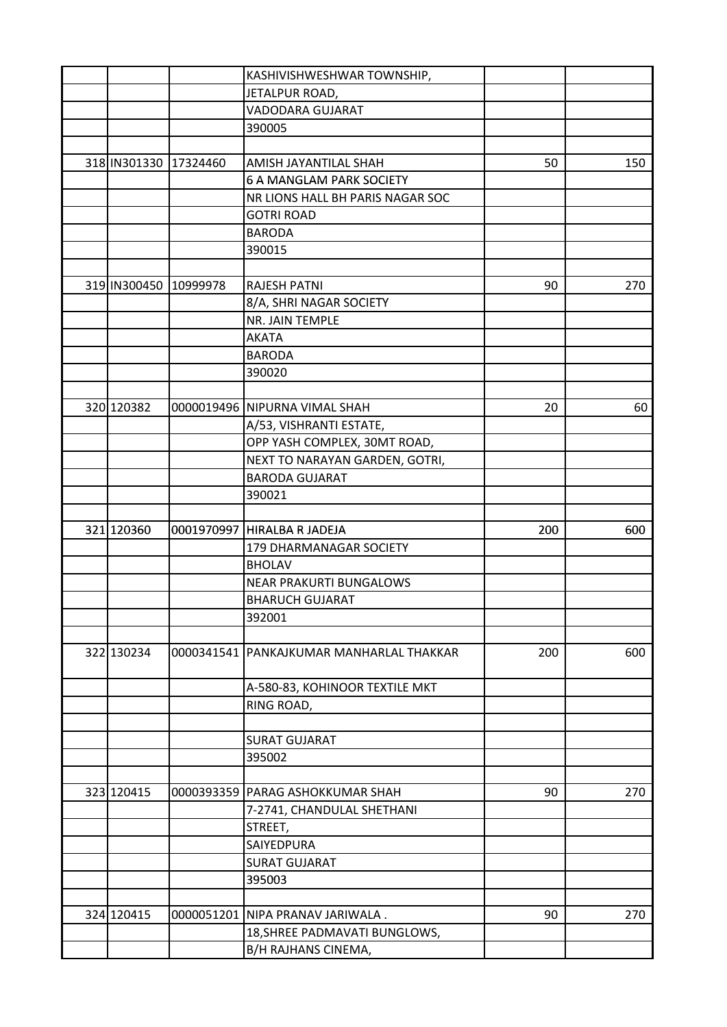| | | | | | |
|---|---|---|---|---|---|
| | | | KASHIVISHWESHWAR TOWNSHIP, | | |
| | | | JETALPUR ROAD, | | |
| | | | VADODARA GUJARAT | | |
| | | | 390005 | | |
| | | | | | |
| 318 | IN301330 | 17324460 | AMISH JAYANTILAL SHAH | 50 | 150 |
| | | | 6 A MANGLAM PARK SOCIETY | | |
| | | | NR LIONS HALL BH PARIS NAGAR SOC | | |
| | | | GOTRI ROAD | | |
| | | | BARODA | | |
| | | | 390015 | | |
| | | | | | |
| 319 | IN300450 | 10999978 | RAJESH PATNI | 90 | 270 |
| | | | 8/A, SHRI NAGAR SOCIETY | | |
| | | | NR. JAIN TEMPLE | | |
| | | | AKATA | | |
| | | | BARODA | | |
| | | | 390020 | | |
| | | | | | |
| 320 | 120382 | 0000019496 | NIPURNA VIMAL SHAH | 20 | 60 |
| | | | A/53, VISHRANTI ESTATE, | | |
| | | | OPP YASH COMPLEX, 30MT ROAD, | | |
| | | | NEXT TO NARAYAN GARDEN, GOTRI, | | |
| | | | BARODA GUJARAT | | |
| | | | 390021 | | |
| | | | | | |
| 321 | 120360 | 0001970997 | HIRALBA R JADEJA | 200 | 600 |
| | | | 179 DHARMANAGAR SOCIETY | | |
| | | | BHOLAV | | |
| | | | NEAR PRAKURTI BUNGALOWS | | |
| | | | BHARUCH GUJARAT | | |
| | | | 392001 | | |
| | | | | | |
| 322 | 130234 | 0000341541 | PANKAJKUMAR MANHARLAL THAKKAR | 200 | 600 |
| | | | A-580-83, KOHINOOR TEXTILE MKT | | |
| | | | RING ROAD, | | |
| | | | | | |
| | | | SURAT GUJARAT | | |
| | | | 395002 | | |
| | | | | | |
| 323 | 120415 | 0000393359 | PARAG ASHOKKUMAR SHAH | 90 | 270 |
| | | | 7-2741, CHANDULAL SHETHANI | | |
| | | | STREET, | | |
| | | | SAIYEDPURA | | |
| | | | SURAT GUJARAT | | |
| | | | 395003 | | |
| | | | | | |
| 324 | 120415 | 0000051201 | NIPA PRANAV JARIWALA . | 90 | 270 |
| | | | 18,SHREE PADMAVATI BUNGLOWS, | | |
| | | | B/H RAJHANS CINEMA, | | |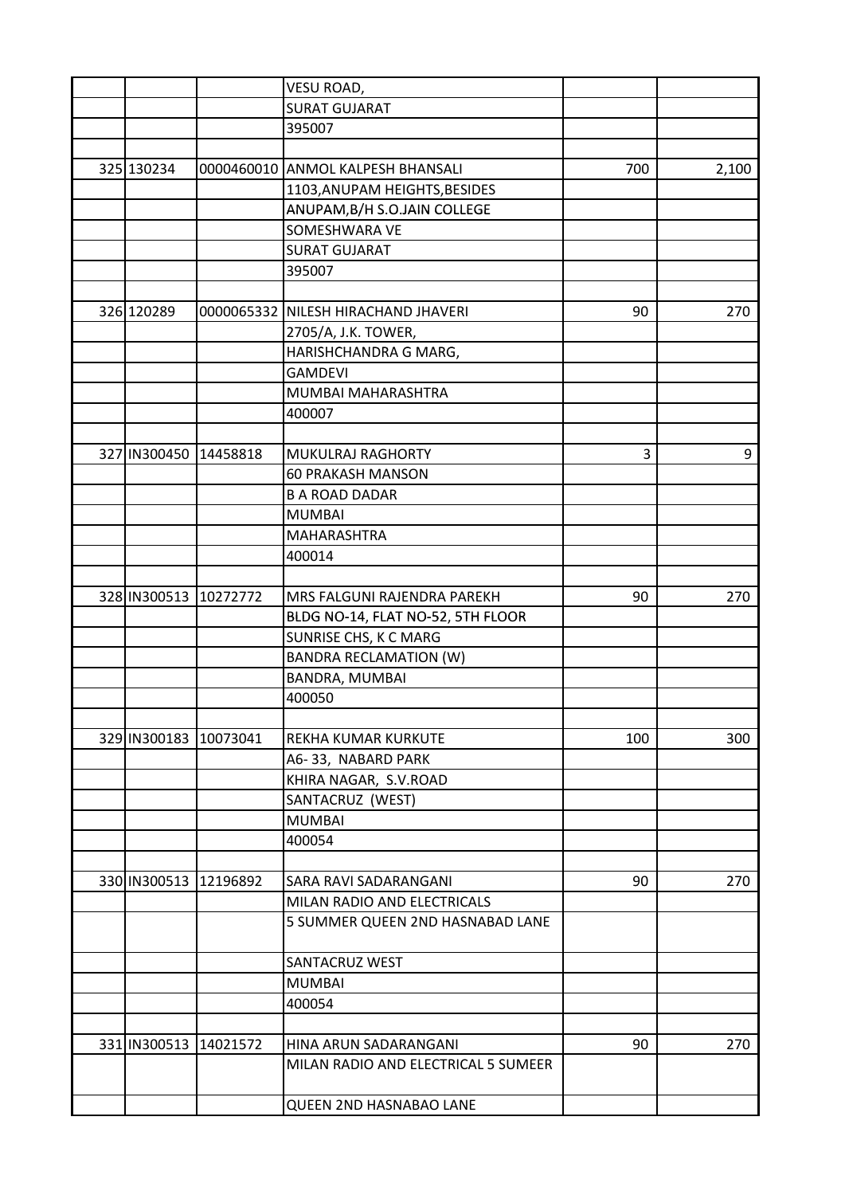| | | | | | |
|---|---|---|---|---|---|
| | | | VESU ROAD, | | |
| | | | SURAT GUJARAT | | |
| | | | 395007 | | |
| | | | | | |
| 325 | 130234 | 0000460010 | ANMOL KALPESH BHANSALI | 700 | 2,100 |
| | | | 1103,ANUPAM HEIGHTS,BESIDES | | |
| | | | ANUPAM,B/H S.O.JAIN COLLEGE | | |
| | | | SOMESHWARA VE | | |
| | | | SURAT GUJARAT | | |
| | | | 395007 | | |
| | | | | | |
| 326 | 120289 | 0000065332 | NILESH HIRACHAND JHAVERI | 90 | 270 |
| | | | 2705/A, J.K. TOWER, | | |
| | | | HARISHCHANDRA G MARG, | | |
| | | | GAMDEVI | | |
| | | | MUMBAI MAHARASHTRA | | |
| | | | 400007 | | |
| | | | | | |
| 327 | IN300450 | 14458818 | MUKULRAJ RAGHORTY | 3 | 9 |
| | | | 60 PRAKASH MANSON | | |
| | | | B A ROAD DADAR | | |
| | | | MUMBAI | | |
| | | | MAHARASHTRA | | |
| | | | 400014 | | |
| | | | | | |
| 328 | IN300513 | 10272772 | MRS FALGUNI RAJENDRA PAREKH | 90 | 270 |
| | | | BLDG NO-14, FLAT NO-52, 5TH FLOOR | | |
| | | | SUNRISE CHS, K C MARG | | |
| | | | BANDRA RECLAMATION (W) | | |
| | | | BANDRA, MUMBAI | | |
| | | | 400050 | | |
| | | | | | |
| 329 | IN300183 | 10073041 | REKHA KUMAR KURKUTE | 100 | 300 |
| | | | A6- 33, NABARD PARK | | |
| | | | KHIRA NAGAR, S.V.ROAD | | |
| | | | SANTACRUZ (WEST) | | |
| | | | MUMBAI | | |
| | | | 400054 | | |
| | | | | | |
| 330 | IN300513 | 12196892 | SARA RAVI SADARANGANI | 90 | 270 |
| | | | MILAN RADIO AND ELECTRICALS | | |
| | | | 5 SUMMER QUEEN 2ND HASNABAD LANE | | |
| | | | SANTACRUZ WEST | | |
| | | | MUMBAI | | |
| | | | 400054 | | |
| | | | | | |
| 331 | IN300513 | 14021572 | HINA ARUN SADARANGANI | 90 | 270 |
| | | | MILAN RADIO AND ELECTRICAL 5 SUMEER | | |
| | | | QUEEN 2ND HASNABAO LANE | | |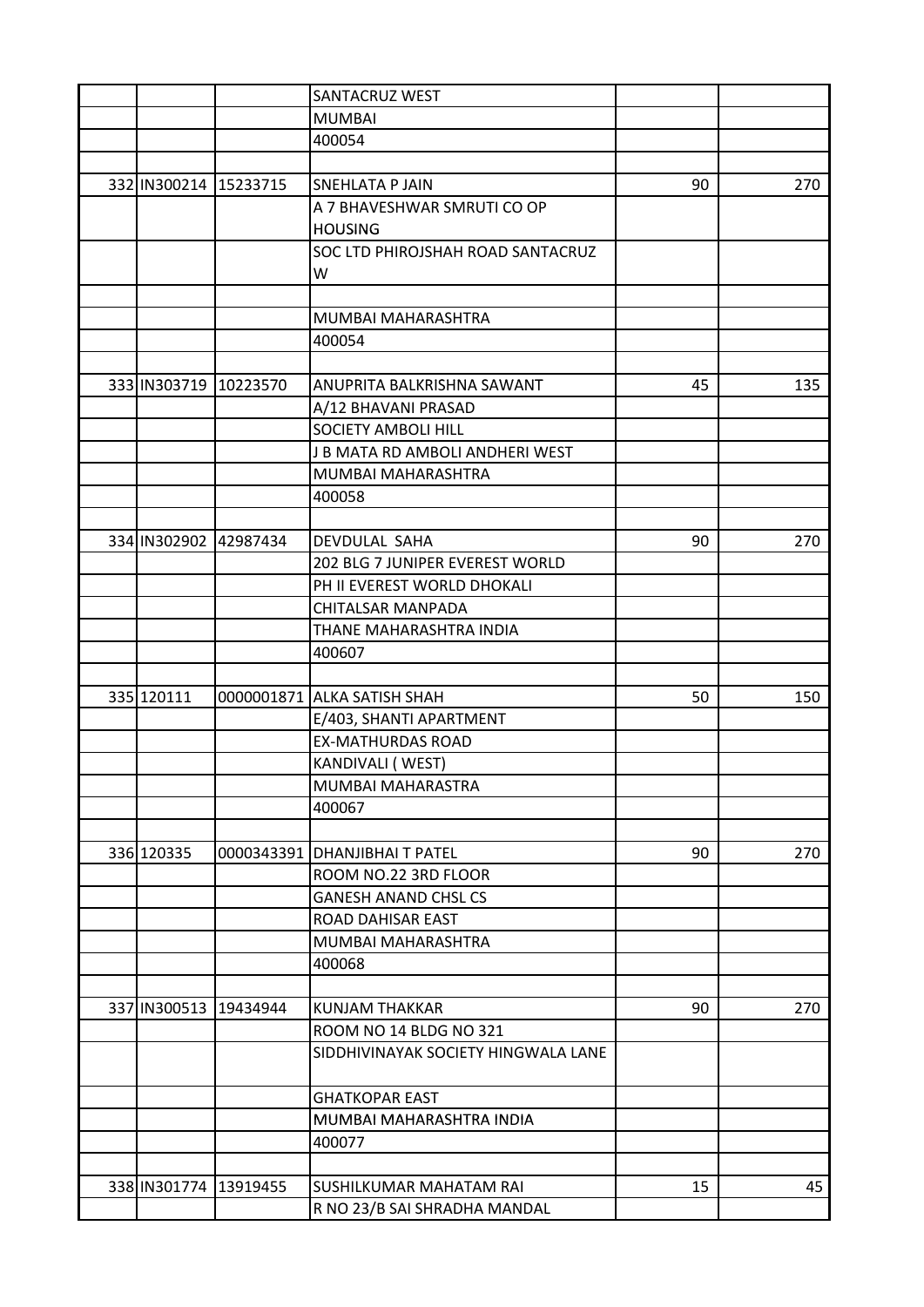| | | | | | |
|---|---|---|---|---|---|
| | | | SANTACRUZ WEST | | |
| | | | MUMBAI | | |
| | | | 400054 | | |
| | | | | | |
| 332 | IN300214 | 15233715 | SNEHLATA P JAIN | 90 | 270 |
| | | | A 7 BHAVESHWAR SMRUTI CO OP HOUSING | | |
| | | | SOC LTD PHIROJSHAH ROAD SANTACRUZ W | | |
| | | | | | |
| | | | MUMBAI MAHARASHTRA | | |
| | | | 400054 | | |
| | | | | | |
| 333 | IN303719 | 10223570 | ANUPRITA BALKRISHNA SAWANT | 45 | 135 |
| | | | A/12 BHAVANI PRASAD | | |
| | | | SOCIETY AMBOLI HILL | | |
| | | | J B MATA RD AMBOLI ANDHERI WEST | | |
| | | | MUMBAI MAHARASHTRA | | |
| | | | 400058 | | |
| | | | | | |
| 334 | IN302902 | 42987434 | DEVDULAL SAHA | 90 | 270 |
| | | | 202 BLG 7 JUNIPER EVEREST WORLD | | |
| | | | PH II EVEREST WORLD DHOKALI | | |
| | | | CHITALSAR MANPADA | | |
| | | | THANE MAHARASHTRA INDIA | | |
| | | | 400607 | | |
| | | | | | |
| 335 | 120111 | 0000001871 | ALKA SATISH SHAH | 50 | 150 |
| | | | E/403, SHANTI APARTMENT | | |
| | | | EX-MATHURDAS ROAD | | |
| | | | KANDIVALI ( WEST) | | |
| | | | MUMBAI MAHARASTRA | | |
| | | | 400067 | | |
| | | | | | |
| 336 | 120335 | 0000343391 | DHANJIBHAI T PATEL | 90 | 270 |
| | | | ROOM NO.22 3RD FLOOR | | |
| | | | GANESH ANAND CHSL CS | | |
| | | | ROAD DAHISAR EAST | | |
| | | | MUMBAI MAHARASHTRA | | |
| | | | 400068 | | |
| | | | | | |
| 337 | IN300513 | 19434944 | KUNJAM THAKKAR | 90 | 270 |
| | | | ROOM NO 14 BLDG NO 321 | | |
| | | | SIDDHIVINAYAK SOCIETY HINGWALA LANE | | |
| | | | GHATKOPAR EAST | | |
| | | | MUMBAI MAHARASHTRA INDIA | | |
| | | | 400077 | | |
| | | | | | |
| 338 | IN301774 | 13919455 | SUSHILKUMAR MAHATAM RAI | 15 | 45 |
| | | | R NO 23/B SAI SHRADHA MANDAL | | |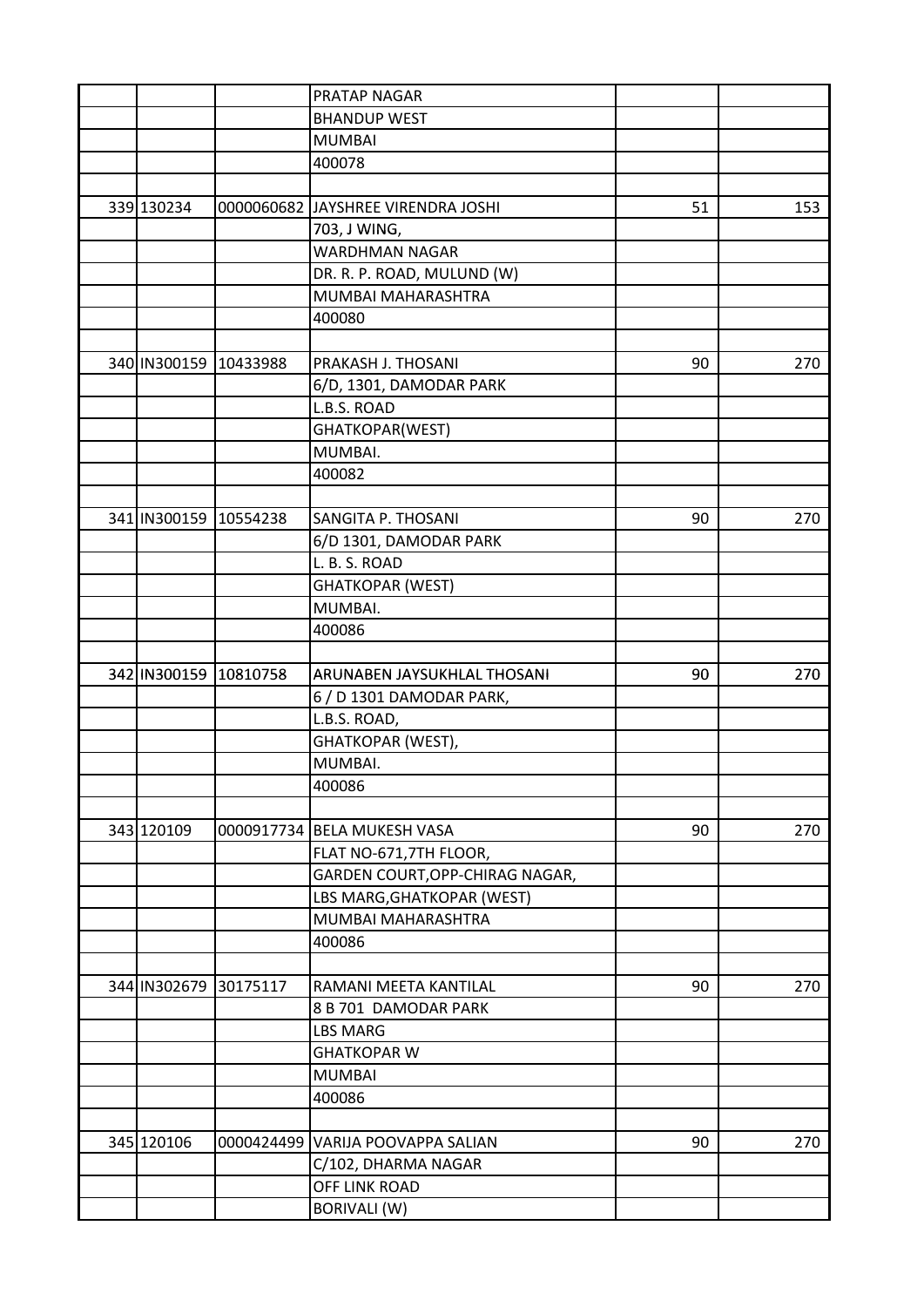| | | | | | |
|---|---|---|---|---|---|
| | | | PRATAP NAGAR | | |
| | | | BHANDUP WEST | | |
| | | | MUMBAI | | |
| | | | 400078 | | |
| | | | | | |
| 339 | 130234 | 0000060682 | JAYSHREE VIRENDRA JOSHI | 51 | 153 |
| | | | 703, J WING, | | |
| | | | WARDHMAN NAGAR | | |
| | | | DR. R. P. ROAD, MULUND (W) | | |
| | | | MUMBAI MAHARASHTRA | | |
| | | | 400080 | | |
| | | | | | |
| 340 | IN300159 | 10433988 | PRAKASH J. THOSANI | 90 | 270 |
| | | | 6/D, 1301, DAMODAR PARK | | |
| | | | L.B.S. ROAD | | |
| | | | GHATKOPAR(WEST) | | |
| | | | MUMBAI. | | |
| | | | 400082 | | |
| | | | | | |
| 341 | IN300159 | 10554238 | SANGITA P. THOSANI | 90 | 270 |
| | | | 6/D 1301, DAMODAR PARK | | |
| | | | L. B. S. ROAD | | |
| | | | GHATKOPAR (WEST) | | |
| | | | MUMBAI. | | |
| | | | 400086 | | |
| | | | | | |
| 342 | IN300159 | 10810758 | ARUNABEN JAYSUKHLAL THOSANI | 90 | 270 |
| | | | 6 / D 1301 DAMODAR PARK, | | |
| | | | L.B.S. ROAD, | | |
| | | | GHATKOPAR (WEST), | | |
| | | | MUMBAI. | | |
| | | | 400086 | | |
| | | | | | |
| 343 | 120109 | 0000917734 | BELA MUKESH VASA | 90 | 270 |
| | | | FLAT NO-671,7TH FLOOR, | | |
| | | | GARDEN COURT,OPP-CHIRAG NAGAR, | | |
| | | | LBS MARG,GHATKOPAR (WEST) | | |
| | | | MUMBAI MAHARASHTRA | | |
| | | | 400086 | | |
| | | | | | |
| 344 | IN302679 | 30175117 | RAMANI MEETA KANTILAL | 90 | 270 |
| | | | 8 B 701 DAMODAR PARK | | |
| | | | LBS MARG | | |
| | | | GHATKOPAR W | | |
| | | | MUMBAI | | |
| | | | 400086 | | |
| | | | | | |
| 345 | 120106 | 0000424499 | VARIJA POOVAPPA SALIAN | 90 | 270 |
| | | | C/102, DHARMA NAGAR | | |
| | | | OFF LINK ROAD | | |
| | | | BORIVALI (W) | | |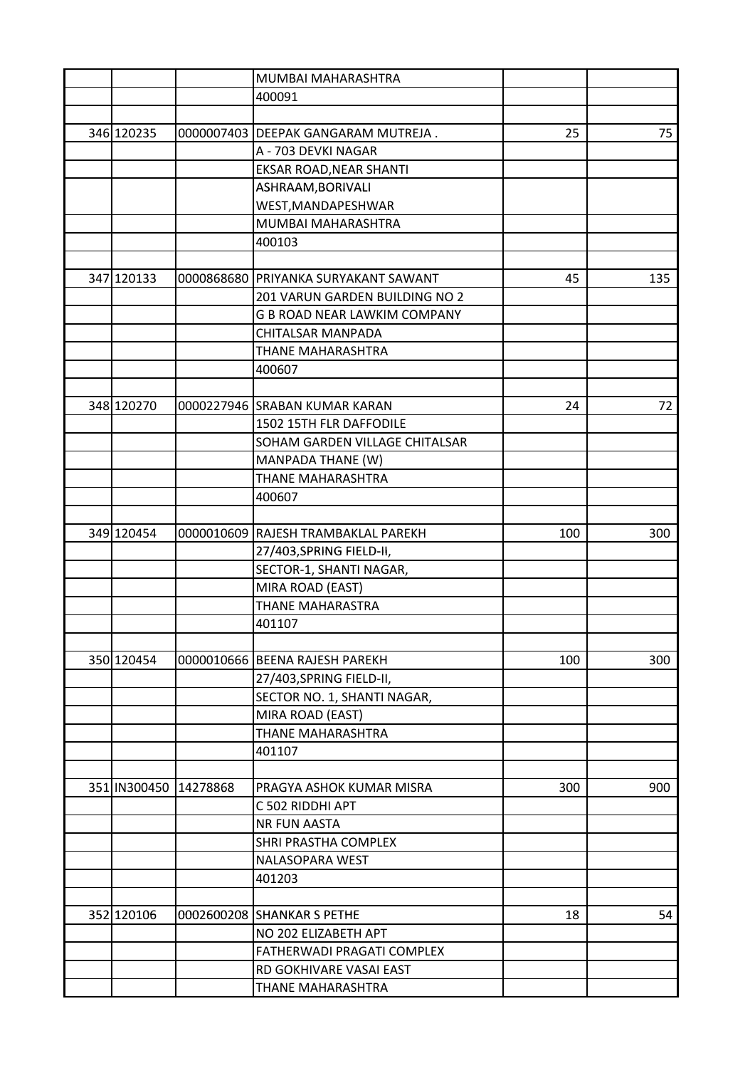| | | | | | |
|---|---|---|---|---|---|
| | | | MUMBAI MAHARASHTRA | | |
| | | | 400091 | | |
| | | | | | |
| 346 | 120235 | 0000007403 | DEEPAK GANGARAM MUTREJA . | 25 | 75 |
| | | | A - 703 DEVKI NAGAR | | |
| | | | EKSAR ROAD,NEAR SHANTI | | |
| | | | ASHRAAM,BORIVALI | | |
| | | | WEST,MANDAPESHWAR | | |
| | | | MUMBAI MAHARASHTRA | | |
| | | | 400103 | | |
| | | | | | |
| 347 | 120133 | 0000868680 | PRIYANKA SURYAKANT SAWANT | 45 | 135 |
| | | | 201 VARUN GARDEN BUILDING NO 2 | | |
| | | | G B ROAD NEAR LAWKIM COMPANY | | |
| | | | CHITALSAR MANPADA | | |
| | | | THANE MAHARASHTRA | | |
| | | | 400607 | | |
| | | | | | |
| 348 | 120270 | 0000227946 | SRABAN KUMAR KARAN | 24 | 72 |
| | | | 1502 15TH FLR DAFFODILE | | |
| | | | SOHAM GARDEN VILLAGE CHITALSAR | | |
| | | | MANPADA THANE (W) | | |
| | | | THANE MAHARASHTRA | | |
| | | | 400607 | | |
| | | | | | |
| 349 | 120454 | 0000010609 | RAJESH TRAMBAKLAL PAREKH | 100 | 300 |
| | | | 27/403,SPRING FIELD-II, | | |
| | | | SECTOR-1, SHANTI NAGAR, | | |
| | | | MIRA ROAD (EAST) | | |
| | | | THANE MAHARASTRA | | |
| | | | 401107 | | |
| | | | | | |
| 350 | 120454 | 0000010666 | BEENA RAJESH PAREKH | 100 | 300 |
| | | | 27/403,SPRING FIELD-II, | | |
| | | | SECTOR NO. 1, SHANTI NAGAR, | | |
| | | | MIRA ROAD (EAST) | | |
| | | | THANE MAHARASHTRA | | |
| | | | 401107 | | |
| | | | | | |
| 351 | IN300450 | 14278868 | PRAGYA ASHOK KUMAR MISRA | 300 | 900 |
| | | | C 502 RIDDHI APT | | |
| | | | NR FUN AASTA | | |
| | | | SHRI PRASTHA COMPLEX | | |
| | | | NALASOPARA WEST | | |
| | | | 401203 | | |
| | | | | | |
| 352 | 120106 | 0002600208 | SHANKAR S PETHE | 18 | 54 |
| | | | NO 202 ELIZABETH APT | | |
| | | | FATHERWADI PRAGATI COMPLEX | | |
| | | | RD GOKHIVARE VASAI EAST | | |
| | | | THANE MAHARASHTRA | | |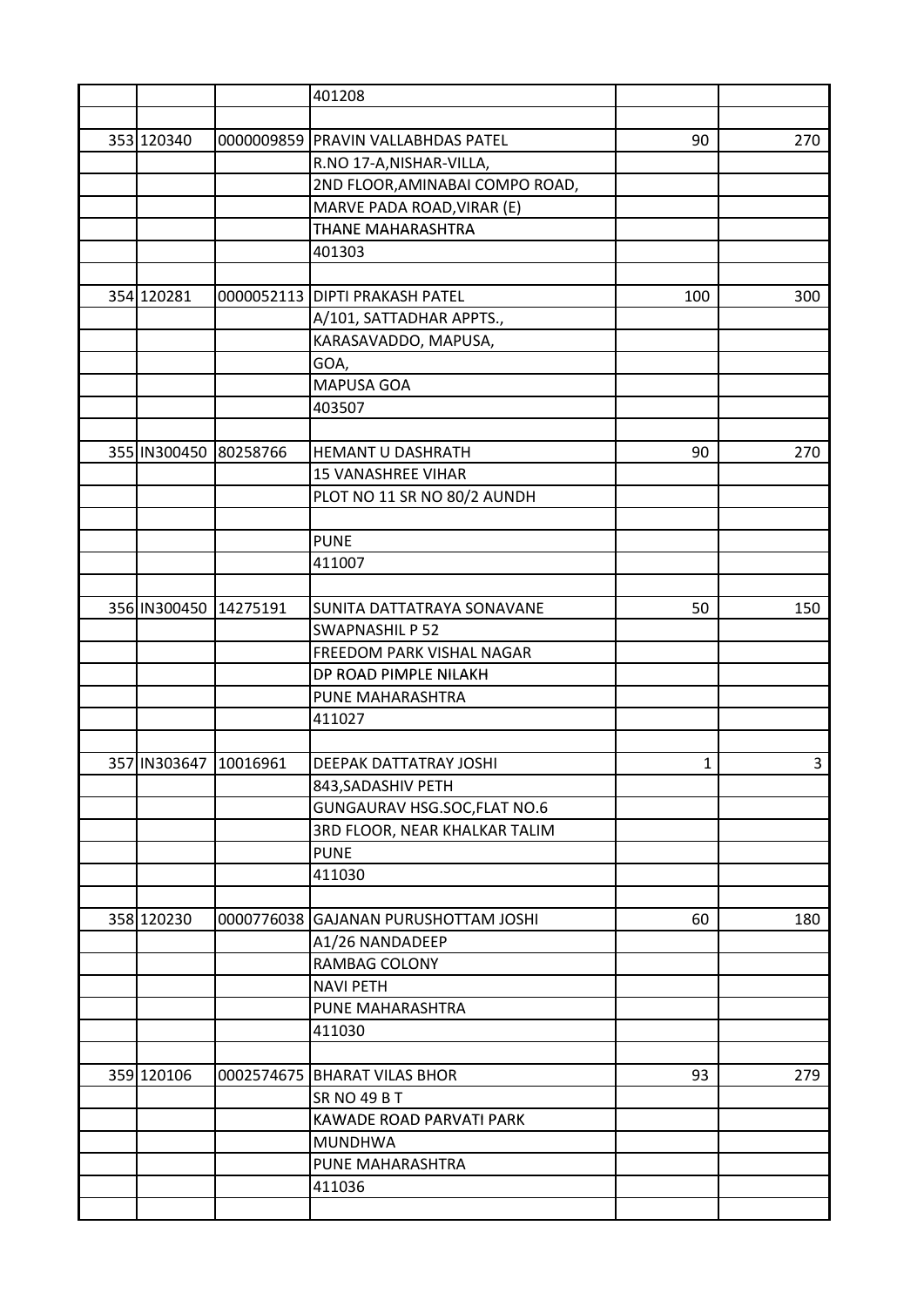| | | | | | |
|---|---|---|---|---|---|
| | | | 401208 | | |
| | | | | | |
| 353 | 120340 | 0000009859 | PRAVIN VALLABHDAS PATEL | 90 | 270 |
| | | | R.NO 17-A,NISHAR-VILLA, | | |
| | | | 2ND FLOOR,AMINABAI COMPO ROAD, | | |
| | | | MARVE PADA ROAD,VIRAR (E) | | |
| | | | THANE MAHARASHTRA | | |
| | | | 401303 | | |
| | | | | | |
| 354 | 120281 | 0000052113 | DIPTI PRAKASH PATEL | 100 | 300 |
| | | | A/101, SATTADHAR APPTS., | | |
| | | | KARASAVADDO, MAPUSA, | | |
| | | | GOA, | | |
| | | | MAPUSA GOA | | |
| | | | 403507 | | |
| | | | | | |
| 355 | IN300450 | 80258766 | HEMANT U DASHRATH | 90 | 270 |
| | | | 15 VANASHREE VIHAR | | |
| | | | PLOT NO 11 SR NO 80/2 AUNDH | | |
| | | | | | |
| | | | PUNE | | |
| | | | 411007 | | |
| | | | | | |
| 356 | IN300450 | 14275191 | SUNITA DATTATRAYA SONAVANE | 50 | 150 |
| | | | SWAPNASHIL P 52 | | |
| | | | FREEDOM PARK VISHAL NAGAR | | |
| | | | DP ROAD PIMPLE NILAKH | | |
| | | | PUNE MAHARASHTRA | | |
| | | | 411027 | | |
| | | | | | |
| 357 | IN303647 | 10016961 | DEEPAK DATTATRAY JOSHI | 1 | 3 |
| | | | 843,SADASHIV PETH | | |
| | | | GUNGAURAV HSG.SOC,FLAT NO.6 | | |
| | | | 3RD FLOOR, NEAR KHALKAR TALIM | | |
| | | | PUNE | | |
| | | | 411030 | | |
| | | | | | |
| 358 | 120230 | 0000776038 | GAJANAN PURUSHOTTAM JOSHI | 60 | 180 |
| | | | A1/26 NANDADEEP | | |
| | | | RAMBAG COLONY | | |
| | | | NAVI PETH | | |
| | | | PUNE MAHARASHTRA | | |
| | | | 411030 | | |
| | | | | | |
| 359 | 120106 | 0002574675 | BHARAT VILAS BHOR | 93 | 279 |
| | | | SR NO 49 B T | | |
| | | | KAWADE ROAD PARVATI PARK | | |
| | | | MUNDHWA | | |
| | | | PUNE MAHARASHTRA | | |
| | | | 411036 | | |
| | | | | | |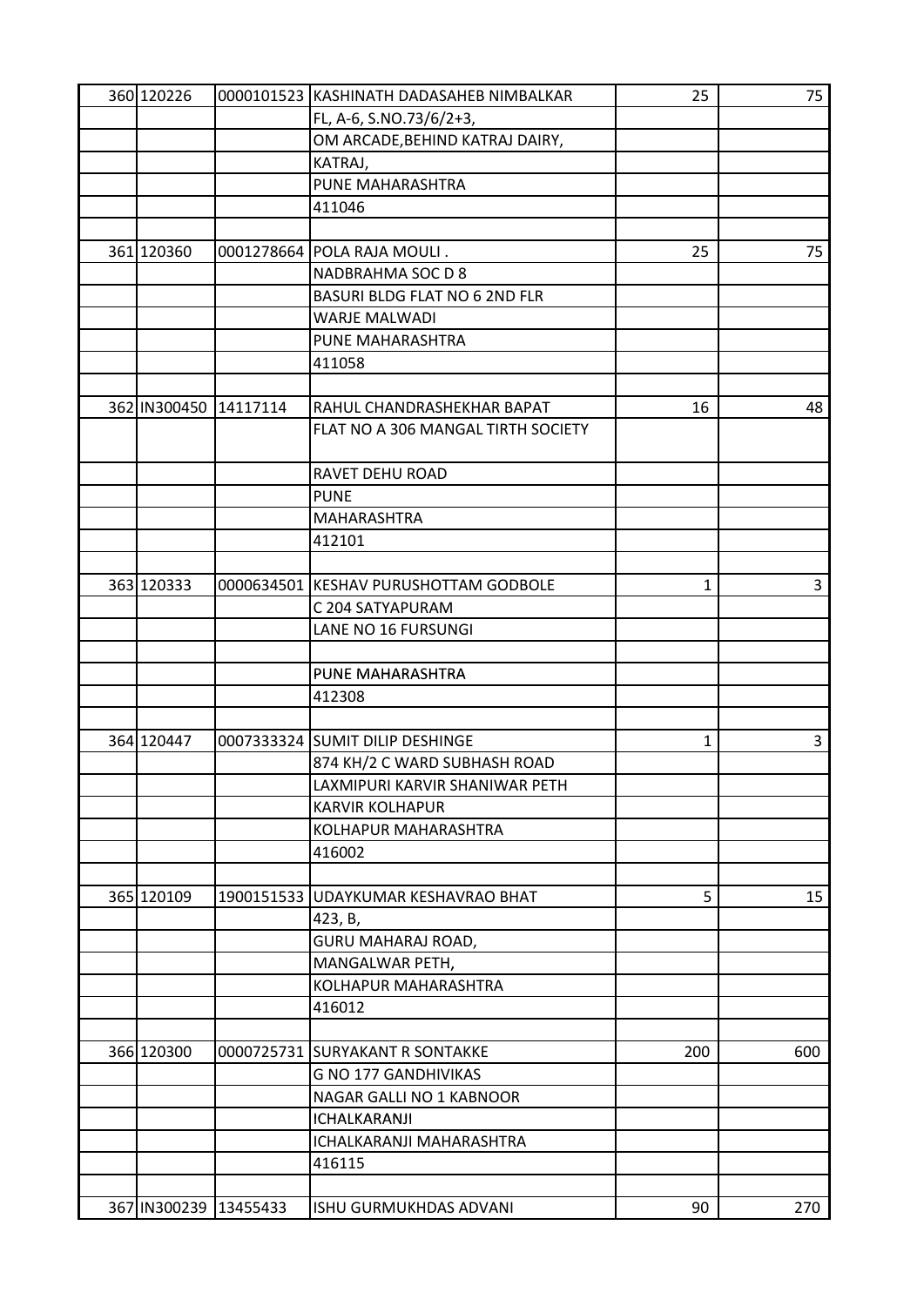| | | | | | |
|---|---|---|---|---|---|
| 360 | 120226 | 0000101523 | KASHINATH DADASAHEB NIMBALKAR | 25 | 75 |
| | | | FL, A-6, S.NO.73/6/2+3, | | |
| | | | OM ARCADE,BEHIND KATRAJ DAIRY, | | |
| | | | KATRAJ, | | |
| | | | PUNE MAHARASHTRA | | |
| | | | 411046 | | |
| | | | | | |
| 361 | 120360 | 0001278664 | POLA RAJA MOULI . | 25 | 75 |
| | | | NADBRAHMA SOC D 8 | | |
| | | | BASURI BLDG FLAT NO 6 2ND FLR | | |
| | | | WARJE MALWADI | | |
| | | | PUNE MAHARASHTRA | | |
| | | | 411058 | | |
| | | | | | |
| 362 | IN300450 | 14117114 | RAHUL CHANDRASHEKHAR BAPAT | 16 | 48 |
| | | | FLAT NO A 306 MANGAL TIRTH SOCIETY | | |
| | | | RAVET DEHU ROAD | | |
| | | | PUNE | | |
| | | | MAHARASHTRA | | |
| | | | 412101 | | |
| | | | | | |
| 363 | 120333 | 0000634501 | KESHAV PURUSHOTTAM GODBOLE | 1 | 3 |
| | | | C 204 SATYAPURAM | | |
| | | | LANE NO 16 FURSUNGI | | |
| | | | | | |
| | | | PUNE MAHARASHTRA | | |
| | | | 412308 | | |
| | | | | | |
| 364 | 120447 | 0007333324 | SUMIT DILIP DESHINGE | 1 | 3 |
| | | | 874 KH/2 C WARD SUBHASH ROAD | | |
| | | | LAXMIPURI KARVIR SHANIWAR PETH | | |
| | | | KARVIR KOLHAPUR | | |
| | | | KOLHAPUR MAHARASHTRA | | |
| | | | 416002 | | |
| | | | | | |
| 365 | 120109 | 1900151533 | UDAYKUMAR KESHAVRAO BHAT | 5 | 15 |
| | | | 423, B, | | |
| | | | GURU MAHARAJ ROAD, | | |
| | | | MANGALWAR PETH, | | |
| | | | KOLHAPUR MAHARASHTRA | | |
| | | | 416012 | | |
| | | | | | |
| 366 | 120300 | 0000725731 | SURYAKANT R SONTAKKE | 200 | 600 |
| | | | G NO 177 GANDHIVIKAS | | |
| | | | NAGAR GALLI NO 1 KABNOOR | | |
| | | | ICHALKARANJI | | |
| | | | ICHALKARANJI MAHARASHTRA | | |
| | | | 416115 | | |
| | | | | | |
| 367 | IN300239 | 13455433 | ISHU GURMUKHDAS ADVANI | 90 | 270 |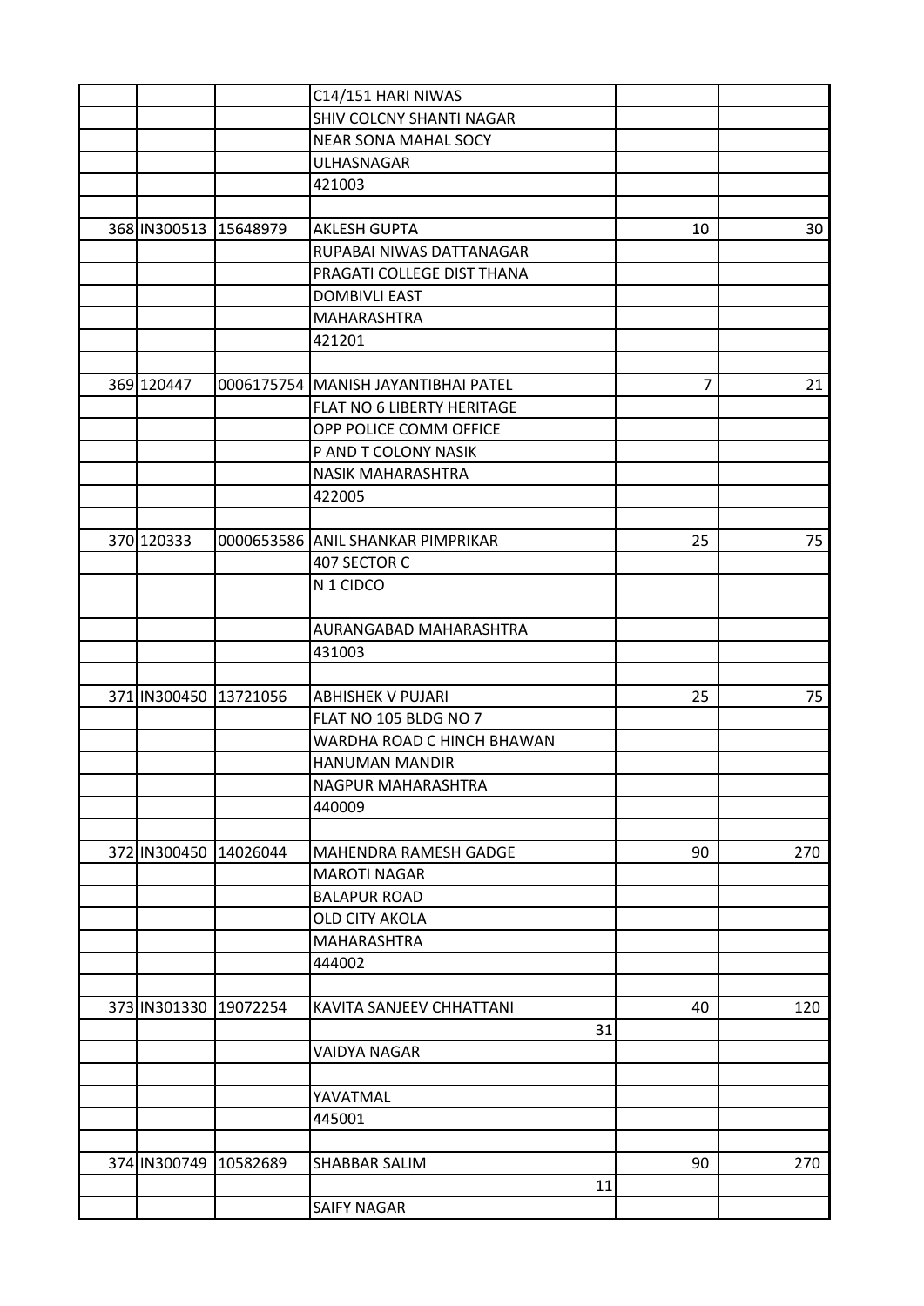| | | | | | |
|---|---|---|---|---|---|
| | | | C14/151 HARI NIWAS | | |
| | | | SHIV COLCNY SHANTI NAGAR | | |
| | | | NEAR SONA MAHAL SOCY | | |
| | | | ULHASNAGAR | | |
| | | | 421003 | | |
| | | | | | |
| 368 | IN300513 | 15648979 | AKLESH GUPTA | 10 | 30 |
| | | | RUPABAI NIWAS DATTANAGAR | | |
| | | | PRAGATI COLLEGE DIST THANA | | |
| | | | DOMBIVLI EAST | | |
| | | | MAHARASHTRA | | |
| | | | 421201 | | |
| | | | | | |
| 369 | 120447 | 0006175754 | MANISH JAYANTIBHAI PATEL | 7 | 21 |
| | | | FLAT NO 6 LIBERTY HERITAGE | | |
| | | | OPP POLICE COMM OFFICE | | |
| | | | P AND T COLONY NASIK | | |
| | | | NASIK MAHARASHTRA | | |
| | | | 422005 | | |
| | | | | | |
| 370 | 120333 | 0000653586 | ANIL SHANKAR PIMPRIKAR | 25 | 75 |
| | | | 407 SECTOR C | | |
| | | | N 1 CIDCO | | |
| | | | | | |
| | | | AURANGABAD MAHARASHTRA | | |
| | | | 431003 | | |
| | | | | | |
| 371 | IN300450 | 13721056 | ABHISHEK V PUJARI | 25 | 75 |
| | | | FLAT NO 105 BLDG NO 7 | | |
| | | | WARDHA ROAD C HINCH BHAWAN | | |
| | | | HANUMAN MANDIR | | |
| | | | NAGPUR MAHARASHTRA | | |
| | | | 440009 | | |
| | | | | | |
| 372 | IN300450 | 14026044 | MAHENDRA RAMESH GADGE | 90 | 270 |
| | | | MAROTI NAGAR | | |
| | | | BALAPUR ROAD | | |
| | | | OLD CITY AKOLA | | |
| | | | MAHARASHTRA | | |
| | | | 444002 | | |
| | | | | | |
| 373 | IN301330 | 19072254 | KAVITA SANJEEV CHHATTANI | 40 | 120 |
| | | | 31 | | |
| | | | VAIDYA NAGAR | | |
| | | | | | |
| | | | YAVATMAL | | |
| | | | 445001 | | |
| | | | | | |
| 374 | IN300749 | 10582689 | SHABBAR SALIM | 90 | 270 |
| | | | 11 | | |
| | | | SAIFY NAGAR | | |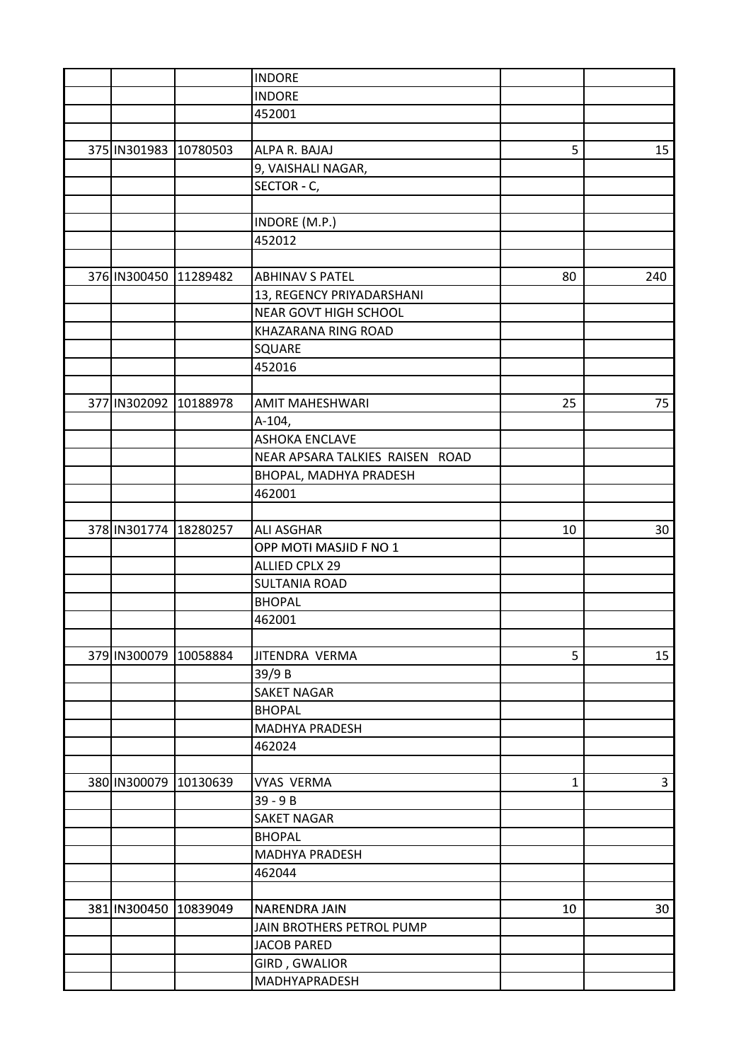| | | | | | |
|---|---|---|---|---|---|
| | | | INDORE | | |
| | | | INDORE | | |
| | | | 452001 | | |
| | | | | | |
| 375 | IN301983 | 10780503 | ALPA R. BAJAJ | 5 | 15 |
| | | | 9, VAISHALI NAGAR, | | |
| | | | SECTOR - C, | | |
| | | | | | |
| | | | INDORE (M.P.) | | |
| | | | 452012 | | |
| | | | | | |
| 376 | IN300450 | 11289482 | ABHINAV S PATEL | 80 | 240 |
| | | | 13, REGENCY PRIYADARSHANI | | |
| | | | NEAR GOVT HIGH SCHOOL | | |
| | | | KHAZARANA RING ROAD | | |
| | | | SQUARE | | |
| | | | 452016 | | |
| | | | | | |
| 377 | IN302092 | 10188978 | AMIT MAHESHWARI | 25 | 75 |
| | | | A-104, | | |
| | | | ASHOKA ENCLAVE | | |
| | | | NEAR APSARA TALKIES RAISEN ROAD | | |
| | | | BHOPAL, MADHYA PRADESH | | |
| | | | 462001 | | |
| | | | | | |
| 378 | IN301774 | 18280257 | ALI ASGHAR | 10 | 30 |
| | | | OPP MOTI MASJID F NO 1 | | |
| | | | ALLIED CPLX 29 | | |
| | | | SULTANIA ROAD | | |
| | | | BHOPAL | | |
| | | | 462001 | | |
| | | | | | |
| 379 | IN300079 | 10058884 | JITENDRA VERMA | 5 | 15 |
| | | | 39/9 B | | |
| | | | SAKET NAGAR | | |
| | | | BHOPAL | | |
| | | | MADHYA PRADESH | | |
| | | | 462024 | | |
| | | | | | |
| 380 | IN300079 | 10130639 | VYAS VERMA | 1 | 3 |
| | | | 39 - 9 B | | |
| | | | SAKET NAGAR | | |
| | | | BHOPAL | | |
| | | | MADHYA PRADESH | | |
| | | | 462044 | | |
| | | | | | |
| 381 | IN300450 | 10839049 | NARENDRA JAIN | 10 | 30 |
| | | | JAIN BROTHERS PETROL PUMP | | |
| | | | JACOB PARED | | |
| | | | GIRD , GWALIOR | | |
| | | | MADHYAPRADESH | | |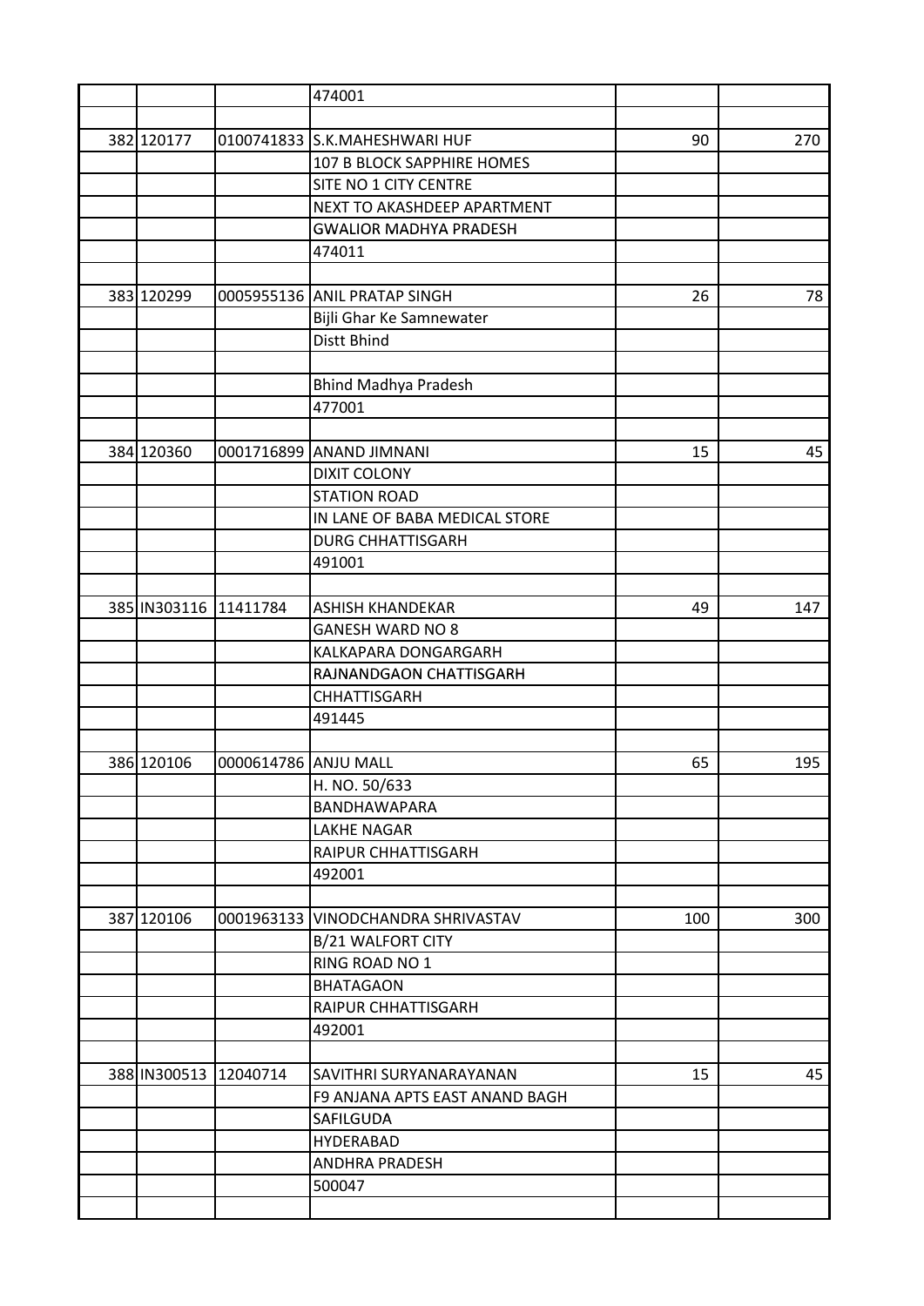| | | | | | |
|---|---|---|---|---|---|
| | | | 474001 | | |
| | | | | | |
| 382 | 120177 | 0100741833 | S.K.MAHESHWARI HUF | 90 | 270 |
| | | | 107 B BLOCK SAPPHIRE HOMES | | |
| | | | SITE NO 1 CITY CENTRE | | |
| | | | NEXT TO AKASHDEEP APARTMENT | | |
| | | | GWALIOR MADHYA PRADESH | | |
| | | | 474011 | | |
| | | | | | |
| 383 | 120299 | 0005955136 | ANIL PRATAP SINGH | 26 | 78 |
| | | | Bijli Ghar Ke Samnewater | | |
| | | | Distt Bhind | | |
| | | | | | |
| | | | Bhind Madhya Pradesh | | |
| | | | 477001 | | |
| | | | | | |
| 384 | 120360 | 0001716899 | ANAND JIMNANI | 15 | 45 |
| | | | DIXIT COLONY | | |
| | | | STATION ROAD | | |
| | | | IN LANE OF BABA MEDICAL STORE | | |
| | | | DURG CHHATTISGARH | | |
| | | | 491001 | | |
| | | | | | |
| 385 | IN303116 | 11411784 | ASHISH KHANDEKAR | 49 | 147 |
| | | | GANESH WARD NO 8 | | |
| | | | KALKAPARA DONGARGARH | | |
| | | | RAJNANDGAON CHATTISGARH | | |
| | | | CHHATTISGARH | | |
| | | | 491445 | | |
| | | | | | |
| 386 | 120106 | 0000614786 | ANJU MALL | 65 | 195 |
| | | | H. NO. 50/633 | | |
| | | | BANDHAWAPARA | | |
| | | | LAKHE NAGAR | | |
| | | | RAIPUR CHHATTISGARH | | |
| | | | 492001 | | |
| | | | | | |
| 387 | 120106 | 0001963133 | VINODCHANDRA SHRIVASTAV | 100 | 300 |
| | | | B/21 WALFORT CITY | | |
| | | | RING ROAD NO 1 | | |
| | | | BHATAGAON | | |
| | | | RAIPUR CHHATTISGARH | | |
| | | | 492001 | | |
| | | | | | |
| 388 | IN300513 | 12040714 | SAVITHRI SURYANARAYANAN | 15 | 45 |
| | | | F9 ANJANA APTS EAST ANAND BAGH | | |
| | | | SAFILGUDA | | |
| | | | HYDERABAD | | |
| | | | ANDHRA PRADESH | | |
| | | | 500047 | | |
| | | | | | |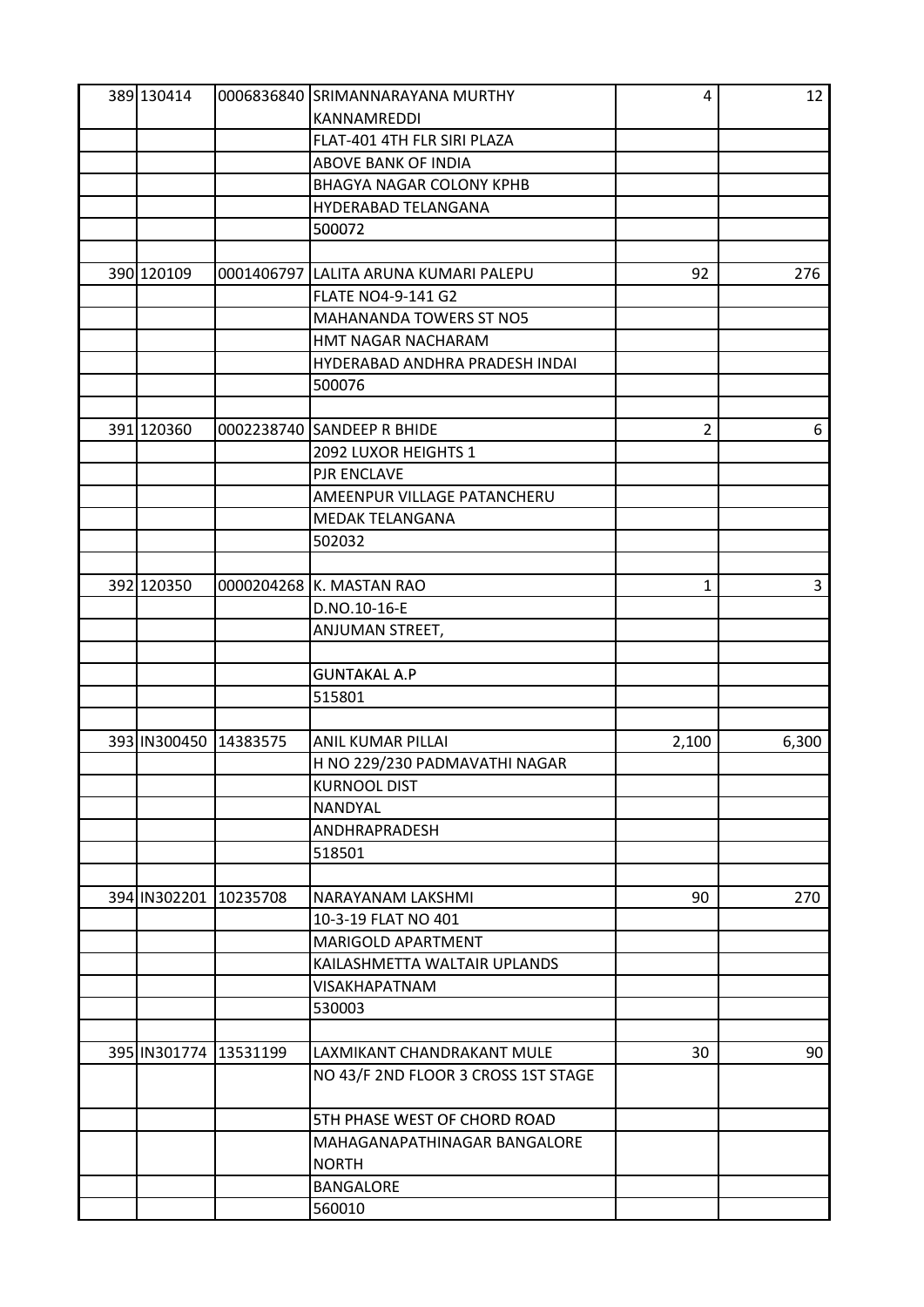| | | | | | |
|---|---|---|---|---|---|
| 389 | 130414 | 0006836840 | SRIMANNARAYANA MURTHY KANNAMREDDI | 4 | 12 |
| | | | FLAT-401 4TH FLR SIRI PLAZA | | |
| | | | ABOVE BANK OF INDIA | | |
| | | | BHAGYA NAGAR COLONY KPHB | | |
| | | | HYDERABAD TELANGANA | | |
| | | | 500072 | | |
| | | | | | |
| 390 | 120109 | 0001406797 | LALITA ARUNA KUMARI PALEPU | 92 | 276 |
| | | | FLATE NO4-9-141 G2 | | |
| | | | MAHANANDA TOWERS ST NO5 | | |
| | | | HMT NAGAR NACHARAM | | |
| | | | HYDERABAD ANDHRA PRADESH INDAI | | |
| | | | 500076 | | |
| | | | | | |
| 391 | 120360 | 0002238740 | SANDEEP R BHIDE | 2 | 6 |
| | | | 2092 LUXOR HEIGHTS 1 | | |
| | | | PJR ENCLAVE | | |
| | | | AMEENPUR VILLAGE PATANCHERU | | |
| | | | MEDAK TELANGANA | | |
| | | | 502032 | | |
| | | | | | |
| 392 | 120350 | 0000204268 | K. MASTAN RAO | 1 | 3 |
| | | | D.NO.10-16-E | | |
| | | | ANJUMAN STREET, | | |
| | | | | | |
| | | | GUNTAKAL A.P | | |
| | | | 515801 | | |
| | | | | | |
| 393 | IN300450 | 14383575 | ANIL KUMAR PILLAI | 2,100 | 6,300 |
| | | | H NO 229/230 PADMAVATHI NAGAR | | |
| | | | KURNOOL DIST | | |
| | | | NANDYAL | | |
| | | | ANDHRAPRADESH | | |
| | | | 518501 | | |
| | | | | | |
| 394 | IN302201 | 10235708 | NARAYANAM LAKSHMI | 90 | 270 |
| | | | 10-3-19 FLAT NO 401 | | |
| | | | MARIGOLD APARTMENT | | |
| | | | KAILASHMETTA WALTAIR UPLANDS | | |
| | | | VISAKHAPATNAM | | |
| | | | 530003 | | |
| | | | | | |
| 395 | IN301774 | 13531199 | LAXMIKANT CHANDRAKANT MULE | 30 | 90 |
| | | | NO 43/F 2ND FLOOR 3 CROSS 1ST STAGE | | |
| | | | 5TH PHASE WEST OF CHORD ROAD | | |
| | | | MAHAGANAPATHINAGAR BANGALORE NORTH | | |
| | | | BANGALORE | | |
| | | | 560010 | | |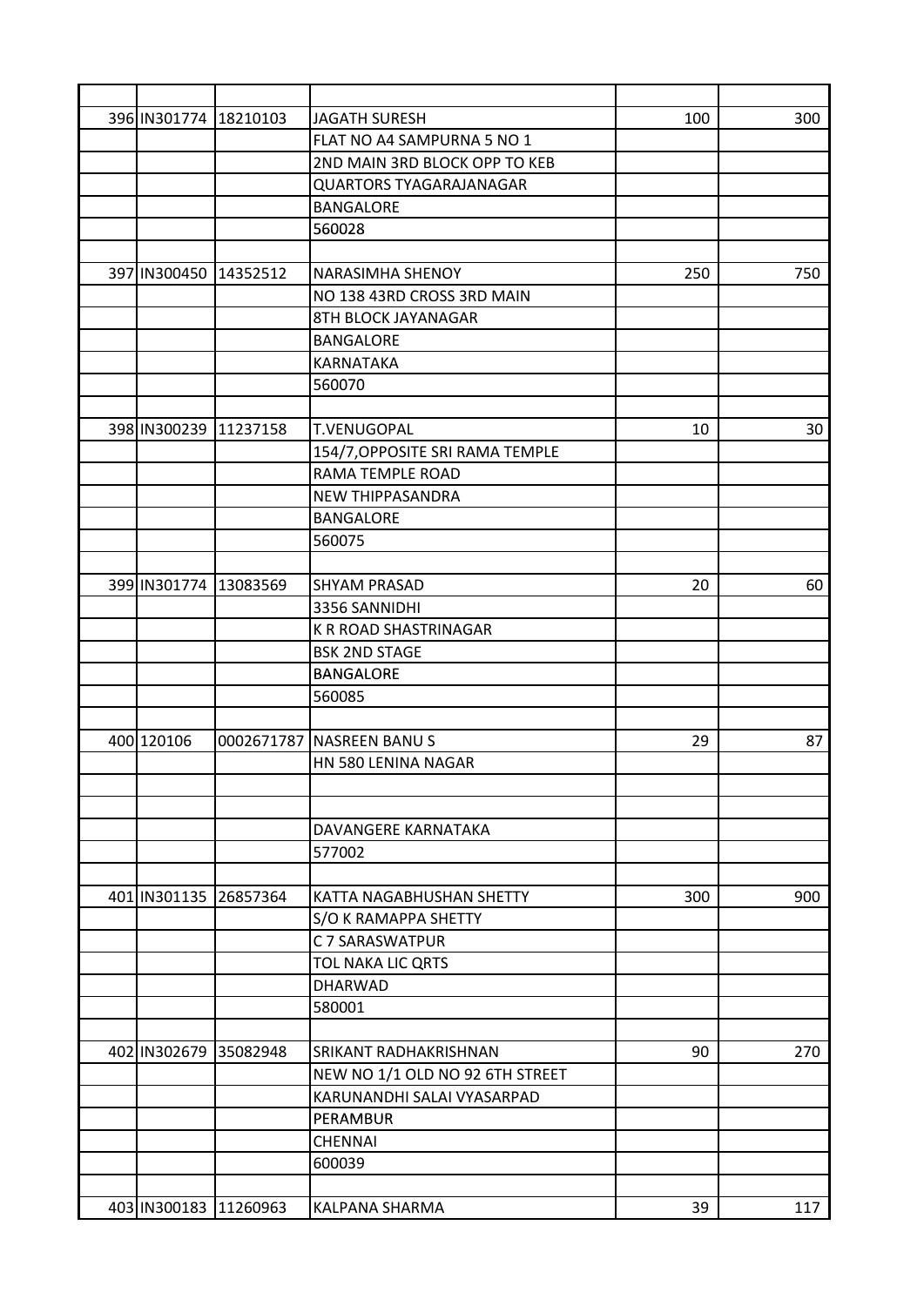| | | | | | |
|---|---|---|---|---|---|
| | | | | | |
| 396 | IN301774 | 18210103 | JAGATH SURESH | 100 | 300 |
| | | | FLAT NO A4 SAMPURNA 5 NO 1 | | |
| | | | 2ND MAIN 3RD BLOCK OPP TO KEB | | |
| | | | QUARTORS TYAGARAJANAGAR | | |
| | | | BANGALORE | | |
| | | | 560028 | | |
| | | | | | |
| 397 | IN300450 | 14352512 | NARASIMHA SHENOY | 250 | 750 |
| | | | NO 138 43RD CROSS 3RD MAIN | | |
| | | | 8TH BLOCK JAYANAGAR | | |
| | | | BANGALORE | | |
| | | | KARNATAKA | | |
| | | | 560070 | | |
| | | | | | |
| 398 | IN300239 | 11237158 | T.VENUGOPAL | 10 | 30 |
| | | | 154/7,OPPOSITE SRI RAMA TEMPLE | | |
| | | | RAMA TEMPLE ROAD | | |
| | | | NEW THIPPASANDRA | | |
| | | | BANGALORE | | |
| | | | 560075 | | |
| | | | | | |
| 399 | IN301774 | 13083569 | SHYAM PRASAD | 20 | 60 |
| | | | 3356 SANNIDHI | | |
| | | | K R ROAD SHASTRINAGAR | | |
| | | | BSK 2ND STAGE | | |
| | | | BANGALORE | | |
| | | | 560085 | | |
| | | | | | |
| 400 | 120106 | 0002671787 | NASREEN BANU S | 29 | 87 |
| | | | HN 580 LENINA NAGAR | | |
| | | | | | |
| | | | | | |
| | | | DAVANGERE KARNATAKA | | |
| | | | 577002 | | |
| | | | | | |
| 401 | IN301135 | 26857364 | KATTA NAGABHUSHAN SHETTY | 300 | 900 |
| | | | S/O K RAMAPPA SHETTY | | |
| | | | C 7 SARASWATPUR | | |
| | | | TOL NAKA LIC QRTS | | |
| | | | DHARWAD | | |
| | | | 580001 | | |
| | | | | | |
| 402 | IN302679 | 35082948 | SRIKANT RADHAKRISHNAN | 90 | 270 |
| | | | NEW NO 1/1 OLD NO 92 6TH STREET | | |
| | | | KARUNANDHI SALAI VYASARPAD | | |
| | | | PERAMBUR | | |
| | | | CHENNAI | | |
| | | | 600039 | | |
| | | | | | |
| 403 | IN300183 | 11260963 | KALPANA SHARMA | 39 | 117 |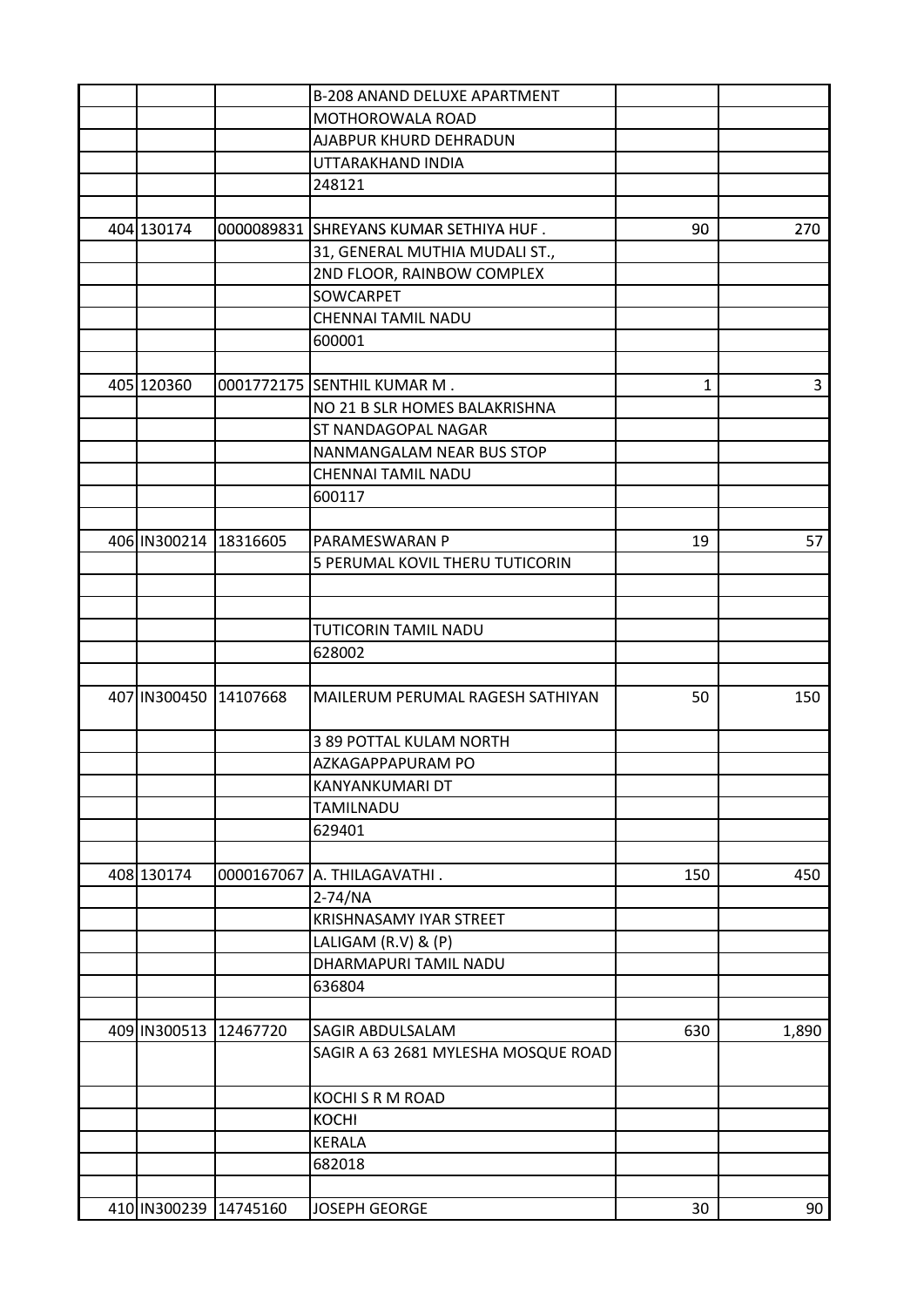| | | | | | |
|---|---|---|---|---|---|
| | | | B-208 ANAND DELUXE APARTMENT | | |
| | | | MOTHOROWALA ROAD | | |
| | | | AJABPUR KHURD DEHRADUN | | |
| | | | UTTARAKHAND INDIA | | |
| | | | 248121 | | |
| | | | | | |
| 404 | 130174 | 0000089831 | SHREYANS KUMAR SETHIYA HUF . | 90 | 270 |
| | | | 31, GENERAL MUTHIA MUDALI ST., | | |
| | | | 2ND FLOOR, RAINBOW COMPLEX | | |
| | | | SOWCARPET | | |
| | | | CHENNAI TAMIL NADU | | |
| | | | 600001 | | |
| | | | | | |
| 405 | 120360 | 0001772175 | SENTHIL KUMAR M . | 1 | 3 |
| | | | NO 21 B SLR HOMES BALAKRISHNA | | |
| | | | ST NANDAGOPAL NAGAR | | |
| | | | NANMANGALAM NEAR BUS STOP | | |
| | | | CHENNAI TAMIL NADU | | |
| | | | 600117 | | |
| | | | | | |
| 406 | IN300214 | 18316605 | PARAMESWARAN P | 19 | 57 |
| | | | 5 PERUMAL KOVIL THERU TUTICORIN | | |
| | | | | | |
| | | | | | |
| | | | TUTICORIN TAMIL NADU | | |
| | | | 628002 | | |
| | | | | | |
| 407 | IN300450 | 14107668 | MAILERUM PERUMAL RAGESH SATHIYAN | 50 | 150 |
| | | | 3 89 POTTAL KULAM NORTH | | |
| | | | AZKAGAPPAPURAM PO | | |
| | | | KANYANKUMARI DT | | |
| | | | TAMILNADU | | |
| | | | 629401 | | |
| | | | | | |
| 408 | 130174 | 0000167067 | A. THILAGAVATHI . | 150 | 450 |
| | | | 2-74/NA | | |
| | | | KRISHNASAMY IYAR STREET | | |
| | | | LALIGAM (R.V) & (P) | | |
| | | | DHARMAPURI TAMIL NADU | | |
| | | | 636804 | | |
| | | | | | |
| 409 | IN300513 | 12467720 | SAGIR ABDULSALAM | 630 | 1,890 |
| | | | SAGIR A 63 2681 MYLESHA MOSQUE ROAD | | |
| | | | KOCHI S R M ROAD | | |
| | | | KOCHI | | |
| | | | KERALA | | |
| | | | 682018 | | |
| | | | | | |
| 410 | IN300239 | 14745160 | JOSEPH GEORGE | 30 | 90 |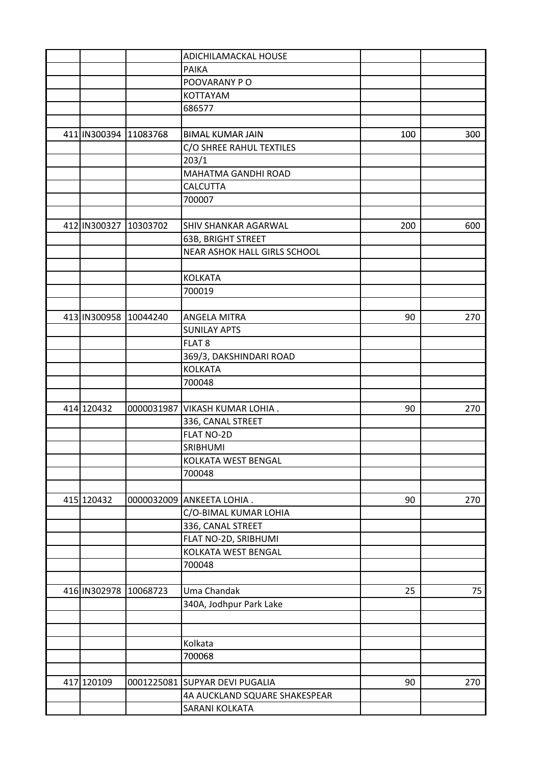| | | | | | |
|---|---|---|---|---|---|
| | | | ADICHILAMACKAL HOUSE | | |
| | | | PAIKA | | |
| | | | POOVARANY P O | | |
| | | | KOTTAYAM | | |
| | | | 686577 | | |
| | | | | | |
| 411 | IN300394 | 11083768 | BIMAL KUMAR JAIN | 100 | 300 |
| | | | C/O SHREE RAHUL TEXTILES | | |
| | | | 203/1 | | |
| | | | MAHATMA GANDHI ROAD | | |
| | | | CALCUTTA | | |
| | | | 700007 | | |
| | | | | | |
| 412 | IN300327 | 10303702 | SHIV SHANKAR AGARWAL | 200 | 600 |
| | | | 63B, BRIGHT STREET | | |
| | | | NEAR ASHOK HALL GIRLS SCHOOL | | |
| | | | | | |
| | | | KOLKATA | | |
| | | | 700019 | | |
| | | | | | |
| 413 | IN300958 | 10044240 | ANGELA MITRA | 90 | 270 |
| | | | SUNILAY APTS | | |
| | | | FLAT 8 | | |
| | | | 369/3, DAKSHINDARI ROAD | | |
| | | | KOLKATA | | |
| | | | 700048 | | |
| | | | | | |
| 414 | 120432 | 0000031987 | VIKASH KUMAR LOHIA . | 90 | 270 |
| | | | 336, CANAL STREET | | |
| | | | FLAT NO-2D | | |
| | | | SRIBHUMI | | |
| | | | KOLKATA WEST BENGAL | | |
| | | | 700048 | | |
| | | | | | |
| 415 | 120432 | 0000032009 | ANKEETA LOHIA . | 90 | 270 |
| | | | C/O-BIMAL KUMAR LOHIA | | |
| | | | 336, CANAL STREET | | |
| | | | FLAT NO-2D, SRIBHUMI | | |
| | | | KOLKATA WEST BENGAL | | |
| | | | 700048 | | |
| | | | | | |
| 416 | IN302978 | 10068723 | Uma Chandak | 25 | 75 |
| | | | 340A, Jodhpur Park Lake | | |
| | | | | | |
| | | | | | |
| | | | Kolkata | | |
| | | | 700068 | | |
| | | | | | |
| 417 | 120109 | 0001225081 | SUPYAR DEVI PUGALIA | 90 | 270 |
| | | | 4A AUCKLAND SQUARE SHAKESPEAR | | |
| | | | SARANI KOLKATA | | |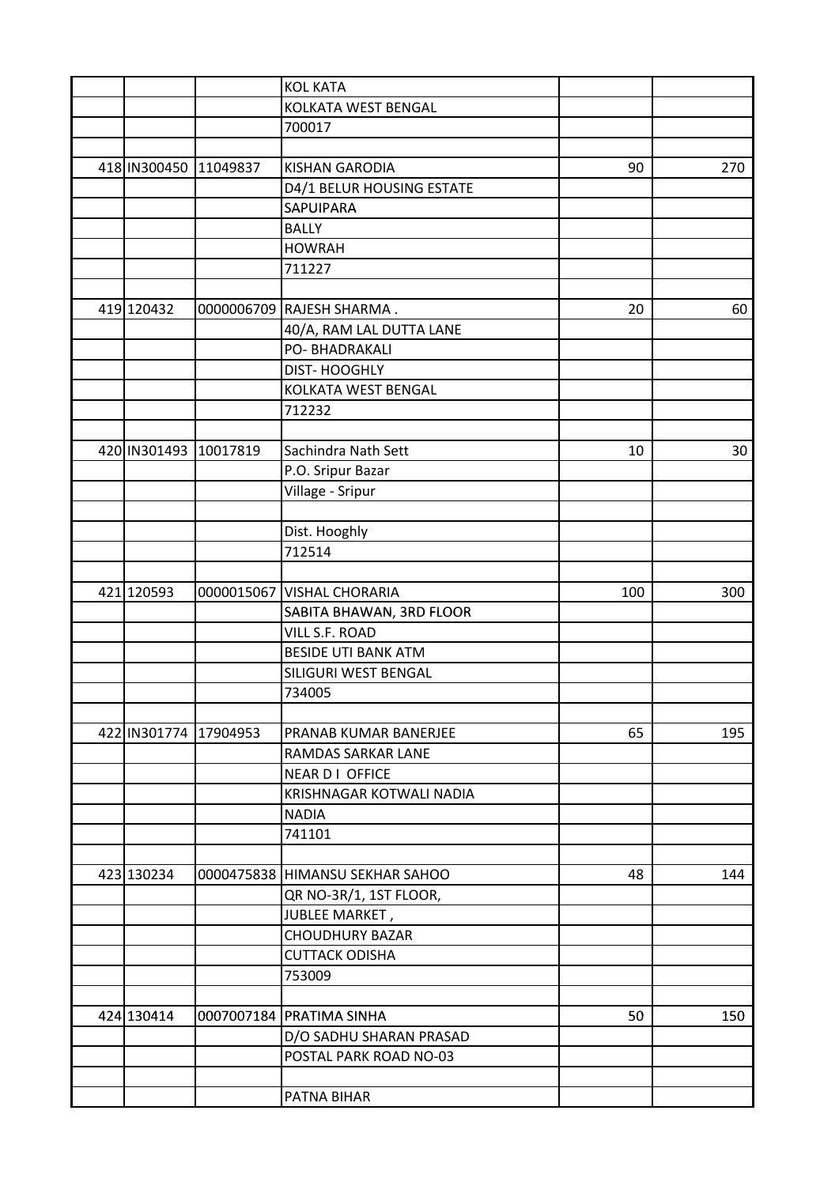| | | | | | |
|---|---|---|---|---|---|
| | | | KOL KATA | | |
| | | | KOLKATA WEST BENGAL | | |
| | | | 700017 | | |
| | | | | | |
| 418 | IN300450 | 11049837 | KISHAN GARODIA | 90 | 270 |
| | | | D4/1 BELUR HOUSING ESTATE | | |
| | | | SAPUIPARA | | |
| | | | BALLY | | |
| | | | HOWRAH | | |
| | | | 711227 | | |
| | | | | | |
| 419 | 120432 | 0000006709 | RAJESH SHARMA . | 20 | 60 |
| | | | 40/A, RAM LAL DUTTA LANE | | |
| | | | PO- BHADRAKALI | | |
| | | | DIST- HOOGHLY | | |
| | | | KOLKATA WEST BENGAL | | |
| | | | 712232 | | |
| | | | | | |
| 420 | IN301493 | 10017819 | Sachindra Nath Sett | 10 | 30 |
| | | | P.O. Sripur Bazar | | |
| | | | Village - Sripur | | |
| | | | | | |
| | | | Dist. Hooghly | | |
| | | | 712514 | | |
| | | | | | |
| 421 | 120593 | 0000015067 | VISHAL CHORARIA | 100 | 300 |
| | | | SABITA BHAWAN, 3RD FLOOR | | |
| | | | VILL S.F. ROAD | | |
| | | | BESIDE UTI BANK ATM | | |
| | | | SILIGURI WEST BENGAL | | |
| | | | 734005 | | |
| | | | | | |
| 422 | IN301774 | 17904953 | PRANAB KUMAR BANERJEE | 65 | 195 |
| | | | RAMDAS SARKAR LANE | | |
| | | | NEAR D I OFFICE | | |
| | | | KRISHNAGAR KOTWALI NADIA | | |
| | | | NADIA | | |
| | | | 741101 | | |
| | | | | | |
| 423 | 130234 | 0000475838 | HIMANSU SEKHAR SAHOO | 48 | 144 |
| | | | QR NO-3R/1, 1ST FLOOR, | | |
| | | | JUBLEE MARKET , | | |
| | | | CHOUDHURY BAZAR | | |
| | | | CUTTACK ODISHA | | |
| | | | 753009 | | |
| | | | | | |
| 424 | 130414 | 0007007184 | PRATIMA SINHA | 50 | 150 |
| | | | D/O SADHU SHARAN PRASAD | | |
| | | | POSTAL PARK ROAD NO-03 | | |
| | | | | | |
| | | | PATNA BIHAR | | |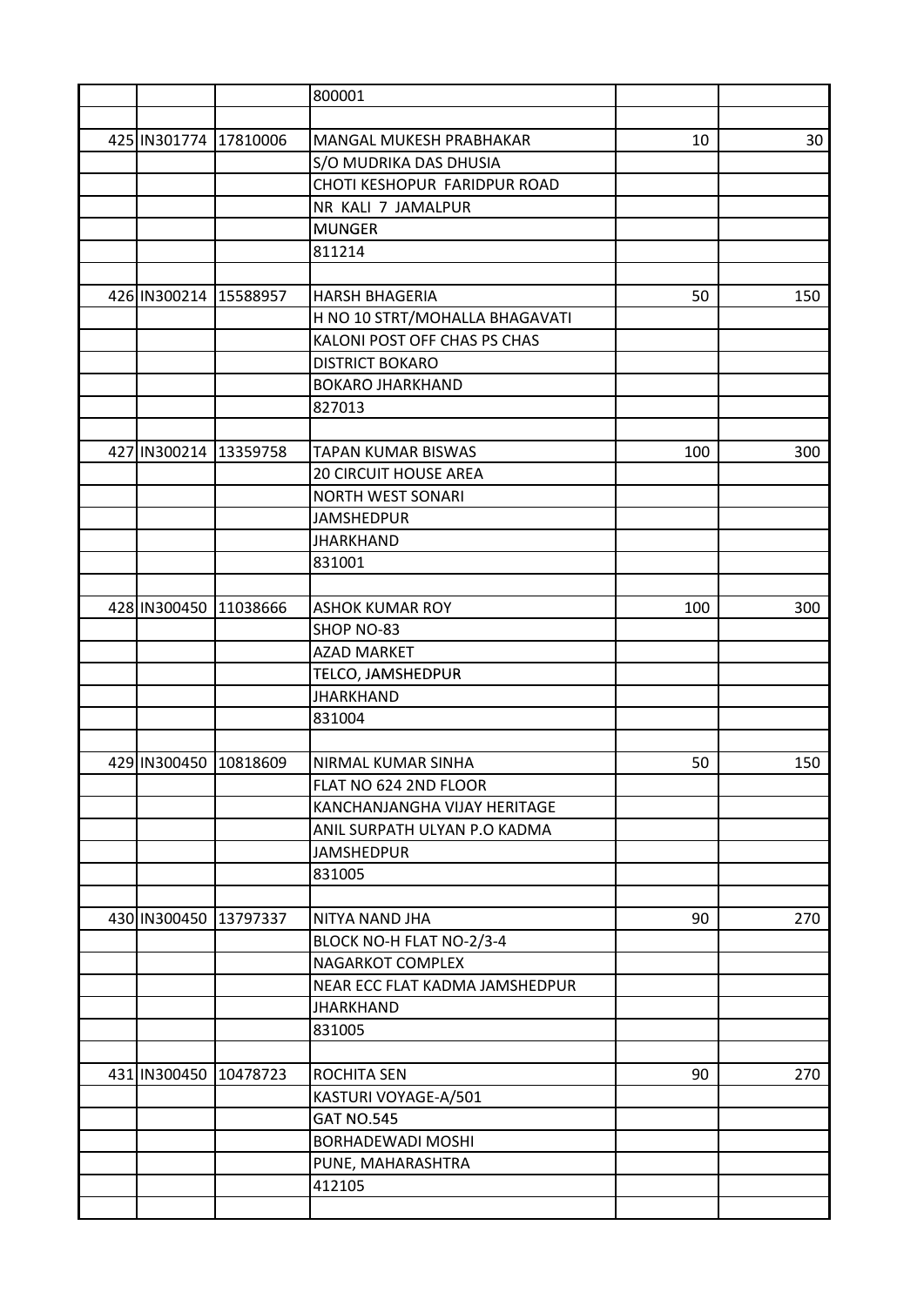| | | | | | |
|---|---|---|---|---|---|
| | | | 800001 | | |
| | | | | | |
| 425 | IN301774 | 17810006 | MANGAL MUKESH PRABHAKAR | 10 | 30 |
| | | | S/O MUDRIKA DAS DHUSIA | | |
| | | | CHOTI KESHOPUR FARIDPUR ROAD | | |
| | | | NR KALI 7 JAMALPUR | | |
| | | | MUNGER | | |
| | | | 811214 | | |
| | | | | | |
| 426 | IN300214 | 15588957 | HARSH BHAGERIA | 50 | 150 |
| | | | H NO 10 STRT/MOHALLA BHAGAVATI | | |
| | | | KALONI POST OFF CHAS PS CHAS | | |
| | | | DISTRICT BOKARO | | |
| | | | BOKARO JHARKHAND | | |
| | | | 827013 | | |
| | | | | | |
| 427 | IN300214 | 13359758 | TAPAN KUMAR BISWAS | 100 | 300 |
| | | | 20 CIRCUIT HOUSE AREA | | |
| | | | NORTH WEST SONARI | | |
| | | | JAMSHEDPUR | | |
| | | | JHARKHAND | | |
| | | | 831001 | | |
| | | | | | |
| 428 | IN300450 | 11038666 | ASHOK KUMAR ROY | 100 | 300 |
| | | | SHOP NO-83 | | |
| | | | AZAD MARKET | | |
| | | | TELCO, JAMSHEDPUR | | |
| | | | JHARKHAND | | |
| | | | 831004 | | |
| | | | | | |
| 429 | IN300450 | 10818609 | NIRMAL KUMAR SINHA | 50 | 150 |
| | | | FLAT NO 624 2ND FLOOR | | |
| | | | KANCHANJANGHA VIJAY HERITAGE | | |
| | | | ANIL SURPATH ULYAN P.O KADMA | | |
| | | | JAMSHEDPUR | | |
| | | | 831005 | | |
| | | | | | |
| 430 | IN300450 | 13797337 | NITYA NAND JHA | 90 | 270 |
| | | | BLOCK NO-H FLAT NO-2/3-4 | | |
| | | | NAGARKOT COMPLEX | | |
| | | | NEAR ECC FLAT KADMA JAMSHEDPUR | | |
| | | | JHARKHAND | | |
| | | | 831005 | | |
| | | | | | |
| 431 | IN300450 | 10478723 | ROCHITA SEN | 90 | 270 |
| | | | KASTURI VOYAGE-A/501 | | |
| | | | GAT NO.545 | | |
| | | | BORHADEWADI MOSHI | | |
| | | | PUNE, MAHARASHTRA | | |
| | | | 412105 | | |
| | | | | | |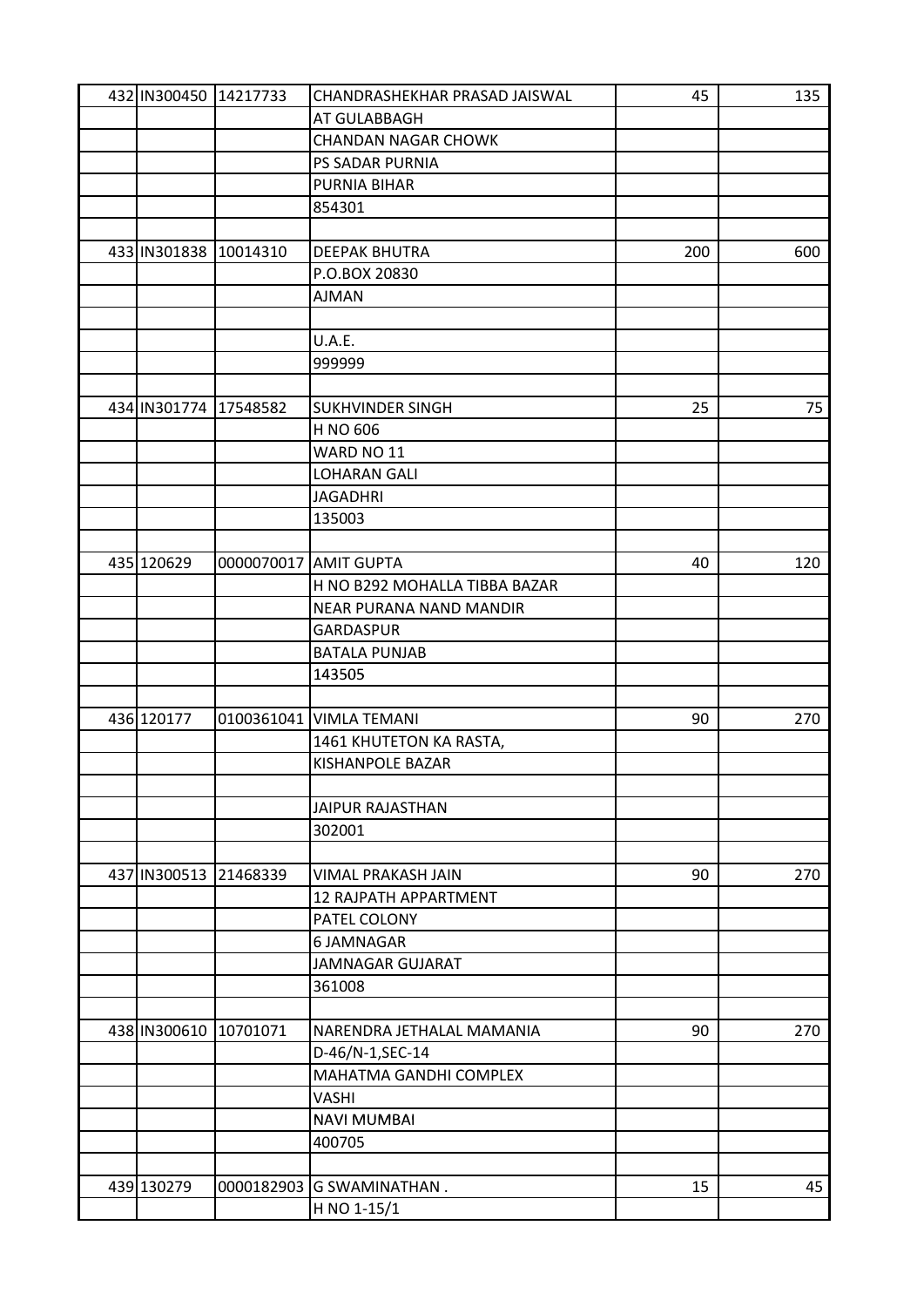| | | | | | |
|---|---|---|---|---|---|
| 432 | IN300450 | 14217733 | CHANDRASHEKHAR PRASAD JAISWAL | 45 | 135 |
| | | | AT GULABBAGH | | |
| | | | CHANDAN NAGAR CHOWK | | |
| | | | PS SADAR PURNIA | | |
| | | | PURNIA BIHAR | | |
| | | | 854301 | | |
| | | | | | |
| 433 | IN301838 | 10014310 | DEEPAK BHUTRA | 200 | 600 |
| | | | P.O.BOX 20830 | | |
| | | | AJMAN | | |
| | | | | | |
| | | | U.A.E. | | |
| | | | 999999 | | |
| | | | | | |
| 434 | IN301774 | 17548582 | SUKHVINDER SINGH | 25 | 75 |
| | | | H NO 606 | | |
| | | | WARD NO 11 | | |
| | | | LOHARAN GALI | | |
| | | | JAGADHRI | | |
| | | | 135003 | | |
| | | | | | |
| 435 | 120629 | 0000070017 | AMIT GUPTA | 40 | 120 |
| | | | H NO B292 MOHALLA TIBBA BAZAR | | |
| | | | NEAR PURANA NAND MANDIR | | |
| | | | GARDASPUR | | |
| | | | BATALA PUNJAB | | |
| | | | 143505 | | |
| | | | | | |
| 436 | 120177 | 0100361041 | VIMLA TEMANI | 90 | 270 |
| | | | 1461 KHUTETON KA RASTA, | | |
| | | | KISHANPOLE BAZAR | | |
| | | | | | |
| | | | JAIPUR RAJASTHAN | | |
| | | | 302001 | | |
| | | | | | |
| 437 | IN300513 | 21468339 | VIMAL PRAKASH JAIN | 90 | 270 |
| | | | 12 RAJPATH APPARTMENT | | |
| | | | PATEL COLONY | | |
| | | | 6 JAMNAGAR | | |
| | | | JAMNAGAR GUJARAT | | |
| | | | 361008 | | |
| | | | | | |
| 438 | IN300610 | 10701071 | NARENDRA JETHALAL MAMANIA | 90 | 270 |
| | | | D-46/N-1,SEC-14 | | |
| | | | MAHATMA GANDHI COMPLEX | | |
| | | | VASHI | | |
| | | | NAVI MUMBAI | | |
| | | | 400705 | | |
| | | | | | |
| 439 | 130279 | 0000182903 | G SWAMINATHAN . | 15 | 45 |
| | | | H NO 1-15/1 | | |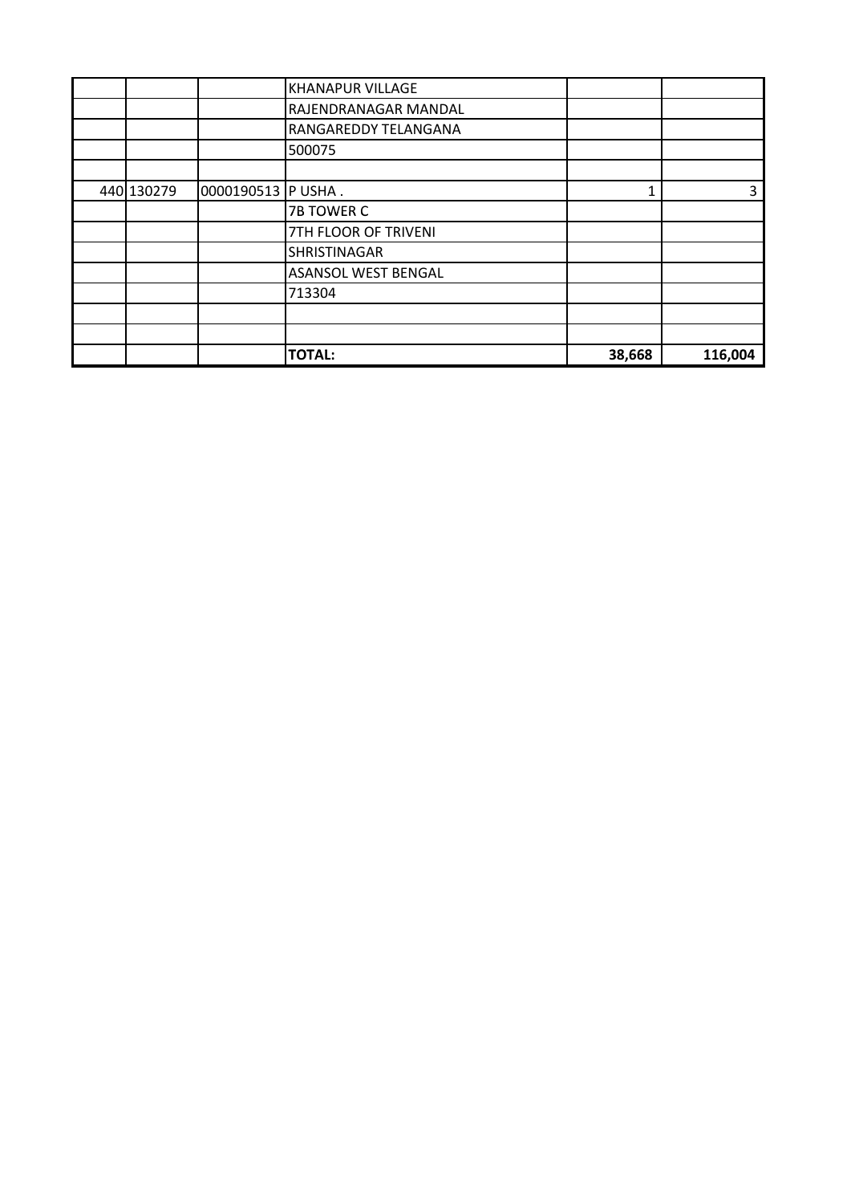| | | | | | |
|---|---|---|---|---|---|
| | | | KHANAPUR VILLAGE | | |
| | | | RAJENDRANAGAR MANDAL | | |
| | | | RANGAREDDY TELANGANA | | |
| | | | 500075 | | |
| | | | | | |
| 440 | 130279 | 0000190513 | P USHA . | 1 | 3 |
| | | | 7B TOWER C | | |
| | | | 7TH FLOOR OF TRIVENI | | |
| | | | SHRISTINAGAR | | |
| | | | ASANSOL WEST BENGAL | | |
| | | | 713304 | | |
| | | | | | |
| | | | | | |
| | | | **TOTAL:** | **38,668** | **116,004** |